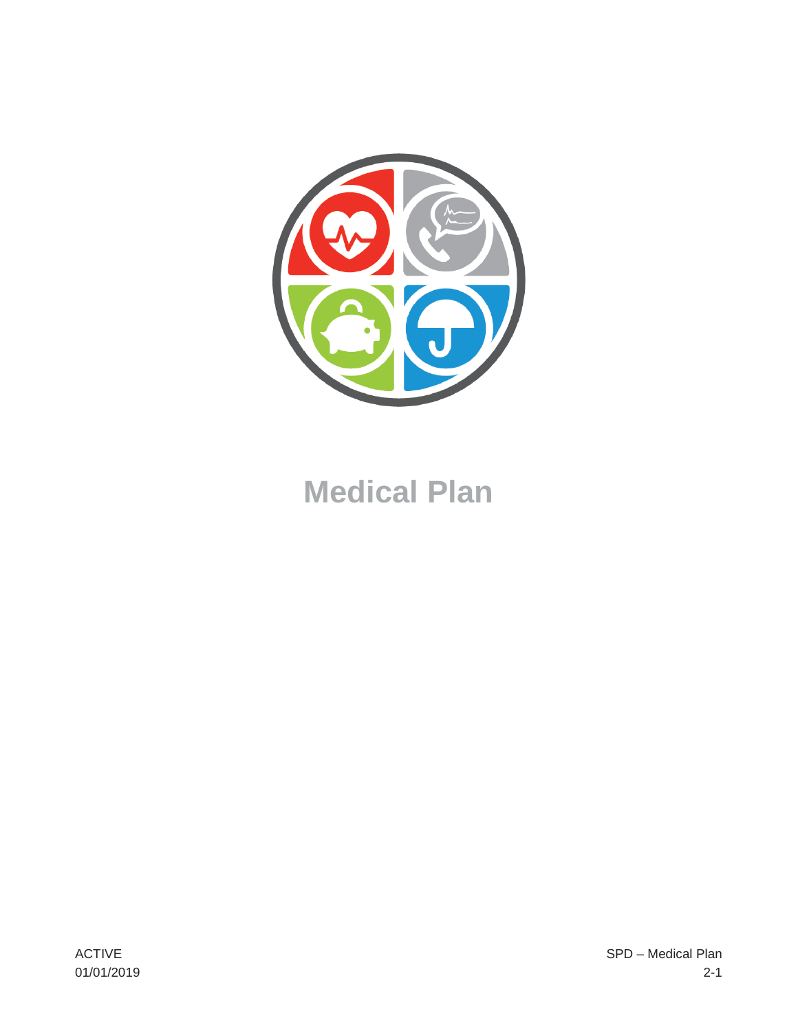# Medical Plan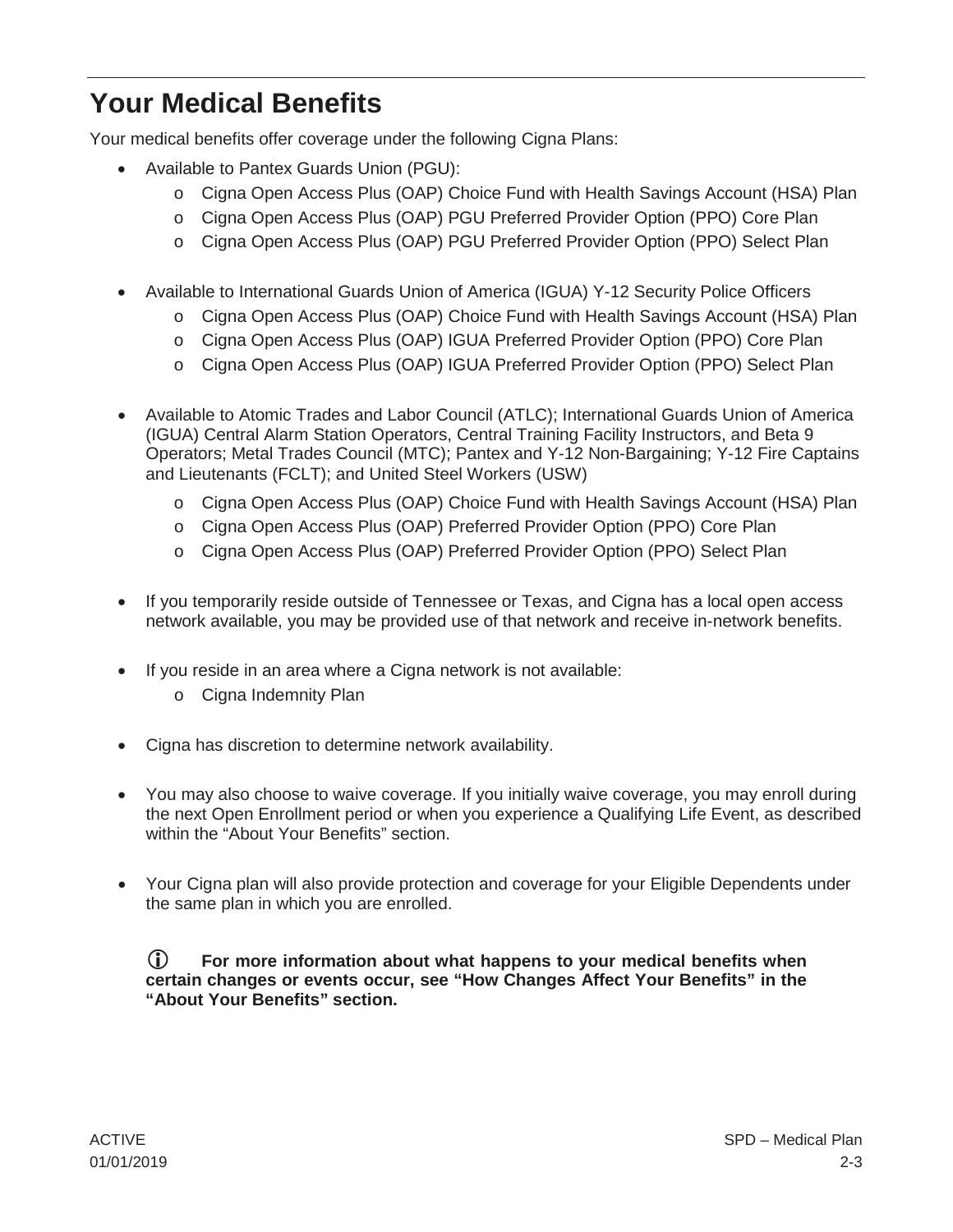# Your Medical Benefits

Your medical benefits offer coverage under the following Cigna Plans:

- Available to Pantex Guards Union (PGU):
    - Cigna Open Access Plus (OAP) Choice Fund with Health Savings Account (HSA) Plan
    - Cigna Open Access Plus (OAP) PGU Preferred Provider Option (PPO) Core Plan
    - Cigna Open Access Plus (OAP) PGU Preferred Provider Option (PPO) Select Plan

- Available to International Guards Union of America (IGUA) Y-12 Security Police Officers
    - Cigna Open Access Plus (OAP) Choice Fund with Health Savings Account (HSA) Plan
    - Cigna Open Access Plus (OAP) IGUA Preferred Provider Option (PPO) Core Plan
    - Cigna Open Access Plus (OAP) IGUA Preferred Provider Option (PPO) Select Plan

- Available to Atomic Trades and Labor Council (ATLC); International Guards Union of America (IGUA) Central Alarm Station Operators, Central Training Facility Instructors, and Beta 9 Operators; Metal Trades Council (MTC); Pantex and Y-12 Non-Bargaining; Y-12 Fire Captains and Lieutenants (FCLT); and United Steel Workers (USW)
    - Cigna Open Access Plus (OAP) Choice Fund with Health Savings Account (HSA) Plan
    - Cigna Open Access Plus (OAP) Preferred Provider Option (PPO) Core Plan
    - Cigna Open Access Plus (OAP) Preferred Provider Option (PPO) Select Plan

- If you temporarily reside outside of Tennessee or Texas, and Cigna has a local open access network available, you may be provided use of that network and receive in-network benefits.

- If you reside in an area where a Cigna network is not available:
    - Cigna Indemnity Plan

- Cigna has discretion to determine network availability.

- You may also choose to waive coverage. If you initially waive coverage, you may enroll during the next Open Enrollment period or when you experience a Qualifying Life Event, as described within the "About Your Benefits" section.

- Your Cigna plan will also provide protection and coverage for your Eligible Dependents under the same plan in which you are enrolled.

ⓘ **For more information about what happens to your medical benefits when certain changes or events occur, see "How Changes Affect Your Benefits" in the "About Your Benefits" section.**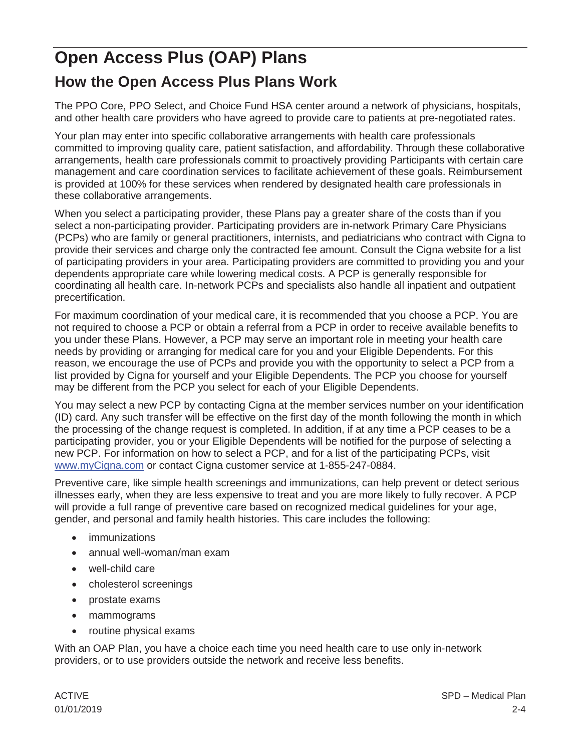# Open Access Plus (OAP) Plans

## How the Open Access Plus Plans Work

The PPO Core, PPO Select, and Choice Fund HSA center around a network of physicians, hospitals, and other health care providers who have agreed to provide care to patients at pre-negotiated rates.

Your plan may enter into specific collaborative arrangements with health care professionals committed to improving quality care, patient satisfaction, and affordability. Through these collaborative arrangements, health care professionals commit to proactively providing Participants with certain care management and care coordination services to facilitate achievement of these goals. Reimbursement is provided at 100% for these services when rendered by designated health care professionals in these collaborative arrangements.

When you select a participating provider, these Plans pay a greater share of the costs than if you select a non-participating provider. Participating providers are in-network Primary Care Physicians (PCPs) who are family or general practitioners, internists, and pediatricians who contract with Cigna to provide their services and charge only the contracted fee amount. Consult the Cigna website for a list of participating providers in your area. Participating providers are committed to providing you and your dependents appropriate care while lowering medical costs. A PCP is generally responsible for coordinating all health care. In-network PCPs and specialists also handle all inpatient and outpatient precertification.

For maximum coordination of your medical care, it is recommended that you choose a PCP. You are not required to choose a PCP or obtain a referral from a PCP in order to receive available benefits to you under these Plans. However, a PCP may serve an important role in meeting your health care needs by providing or arranging for medical care for you and your Eligible Dependents. For this reason, we encourage the use of PCPs and provide you with the opportunity to select a PCP from a list provided by Cigna for yourself and your Eligible Dependents. The PCP you choose for yourself may be different from the PCP you select for each of your Eligible Dependents.

You may select a new PCP by contacting Cigna at the member services number on your identification (ID) card. Any such transfer will be effective on the first day of the month following the month in which the processing of the change request is completed. In addition, if at any time a PCP ceases to be a participating provider, you or your Eligible Dependents will be notified for the purpose of selecting a new PCP. For information on how to select a PCP, and for a list of the participating PCPs, visit www.myCigna.com or contact Cigna customer service at 1-855-247-0884.

Preventive care, like simple health screenings and immunizations, can help prevent or detect serious illnesses early, when they are less expensive to treat and you are more likely to fully recover. A PCP will provide a full range of preventive care based on recognized medical guidelines for your age, gender, and personal and family health histories. This care includes the following:

- immunizations
- annual well-woman/man exam
- well-child care
- cholesterol screenings
- prostate exams
- mammograms
- routine physical exams

With an OAP Plan, you have a choice each time you need health care to use only in-network providers, or to use providers outside the network and receive less benefits.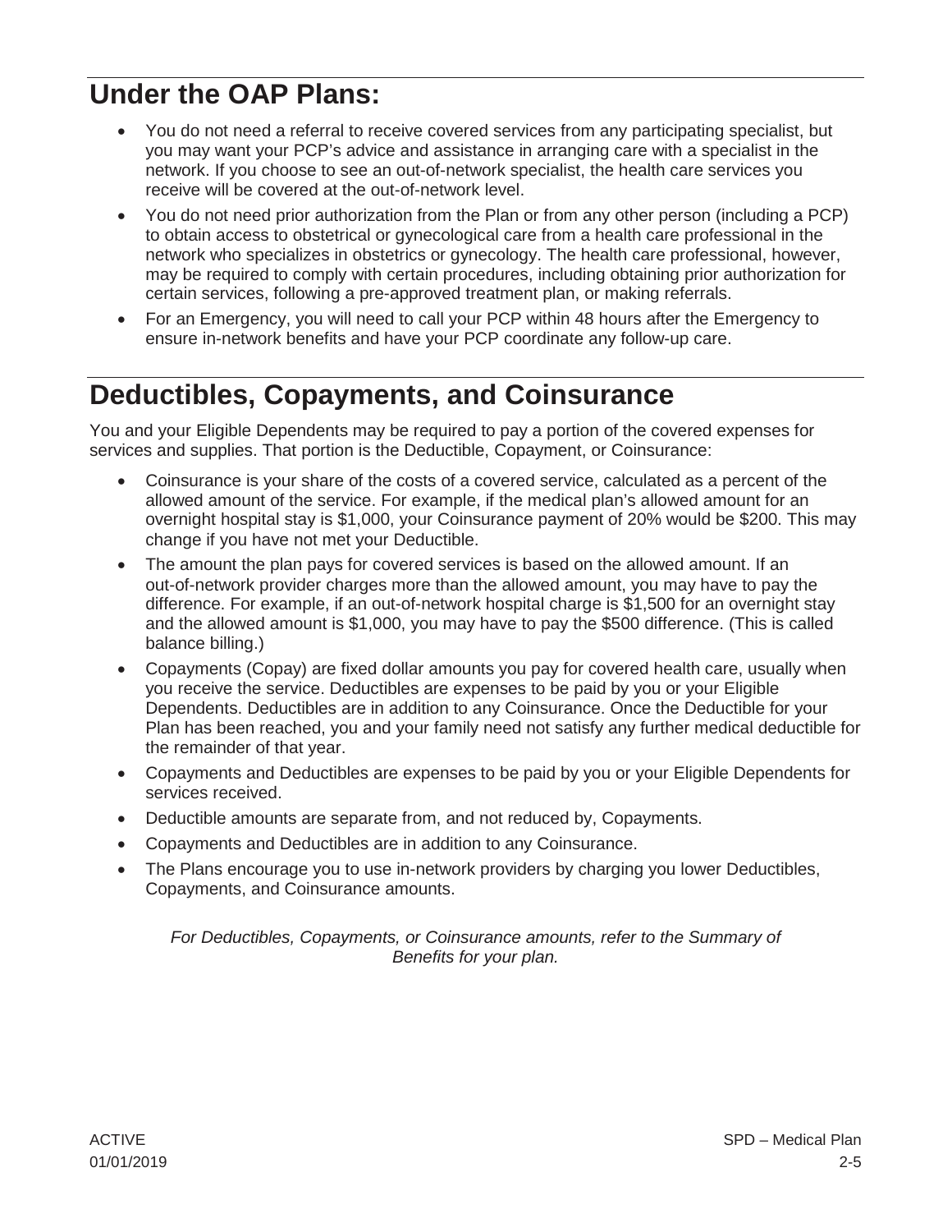## Under the OAP Plans:

- You do not need a referral to receive covered services from any participating specialist, but you may want your PCP's advice and assistance in arranging care with a specialist in the network. If you choose to see an out-of-network specialist, the health care services you receive will be covered at the out-of-network level.
- You do not need prior authorization from the Plan or from any other person (including a PCP) to obtain access to obstetrical or gynecological care from a health care professional in the network who specializes in obstetrics or gynecology. The health care professional, however, may be required to comply with certain procedures, including obtaining prior authorization for certain services, following a pre-approved treatment plan, or making referrals.
- For an Emergency, you will need to call your PCP within 48 hours after the Emergency to ensure in-network benefits and have your PCP coordinate any follow-up care.

## Deductibles, Copayments, and Coinsurance

You and your Eligible Dependents may be required to pay a portion of the covered expenses for services and supplies. That portion is the Deductible, Copayment, or Coinsurance:

- Coinsurance is your share of the costs of a covered service, calculated as a percent of the allowed amount of the service. For example, if the medical plan's allowed amount for an overnight hospital stay is $1,000, your Coinsurance payment of 20% would be $200. This may change if you have not met your Deductible.
- The amount the plan pays for covered services is based on the allowed amount. If an out-of-network provider charges more than the allowed amount, you may have to pay the difference. For example, if an out-of-network hospital charge is $1,500 for an overnight stay and the allowed amount is $1,000, you may have to pay the $500 difference. (This is called balance billing.)
- Copayments (Copay) are fixed dollar amounts you pay for covered health care, usually when you receive the service. Deductibles are expenses to be paid by you or your Eligible Dependents. Deductibles are in addition to any Coinsurance. Once the Deductible for your Plan has been reached, you and your family need not satisfy any further medical deductible for the remainder of that year.
- Copayments and Deductibles are expenses to be paid by you or your Eligible Dependents for services received.
- Deductible amounts are separate from, and not reduced by, Copayments.
- Copayments and Deductibles are in addition to any Coinsurance.
- The Plans encourage you to use in-network providers by charging you lower Deductibles, Copayments, and Coinsurance amounts.

*For Deductibles, Copayments, or Coinsurance amounts, refer to the Summary of Benefits for your plan.*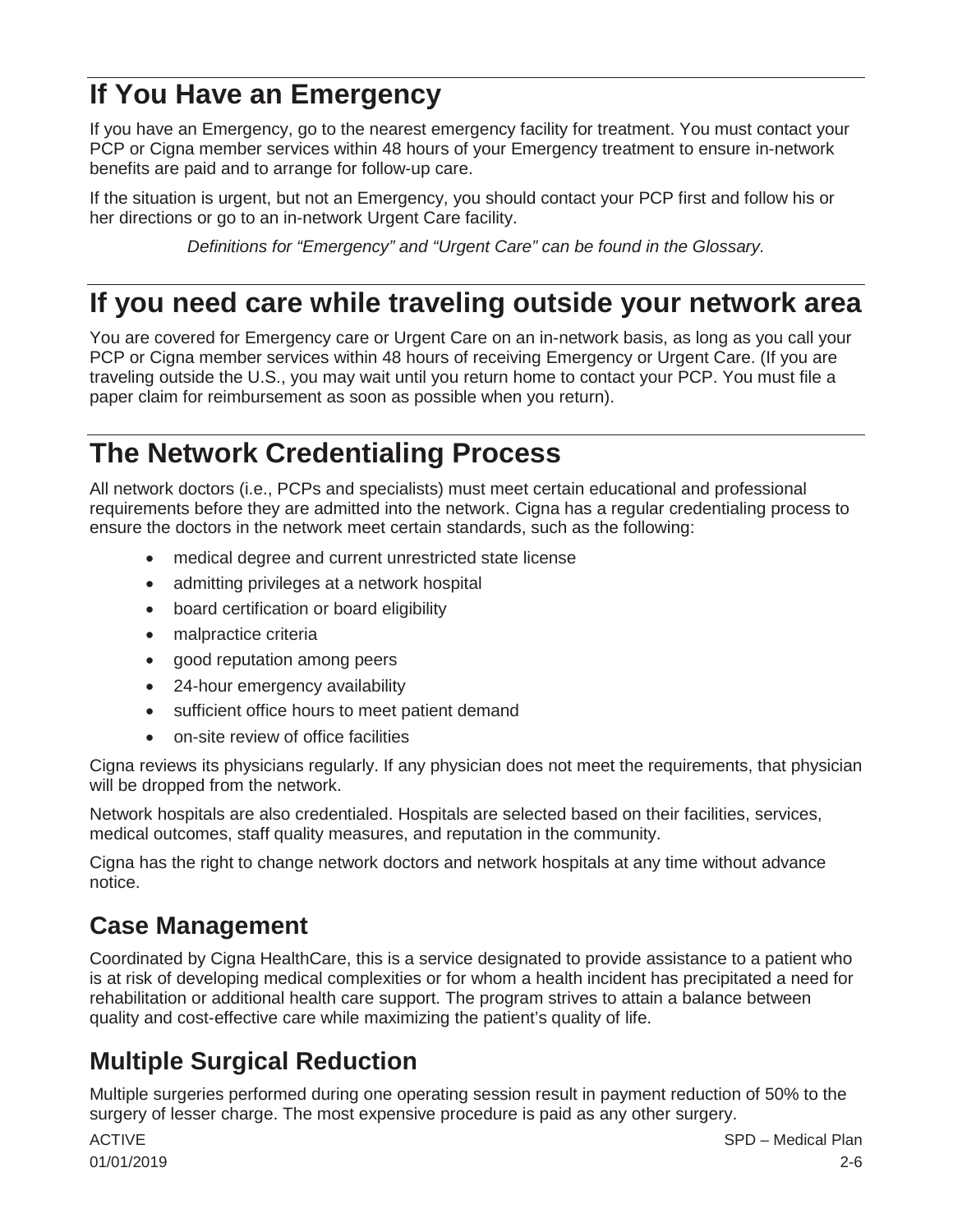# If You Have an Emergency

If you have an Emergency, go to the nearest emergency facility for treatment. You must contact your PCP or Cigna member services within 48 hours of your Emergency treatment to ensure in-network benefits are paid and to arrange for follow-up care.

If the situation is urgent, but not an Emergency, you should contact your PCP first and follow his or her directions or go to an in-network Urgent Care facility.

*Definitions for "Emergency" and "Urgent Care" can be found in the Glossary.*

# If you need care while traveling outside your network area

You are covered for Emergency care or Urgent Care on an in-network basis, as long as you call your PCP or Cigna member services within 48 hours of receiving Emergency or Urgent Care. (If you are traveling outside the U.S., you may wait until you return home to contact your PCP. You must file a paper claim for reimbursement as soon as possible when you return).

# The Network Credentialing Process

All network doctors (i.e., PCPs and specialists) must meet certain educational and professional requirements before they are admitted into the network. Cigna has a regular credentialing process to ensure the doctors in the network meet certain standards, such as the following:

- medical degree and current unrestricted state license
- admitting privileges at a network hospital
- board certification or board eligibility
- malpractice criteria
- good reputation among peers
- 24-hour emergency availability
- sufficient office hours to meet patient demand
- on-site review of office facilities

Cigna reviews its physicians regularly. If any physician does not meet the requirements, that physician will be dropped from the network.

Network hospitals are also credentialed. Hospitals are selected based on their facilities, services, medical outcomes, staff quality measures, and reputation in the community.

Cigna has the right to change network doctors and network hospitals at any time without advance notice.

## Case Management

Coordinated by Cigna HealthCare, this is a service designated to provide assistance to a patient who is at risk of developing medical complexities or for whom a health incident has precipitated a need for rehabilitation or additional health care support. The program strives to attain a balance between quality and cost-effective care while maximizing the patient's quality of life.

## Multiple Surgical Reduction

Multiple surgeries performed during one operating session result in payment reduction of 50% to the surgery of lesser charge. The most expensive procedure is paid as any other surgery.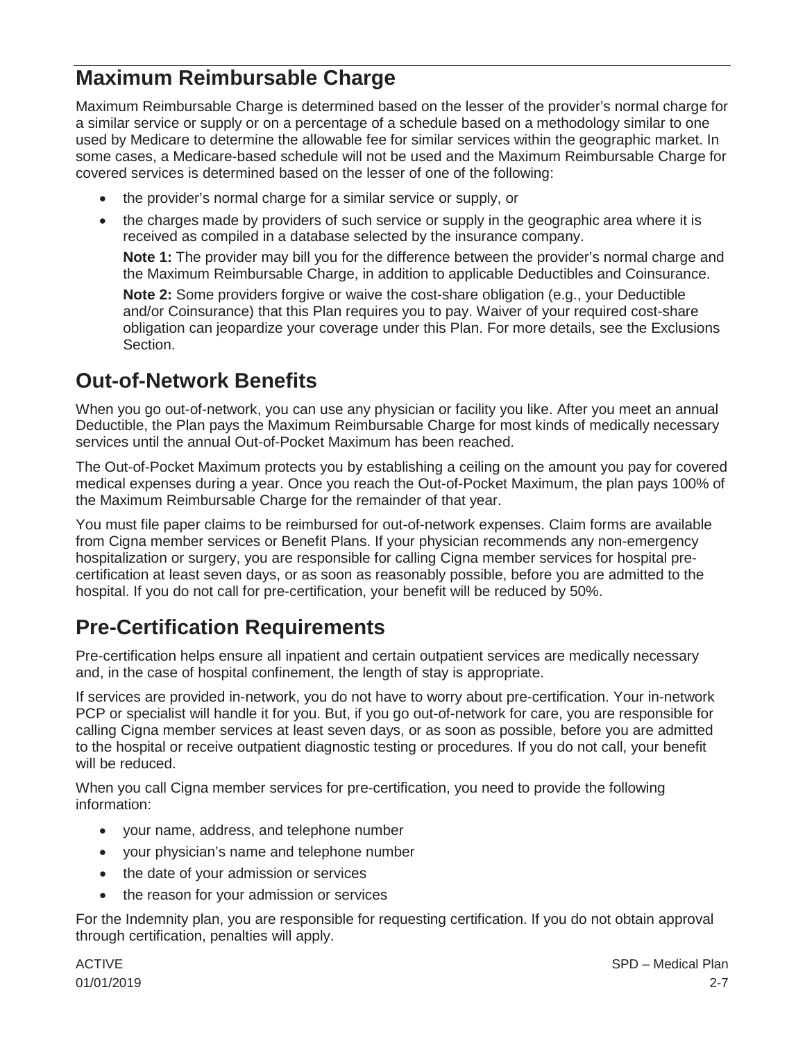## Maximum Reimbursable Charge

Maximum Reimbursable Charge is determined based on the lesser of the provider's normal charge for a similar service or supply or on a percentage of a schedule based on a methodology similar to one used by Medicare to determine the allowable fee for similar services within the geographic market. In some cases, a Medicare-based schedule will not be used and the Maximum Reimbursable Charge for covered services is determined based on the lesser of one of the following:

- the provider's normal charge for a similar service or supply, or
- the charges made by providers of such service or supply in the geographic area where it is received as compiled in a database selected by the insurance company.

  **Note 1:** The provider may bill you for the difference between the provider's normal charge and the Maximum Reimbursable Charge, in addition to applicable Deductibles and Coinsurance.

  **Note 2:** Some providers forgive or waive the cost-share obligation (e.g., your Deductible and/or Coinsurance) that this Plan requires you to pay. Waiver of your required cost-share obligation can jeopardize your coverage under this Plan. For more details, see the Exclusions Section.

## Out-of-Network Benefits

When you go out-of-network, you can use any physician or facility you like. After you meet an annual Deductible, the Plan pays the Maximum Reimbursable Charge for most kinds of medically necessary services until the annual Out-of-Pocket Maximum has been reached.

The Out-of-Pocket Maximum protects you by establishing a ceiling on the amount you pay for covered medical expenses during a year. Once you reach the Out-of-Pocket Maximum, the plan pays 100% of the Maximum Reimbursable Charge for the remainder of that year.

You must file paper claims to be reimbursed for out-of-network expenses. Claim forms are available from Cigna member services or Benefit Plans. If your physician recommends any non-emergency hospitalization or surgery, you are responsible for calling Cigna member services for hospital pre-certification at least seven days, or as soon as reasonably possible, before you are admitted to the hospital. If you do not call for pre-certification, your benefit will be reduced by 50%.

## Pre-Certification Requirements

Pre-certification helps ensure all inpatient and certain outpatient services are medically necessary and, in the case of hospital confinement, the length of stay is appropriate.

If services are provided in-network, you do not have to worry about pre-certification. Your in-network PCP or specialist will handle it for you. But, if you go out-of-network for care, you are responsible for calling Cigna member services at least seven days, or as soon as possible, before you are admitted to the hospital or receive outpatient diagnostic testing or procedures. If you do not call, your benefit will be reduced.

When you call Cigna member services for pre-certification, you need to provide the following information:

- your name, address, and telephone number
- your physician's name and telephone number
- the date of your admission or services
- the reason for your admission or services

For the Indemnity plan, you are responsible for requesting certification. If you do not obtain approval through certification, penalties will apply.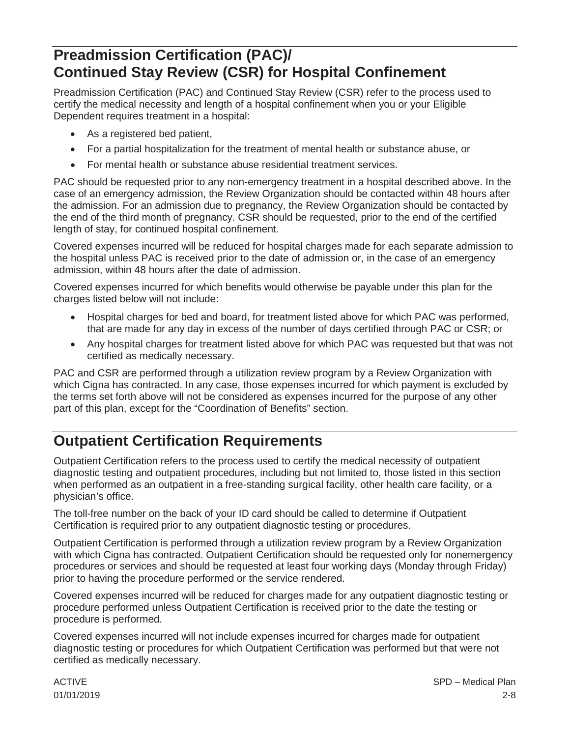## Preadmission Certification (PAC)/ Continued Stay Review (CSR) for Hospital Confinement

Preadmission Certification (PAC) and Continued Stay Review (CSR) refer to the process used to certify the medical necessity and length of a hospital confinement when you or your Eligible Dependent requires treatment in a hospital:

- As a registered bed patient,
- For a partial hospitalization for the treatment of mental health or substance abuse, or
- For mental health or substance abuse residential treatment services.

PAC should be requested prior to any non-emergency treatment in a hospital described above. In the case of an emergency admission, the Review Organization should be contacted within 48 hours after the admission. For an admission due to pregnancy, the Review Organization should be contacted by the end of the third month of pregnancy. CSR should be requested, prior to the end of the certified length of stay, for continued hospital confinement.

Covered expenses incurred will be reduced for hospital charges made for each separate admission to the hospital unless PAC is received prior to the date of admission or, in the case of an emergency admission, within 48 hours after the date of admission.

Covered expenses incurred for which benefits would otherwise be payable under this plan for the charges listed below will not include:

- Hospital charges for bed and board, for treatment listed above for which PAC was performed, that are made for any day in excess of the number of days certified through PAC or CSR; or
- Any hospital charges for treatment listed above for which PAC was requested but that was not certified as medically necessary.

PAC and CSR are performed through a utilization review program by a Review Organization with which Cigna has contracted. In any case, those expenses incurred for which payment is excluded by the terms set forth above will not be considered as expenses incurred for the purpose of any other part of this plan, except for the "Coordination of Benefits" section.

## Outpatient Certification Requirements

Outpatient Certification refers to the process used to certify the medical necessity of outpatient diagnostic testing and outpatient procedures, including but not limited to, those listed in this section when performed as an outpatient in a free-standing surgical facility, other health care facility, or a physician's office.

The toll-free number on the back of your ID card should be called to determine if Outpatient Certification is required prior to any outpatient diagnostic testing or procedures.

Outpatient Certification is performed through a utilization review program by a Review Organization with which Cigna has contracted. Outpatient Certification should be requested only for nonemergency procedures or services and should be requested at least four working days (Monday through Friday) prior to having the procedure performed or the service rendered.

Covered expenses incurred will be reduced for charges made for any outpatient diagnostic testing or procedure performed unless Outpatient Certification is received prior to the date the testing or procedure is performed.

Covered expenses incurred will not include expenses incurred for charges made for outpatient diagnostic testing or procedures for which Outpatient Certification was performed but that were not certified as medically necessary.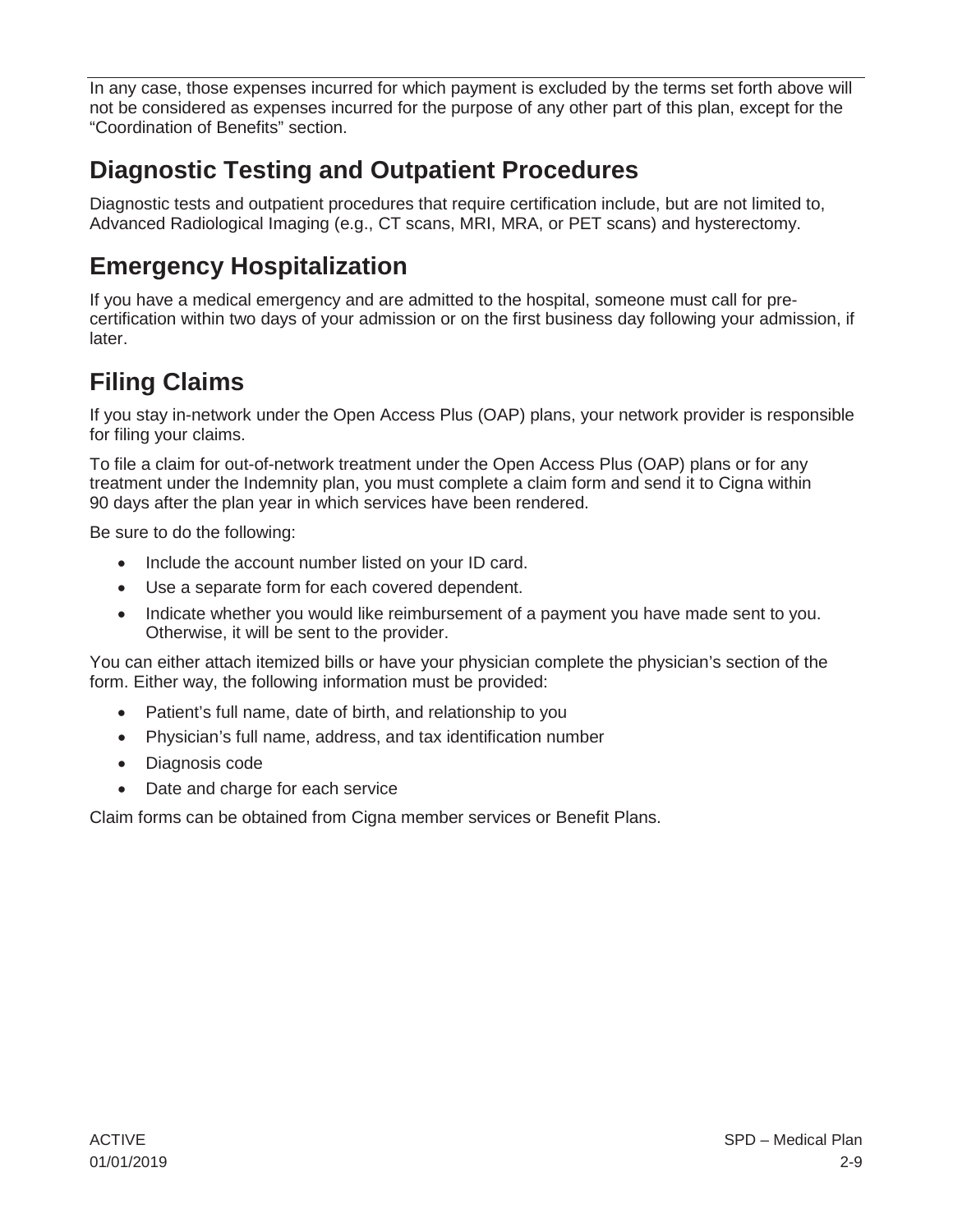In any case, those expenses incurred for which payment is excluded by the terms set forth above will not be considered as expenses incurred for the purpose of any other part of this plan, except for the "Coordination of Benefits" section.

## Diagnostic Testing and Outpatient Procedures

Diagnostic tests and outpatient procedures that require certification include, but are not limited to, Advanced Radiological Imaging (e.g., CT scans, MRI, MRA, or PET scans) and hysterectomy.

## Emergency Hospitalization

If you have a medical emergency and are admitted to the hospital, someone must call for pre-certification within two days of your admission or on the first business day following your admission, if later.

## Filing Claims

If you stay in-network under the Open Access Plus (OAP) plans, your network provider is responsible for filing your claims.

To file a claim for out-of-network treatment under the Open Access Plus (OAP) plans or for any treatment under the Indemnity plan, you must complete a claim form and send it to Cigna within 90 days after the plan year in which services have been rendered.

Be sure to do the following:

- Include the account number listed on your ID card.
- Use a separate form for each covered dependent.
- Indicate whether you would like reimbursement of a payment you have made sent to you. Otherwise, it will be sent to the provider.

You can either attach itemized bills or have your physician complete the physician's section of the form. Either way, the following information must be provided:

- Patient's full name, date of birth, and relationship to you
- Physician's full name, address, and tax identification number
- Diagnosis code
- Date and charge for each service

Claim forms can be obtained from Cigna member services or Benefit Plans.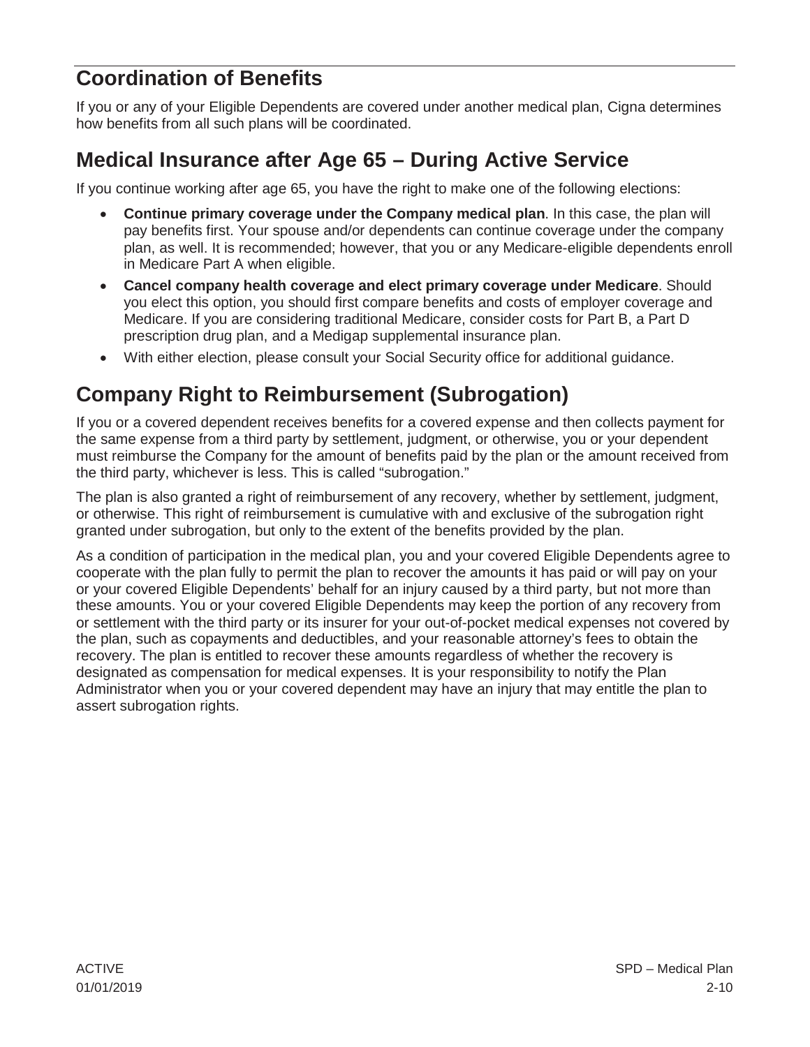## Coordination of Benefits

If you or any of your Eligible Dependents are covered under another medical plan, Cigna determines how benefits from all such plans will be coordinated.

## Medical Insurance after Age 65 – During Active Service

If you continue working after age 65, you have the right to make one of the following elections:

- **Continue primary coverage under the Company medical plan**. In this case, the plan will pay benefits first. Your spouse and/or dependents can continue coverage under the company plan, as well. It is recommended; however, that you or any Medicare-eligible dependents enroll in Medicare Part A when eligible.
- **Cancel company health coverage and elect primary coverage under Medicare**. Should you elect this option, you should first compare benefits and costs of employer coverage and Medicare. If you are considering traditional Medicare, consider costs for Part B, a Part D prescription drug plan, and a Medigap supplemental insurance plan.
- With either election, please consult your Social Security office for additional guidance.

## Company Right to Reimbursement (Subrogation)

If you or a covered dependent receives benefits for a covered expense and then collects payment for the same expense from a third party by settlement, judgment, or otherwise, you or your dependent must reimburse the Company for the amount of benefits paid by the plan or the amount received from the third party, whichever is less. This is called "subrogation."

The plan is also granted a right of reimbursement of any recovery, whether by settlement, judgment, or otherwise. This right of reimbursement is cumulative with and exclusive of the subrogation right granted under subrogation, but only to the extent of the benefits provided by the plan.

As a condition of participation in the medical plan, you and your covered Eligible Dependents agree to cooperate with the plan fully to permit the plan to recover the amounts it has paid or will pay on your or your covered Eligible Dependents' behalf for an injury caused by a third party, but not more than these amounts. You or your covered Eligible Dependents may keep the portion of any recovery from or settlement with the third party or its insurer for your out-of-pocket medical expenses not covered by the plan, such as copayments and deductibles, and your reasonable attorney's fees to obtain the recovery. The plan is entitled to recover these amounts regardless of whether the recovery is designated as compensation for medical expenses. It is your responsibility to notify the Plan Administrator when you or your covered dependent may have an injury that may entitle the plan to assert subrogation rights.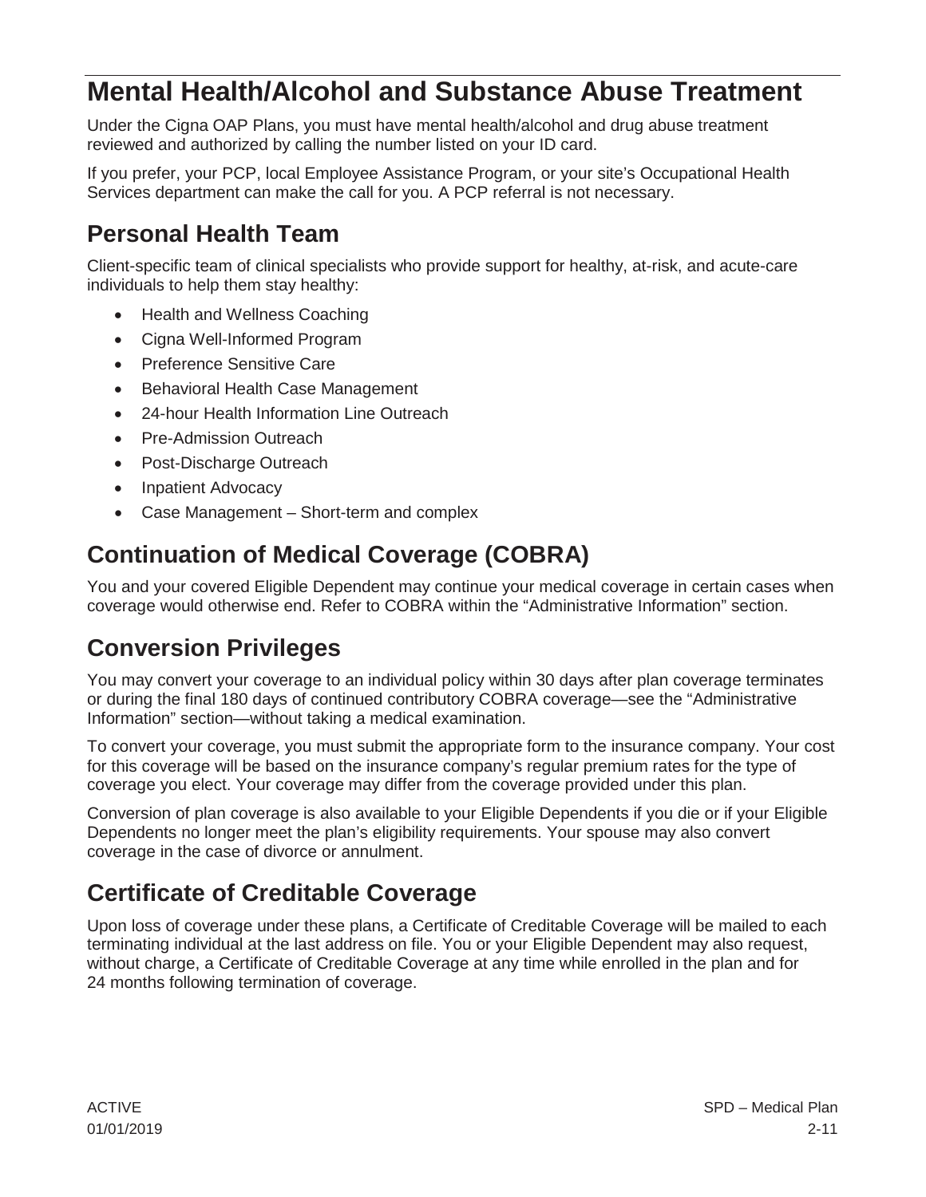# Mental Health/Alcohol and Substance Abuse Treatment

Under the Cigna OAP Plans, you must have mental health/alcohol and drug abuse treatment reviewed and authorized by calling the number listed on your ID card.

If you prefer, your PCP, local Employee Assistance Program, or your site's Occupational Health Services department can make the call for you. A PCP referral is not necessary.

## Personal Health Team

Client-specific team of clinical specialists who provide support for healthy, at-risk, and acute-care individuals to help them stay healthy:

- Health and Wellness Coaching
- Cigna Well-Informed Program
- Preference Sensitive Care
- Behavioral Health Case Management
- 24-hour Health Information Line Outreach
- Pre-Admission Outreach
- Post-Discharge Outreach
- Inpatient Advocacy
- Case Management – Short-term and complex

## Continuation of Medical Coverage (COBRA)

You and your covered Eligible Dependent may continue your medical coverage in certain cases when coverage would otherwise end. Refer to COBRA within the "Administrative Information" section.

## Conversion Privileges

You may convert your coverage to an individual policy within 30 days after plan coverage terminates or during the final 180 days of continued contributory COBRA coverage—see the "Administrative Information" section—without taking a medical examination.

To convert your coverage, you must submit the appropriate form to the insurance company. Your cost for this coverage will be based on the insurance company's regular premium rates for the type of coverage you elect. Your coverage may differ from the coverage provided under this plan.

Conversion of plan coverage is also available to your Eligible Dependents if you die or if your Eligible Dependents no longer meet the plan's eligibility requirements. Your spouse may also convert coverage in the case of divorce or annulment.

## Certificate of Creditable Coverage

Upon loss of coverage under these plans, a Certificate of Creditable Coverage will be mailed to each terminating individual at the last address on file. You or your Eligible Dependent may also request, without charge, a Certificate of Creditable Coverage at any time while enrolled in the plan and for 24 months following termination of coverage.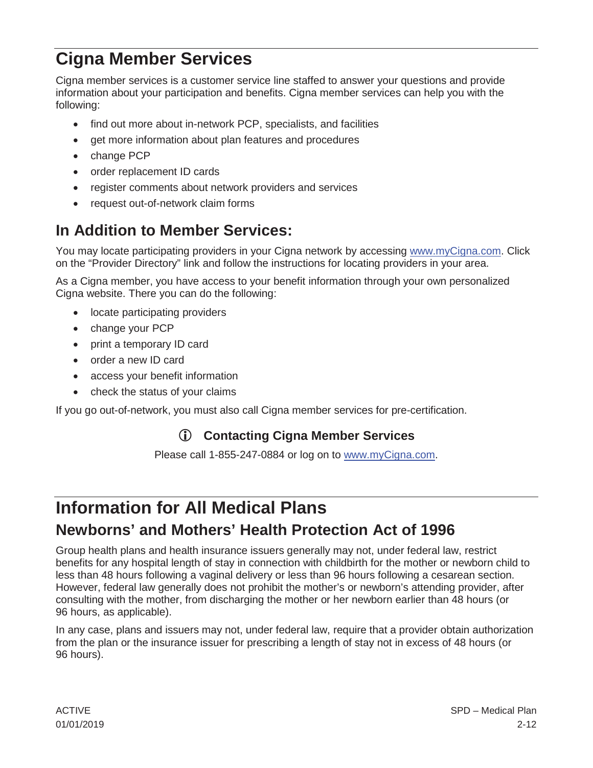# Cigna Member Services

Cigna member services is a customer service line staffed to answer your questions and provide information about your participation and benefits. Cigna member services can help you with the following:

- find out more about in-network PCP, specialists, and facilities
- get more information about plan features and procedures
- change PCP
- order replacement ID cards
- register comments about network providers and services
- request out-of-network claim forms

## In Addition to Member Services:

You may locate participating providers in your Cigna network by accessing www.myCigna.com. Click on the "Provider Directory" link and follow the instructions for locating providers in your area.

As a Cigna member, you have access to your benefit information through your own personalized Cigna website. There you can do the following:

- locate participating providers
- change your PCP
- print a temporary ID card
- order a new ID card
- access your benefit information
- check the status of your claims

If you go out-of-network, you must also call Cigna member services for pre-certification.

### ⓘ Contacting Cigna Member Services

Please call 1-855-247-0884 or log on to www.myCigna.com.

# Information for All Medical Plans

## Newborns' and Mothers' Health Protection Act of 1996

Group health plans and health insurance issuers generally may not, under federal law, restrict benefits for any hospital length of stay in connection with childbirth for the mother or newborn child to less than 48 hours following a vaginal delivery or less than 96 hours following a cesarean section. However, federal law generally does not prohibit the mother's or newborn's attending provider, after consulting with the mother, from discharging the mother or her newborn earlier than 48 hours (or 96 hours, as applicable).

In any case, plans and issuers may not, under federal law, require that a provider obtain authorization from the plan or the insurance issuer for prescribing a length of stay not in excess of 48 hours (or 96 hours).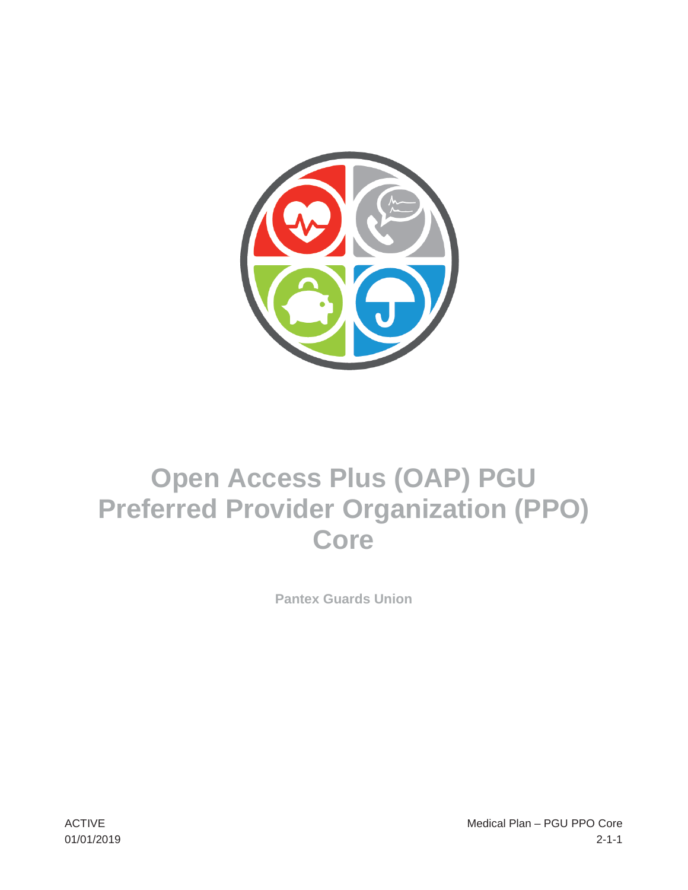# Open Access Plus (OAP) PGU Preferred Provider Organization (PPO) Core

**Pantex Guards Union**

ACTIVE
01/01/2019

Medical Plan – PGU PPO Core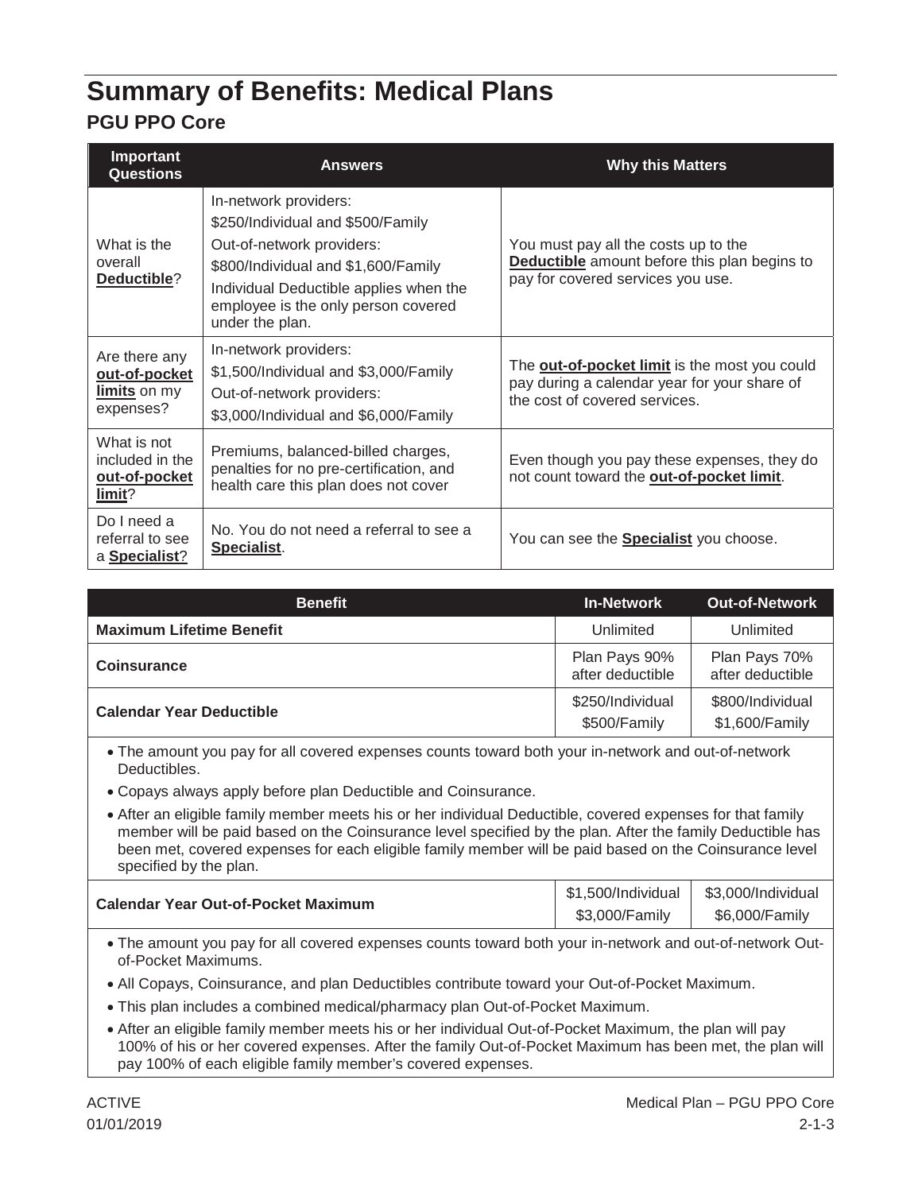# Summary of Benefits: Medical Plans

## PGU PPO Core

| Important Questions | Answers | Why this Matters |
|---|---|---|
| What is the overall **Deductible**? | In-network providers: <br> $250/Individual and $500/Family <br> Out-of-network providers: <br> $800/Individual and $1,600/Family <br> Individual Deductible applies when the employee is the only person covered under the plan. | You must pay all the costs up to the **Deductible** amount before this plan begins to pay for covered services you use. |
| Are there any **out-of-pocket limits** on my expenses? | In-network providers: <br> $1,500/Individual and $3,000/Family <br> Out-of-network providers: <br> $3,000/Individual and $6,000/Family | The **out-of-pocket limit** is the most you could pay during a calendar year for your share of the cost of covered services. |
| What is not included in the **out-of-pocket limit**? | Premiums, balanced-billed charges, penalties for no pre-certification, and health care this plan does not cover | Even though you pay these expenses, they do not count toward the **out-of-pocket limit**. |
| Do I need a referral to see a **Specialist**? | No. You do not need a referral to see a **Specialist**. | You can see the **Specialist** you choose. |

| Benefit | In-Network | Out-of-Network |
|---|---|---|
| **Maximum Lifetime Benefit** | Unlimited | Unlimited |
| **Coinsurance** | Plan Pays 90% after deductible | Plan Pays 70% after deductible |
| **Calendar Year Deductible** | $250/Individual <br> $500/Family | $800/Individual <br> $1,600/Family |

- The amount you pay for all covered expenses counts toward both your in-network and out-of-network Deductibles.
- Copays always apply before plan Deductible and Coinsurance.
- After an eligible family member meets his or her individual Deductible, covered expenses for that family member will be paid based on the Coinsurance level specified by the plan. After the family Deductible has been met, covered expenses for each eligible family member will be paid based on the Coinsurance level specified by the plan.

| Benefit | In-Network | Out-of-Network |
|---|---|---|
| **Calendar Year Out-of-Pocket Maximum** | $1,500/Individual <br> $3,000/Family | $3,000/Individual <br> $6,000/Family |

- The amount you pay for all covered expenses counts toward both your in-network and out-of-network Out-of-Pocket Maximums.
- All Copays, Coinsurance, and plan Deductibles contribute toward your Out-of-Pocket Maximum.
- This plan includes a combined medical/pharmacy plan Out-of-Pocket Maximum.
- After an eligible family member meets his or her individual Out-of-Pocket Maximum, the plan will pay 100% of his or her covered expenses. After the family Out-of-Pocket Maximum has been met, the plan will pay 100% of each eligible family member's covered expenses.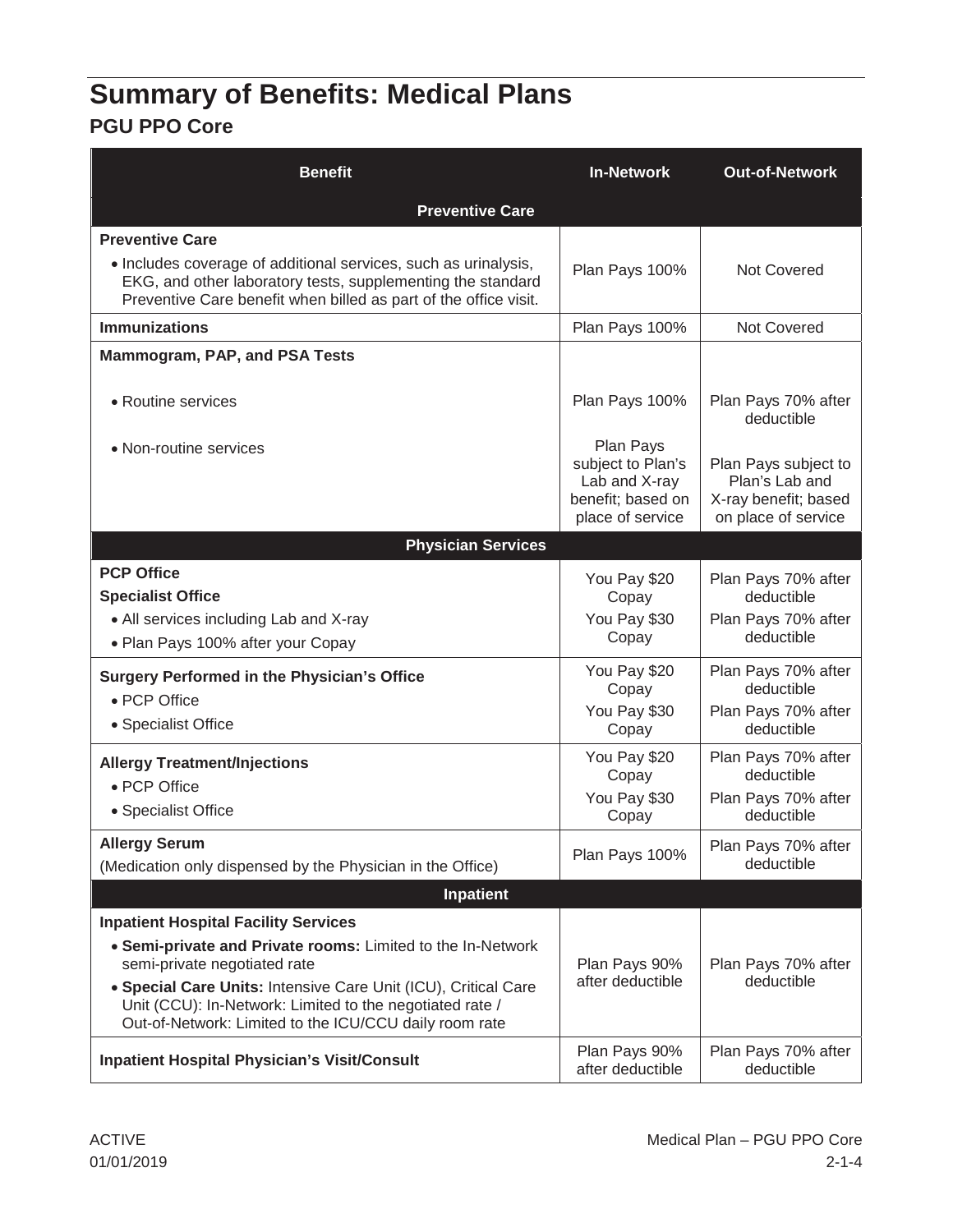# Summary of Benefits: Medical Plans

## PGU PPO Core

| Benefit | In-Network | Out-of-Network |
|---|---|---|
| **Preventive Care** | | |
| **Preventive Care**<br>• Includes coverage of additional services, such as urinalysis, EKG, and other laboratory tests, supplementing the standard Preventive Care benefit when billed as part of the office visit. | Plan Pays 100% | Not Covered |
| **Immunizations** | Plan Pays 100% | Not Covered |
| **Mammogram, PAP, and PSA Tests** | | |
| • Routine services | Plan Pays 100% | Plan Pays 70% after deductible |
| • Non-routine services | Plan Pays subject to Plan's Lab and X-ray benefit; based on place of service | Plan Pays subject to Plan's Lab and X-ray benefit; based on place of service |
| **Physician Services** | | |
| **PCP Office** | You Pay $20 Copay | Plan Pays 70% after deductible |
| **Specialist Office**<br>• All services including Lab and X-ray<br>• Plan Pays 100% after your Copay | You Pay $30 Copay | Plan Pays 70% after deductible |
| **Surgery Performed in the Physician's Office** | | |
| • PCP Office | You Pay $20 Copay | Plan Pays 70% after deductible |
| • Specialist Office | You Pay $30 Copay | Plan Pays 70% after deductible |
| **Allergy Treatment/Injections** | | |
| • PCP Office | You Pay $20 Copay | Plan Pays 70% after deductible |
| • Specialist Office | You Pay $30 Copay | Plan Pays 70% after deductible |
| **Allergy Serum**<br>(Medication only dispensed by the Physician in the Office) | Plan Pays 100% | Plan Pays 70% after deductible |
| **Inpatient** | | |
| **Inpatient Hospital Facility Services**<br>• **Semi-private and Private rooms:** Limited to the In-Network semi-private negotiated rate<br>• **Special Care Units:** Intensive Care Unit (ICU), Critical Care Unit (CCU): In-Network: Limited to the negotiated rate / Out-of-Network: Limited to the ICU/CCU daily room rate | Plan Pays 90% after deductible | Plan Pays 70% after deductible |
| **Inpatient Hospital Physician's Visit/Consult** | Plan Pays 90% after deductible | Plan Pays 70% after deductible |

ACTIVE
01/01/2019

Medical Plan – PGU PPO Core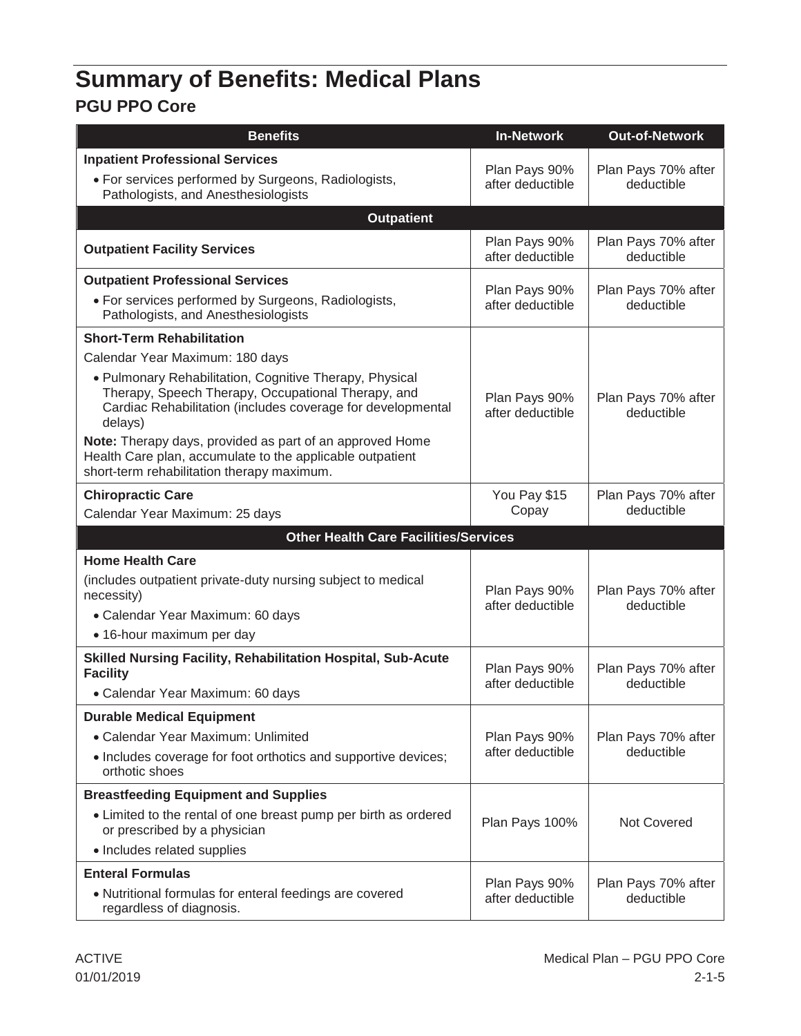# Summary of Benefits: Medical Plans

## PGU PPO Core

| Benefits | In-Network | Out-of-Network |
|---|---|---|
| **Inpatient Professional Services**<br>• For services performed by Surgeons, Radiologists, Pathologists, and Anesthesiologists | Plan Pays 90% after deductible | Plan Pays 70% after deductible |
| **Outpatient** | | |
| **Outpatient Facility Services** | Plan Pays 90% after deductible | Plan Pays 70% after deductible |
| **Outpatient Professional Services**<br>• For services performed by Surgeons, Radiologists, Pathologists, and Anesthesiologists | Plan Pays 90% after deductible | Plan Pays 70% after deductible |
| **Short-Term Rehabilitation**<br>Calendar Year Maximum: 180 days<br>• Pulmonary Rehabilitation, Cognitive Therapy, Physical Therapy, Speech Therapy, Occupational Therapy, and Cardiac Rehabilitation (includes coverage for developmental delays)<br>**Note:** Therapy days, provided as part of an approved Home Health Care plan, accumulate to the applicable outpatient short-term rehabilitation therapy maximum. | Plan Pays 90% after deductible | Plan Pays 70% after deductible |
| **Chiropractic Care**<br>Calendar Year Maximum: 25 days | You Pay $15 Copay | Plan Pays 70% after deductible |
| **Other Health Care Facilities/Services** | | |
| **Home Health Care**<br>(includes outpatient private-duty nursing subject to medical necessity)<br>• Calendar Year Maximum: 60 days<br>• 16-hour maximum per day | Plan Pays 90% after deductible | Plan Pays 70% after deductible |
| **Skilled Nursing Facility, Rehabilitation Hospital, Sub-Acute Facility**<br>• Calendar Year Maximum: 60 days | Plan Pays 90% after deductible | Plan Pays 70% after deductible |
| **Durable Medical Equipment**<br>• Calendar Year Maximum: Unlimited<br>• Includes coverage for foot orthotics and supportive devices; orthotic shoes | Plan Pays 90% after deductible | Plan Pays 70% after deductible |
| **Breastfeeding Equipment and Supplies**<br>• Limited to the rental of one breast pump per birth as ordered or prescribed by a physician<br>• Includes related supplies | Plan Pays 100% | Not Covered |
| **Enteral Formulas**<br>• Nutritional formulas for enteral feedings are covered regardless of diagnosis. | Plan Pays 90% after deductible | Plan Pays 70% after deductible |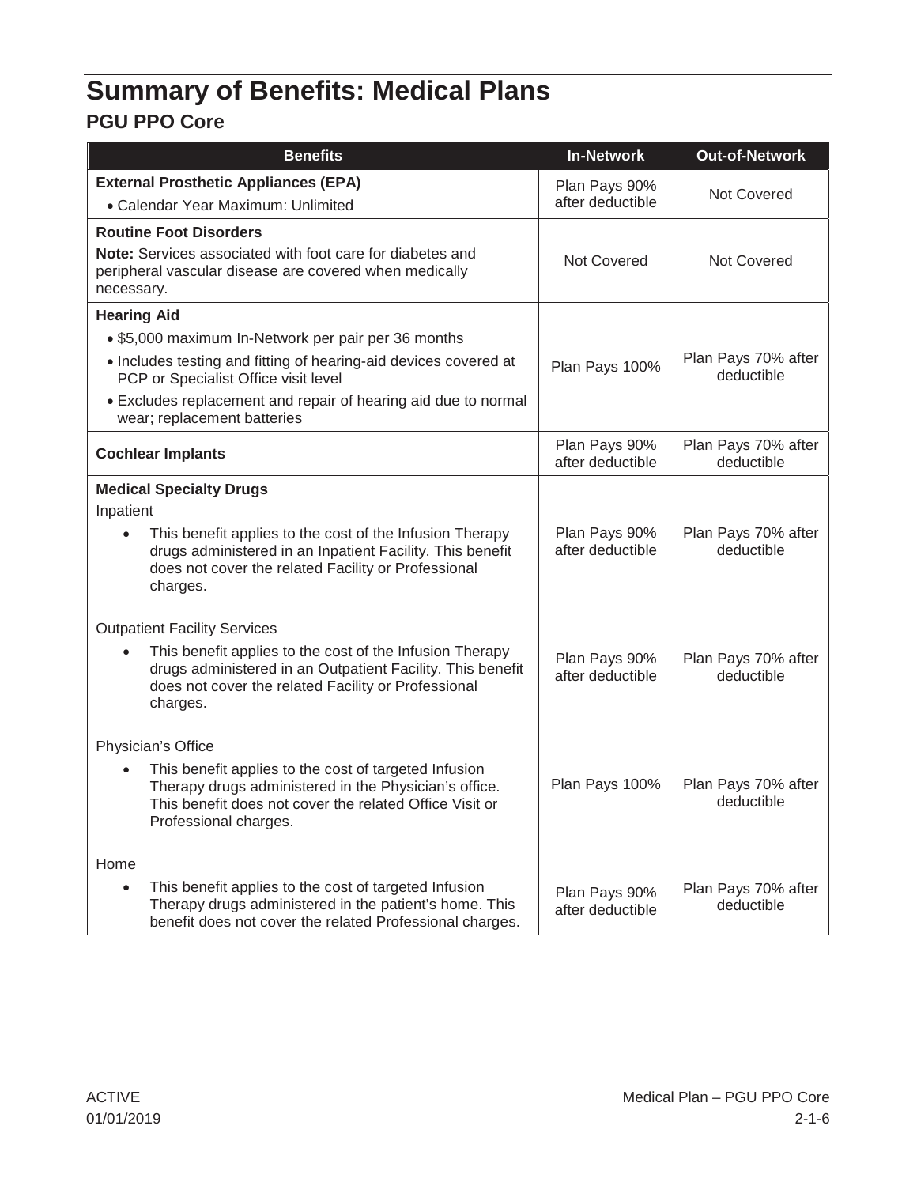# Summary of Benefits: Medical Plans

## PGU PPO Core

| Benefits | In-Network | Out-of-Network |
|---|---|---|
| **External Prosthetic Appliances (EPA)**<br>• Calendar Year Maximum: Unlimited | Plan Pays 90% after deductible | Not Covered |
| **Routine Foot Disorders**<br>**Note:** Services associated with foot care for diabetes and peripheral vascular disease are covered when medically necessary. | Not Covered | Not Covered |
| **Hearing Aid**<br>• $5,000 maximum In-Network per pair per 36 months<br>• Includes testing and fitting of hearing-aid devices covered at PCP or Specialist Office visit level<br>• Excludes replacement and repair of hearing aid due to normal wear; replacement batteries | Plan Pays 100% | Plan Pays 70% after deductible |
| **Cochlear Implants** | Plan Pays 90% after deductible | Plan Pays 70% after deductible |
| **Medical Specialty Drugs**<br>Inpatient<br>• This benefit applies to the cost of the Infusion Therapy drugs administered in an Inpatient Facility. This benefit does not cover the related Facility or Professional charges. | Plan Pays 90% after deductible | Plan Pays 70% after deductible |
| Outpatient Facility Services<br>• This benefit applies to the cost of the Infusion Therapy drugs administered in an Outpatient Facility. This benefit does not cover the related Facility or Professional charges. | Plan Pays 90% after deductible | Plan Pays 70% after deductible |
| Physician's Office<br>• This benefit applies to the cost of targeted Infusion Therapy drugs administered in the Physician's office. This benefit does not cover the related Office Visit or Professional charges. | Plan Pays 100% | Plan Pays 70% after deductible |
| Home<br>• This benefit applies to the cost of targeted Infusion Therapy drugs administered in the patient's home. This benefit does not cover the related Professional charges. | Plan Pays 90% after deductible | Plan Pays 70% after deductible |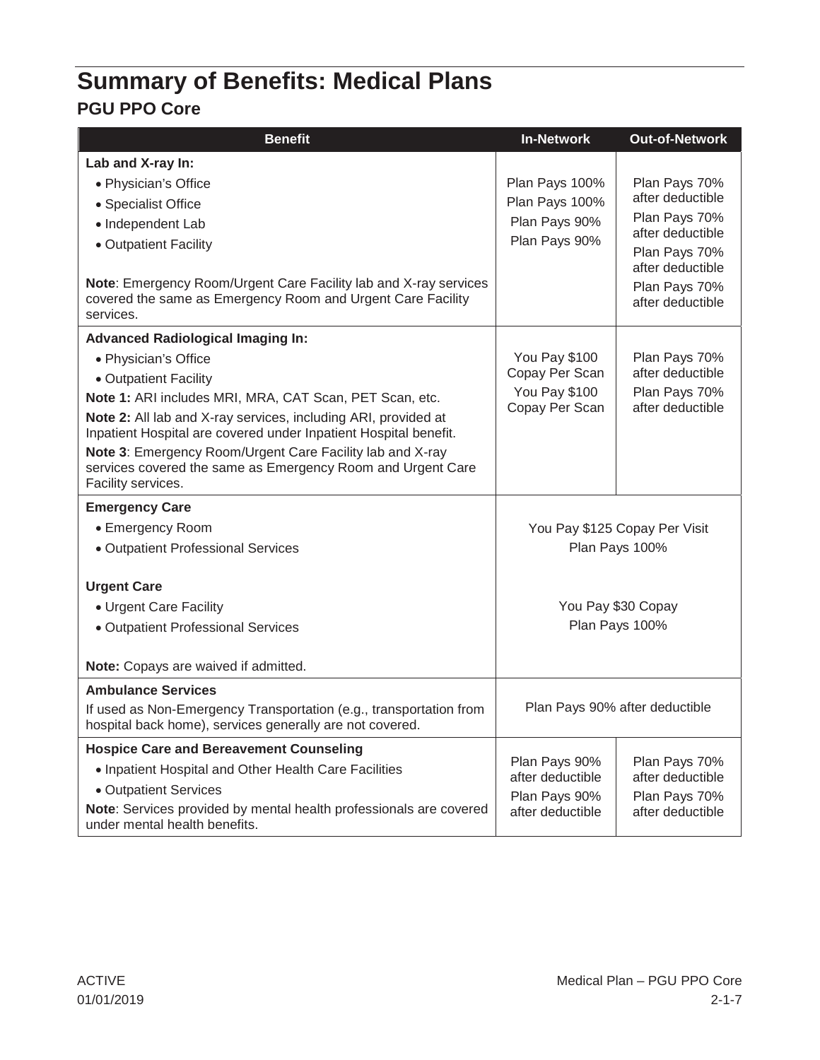# Summary of Benefits: Medical Plans

## PGU PPO Core

| Benefit | In-Network | Out-of-Network |
|---|---|---|
| **Lab and X-ray In:** | | |
| • Physician's Office | Plan Pays 100% | Plan Pays 70% after deductible |
| • Specialist Office | Plan Pays 100% | Plan Pays 70% after deductible |
| • Independent Lab | Plan Pays 90% | Plan Pays 70% after deductible |
| • Outpatient Facility | Plan Pays 90% | Plan Pays 70% after deductible |
| **Note**: Emergency Room/Urgent Care Facility lab and X-ray services covered the same as Emergency Room and Urgent Care Facility services. | | |
| **Advanced Radiological Imaging In:** | | |
| • Physician's Office | You Pay $100 Copay Per Scan | Plan Pays 70% after deductible |
| • Outpatient Facility | You Pay $100 Copay Per Scan | Plan Pays 70% after deductible |
| **Note 1:** ARI includes MRI, MRA, CAT Scan, PET Scan, etc. | | |
| **Note 2:** All lab and X-ray services, including ARI, provided at Inpatient Hospital are covered under Inpatient Hospital benefit. | | |
| **Note 3**: Emergency Room/Urgent Care Facility lab and X-ray services covered the same as Emergency Room and Urgent Care Facility services. | | |
| **Emergency Care** | | |
| • Emergency Room | You Pay $125 Copay Per Visit | |
| • Outpatient Professional Services | Plan Pays 100% | |
| **Urgent Care** | | |
| • Urgent Care Facility | You Pay $30 Copay | |
| • Outpatient Professional Services | Plan Pays 100% | |
| **Note:** Copays are waived if admitted. | | |
| **Ambulance Services**<br>If used as Non-Emergency Transportation (e.g., transportation from hospital back home), services generally are not covered. | Plan Pays 90% after deductible | |
| **Hospice Care and Bereavement Counseling** | | |
| • Inpatient Hospital and Other Health Care Facilities | Plan Pays 90% after deductible | Plan Pays 70% after deductible |
| • Outpatient Services | Plan Pays 90% after deductible | Plan Pays 70% after deductible |
| **Note**: Services provided by mental health professionals are covered under mental health benefits. | | |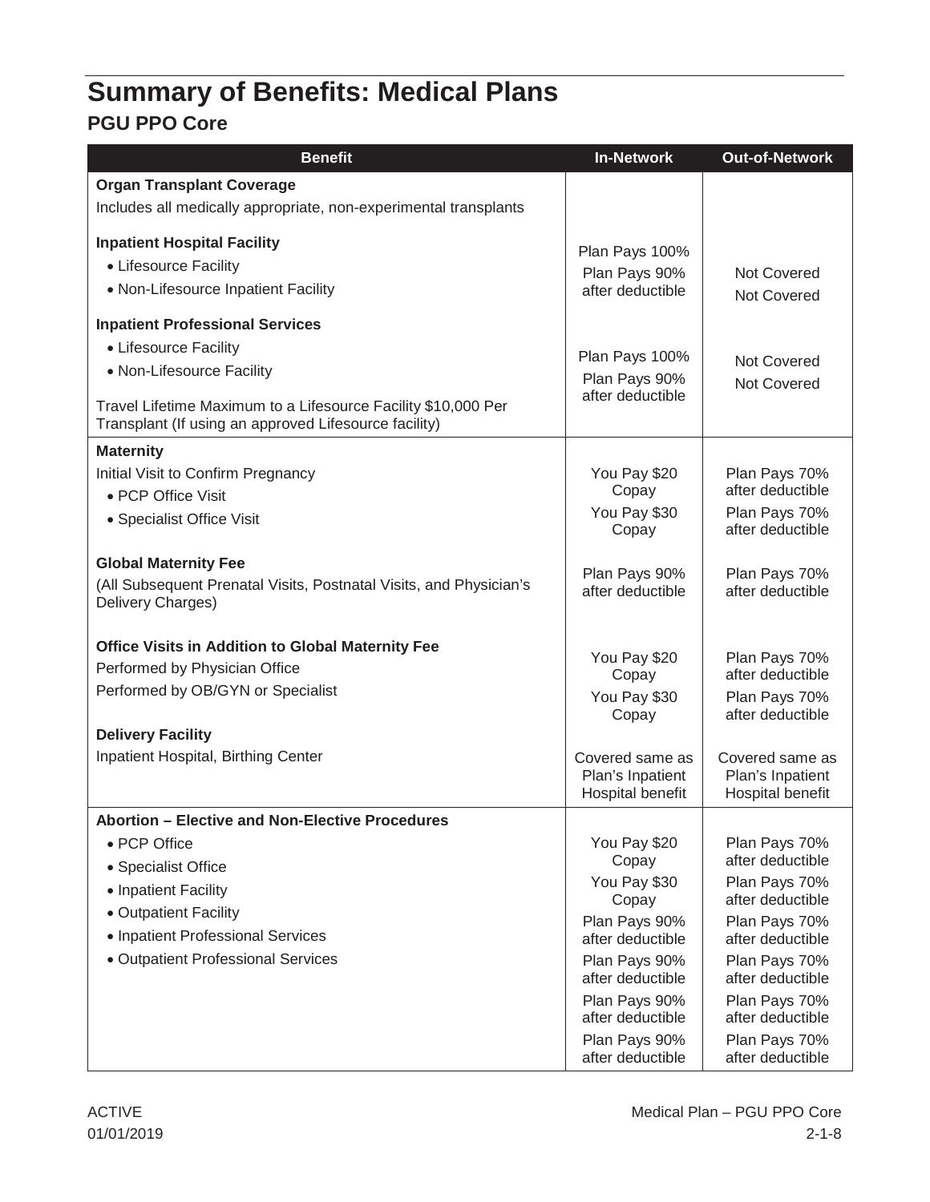# Summary of Benefits: Medical Plans

## PGU PPO Core

| Benefit | In-Network | Out-of-Network |
|---|---|---|
| **Organ Transplant Coverage** | | |
| Includes all medically appropriate, non-experimental transplants | | |
| **Inpatient Hospital Facility** | | |
| • Lifesource Facility | Plan Pays 100% | Not Covered |
| • Non-Lifesource Inpatient Facility | Plan Pays 90% after deductible | Not Covered |
| **Inpatient Professional Services** | | |
| • Lifesource Facility | Plan Pays 100% | Not Covered |
| • Non-Lifesource Facility | Plan Pays 90% after deductible | Not Covered |
| Travel Lifetime Maximum to a Lifesource Facility $10,000 Per Transplant (If using an approved Lifesource facility) | | |
| **Maternity** | | |
| Initial Visit to Confirm Pregnancy | | |
| • PCP Office Visit | You Pay $20 Copay | Plan Pays 70% after deductible |
| • Specialist Office Visit | You Pay $30 Copay | Plan Pays 70% after deductible |
| **Global Maternity Fee**<br>(All Subsequent Prenatal Visits, Postnatal Visits, and Physician's Delivery Charges) | Plan Pays 90% after deductible | Plan Pays 70% after deductible |
| **Office Visits in Addition to Global Maternity Fee** | | |
| Performed by Physician Office | You Pay $20 Copay | Plan Pays 70% after deductible |
| Performed by OB/GYN or Specialist | You Pay $30 Copay | Plan Pays 70% after deductible |
| **Delivery Facility** | | |
| Inpatient Hospital, Birthing Center | Covered same as Plan's Inpatient Hospital benefit | Covered same as Plan's Inpatient Hospital benefit |
| **Abortion – Elective and Non-Elective Procedures** | | |
| • PCP Office | You Pay $20 Copay | Plan Pays 70% after deductible |
| • Specialist Office | You Pay $30 Copay | Plan Pays 70% after deductible |
| • Inpatient Facility | Plan Pays 90% after deductible | Plan Pays 70% after deductible |
| • Outpatient Facility | Plan Pays 90% after deductible | Plan Pays 70% after deductible |
| • Inpatient Professional Services | Plan Pays 90% after deductible | Plan Pays 70% after deductible |
| • Outpatient Professional Services | Plan Pays 90% after deductible | Plan Pays 70% after deductible |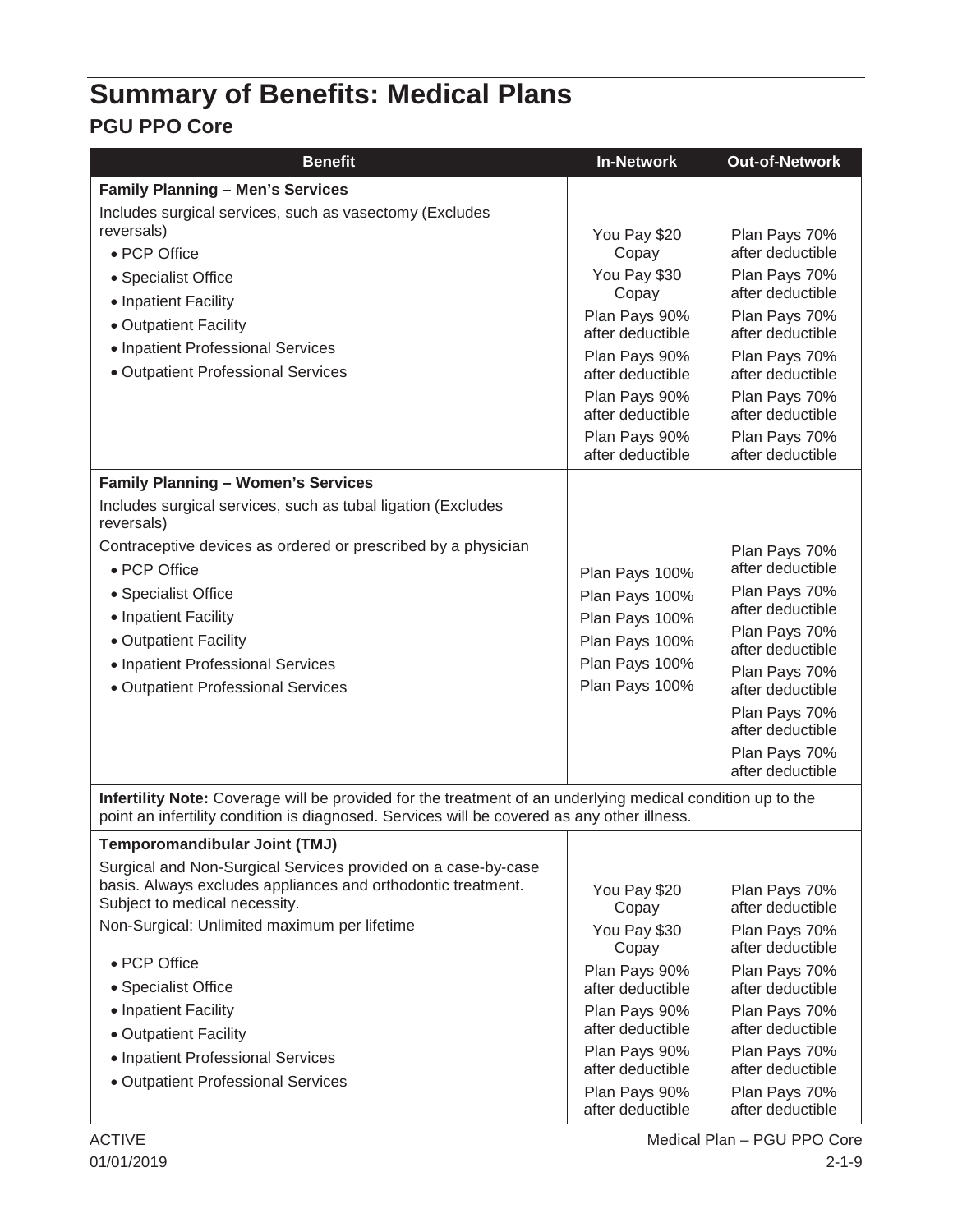# Summary of Benefits: Medical Plans

## PGU PPO Core

| Benefit | In-Network | Out-of-Network |
|---|---|---|
| **Family Planning – Men's Services** | | |
| Includes surgical services, such as vasectomy (Excludes reversals) | | |
| • PCP Office | You Pay $20 Copay | Plan Pays 70% after deductible |
| • Specialist Office | You Pay $30 Copay | Plan Pays 70% after deductible |
| • Inpatient Facility | Plan Pays 90% after deductible | Plan Pays 70% after deductible |
| • Outpatient Facility | Plan Pays 90% after deductible | Plan Pays 70% after deductible |
| • Inpatient Professional Services | Plan Pays 90% after deductible | Plan Pays 70% after deductible |
| • Outpatient Professional Services | Plan Pays 90% after deductible | Plan Pays 70% after deductible |
| **Family Planning – Women's Services** | | |
| Includes surgical services, such as tubal ligation (Excludes reversals) | | |
| Contraceptive devices as ordered or prescribed by a physician | | |
| • PCP Office | Plan Pays 100% | Plan Pays 70% after deductible |
| • Specialist Office | Plan Pays 100% | Plan Pays 70% after deductible |
| • Inpatient Facility | Plan Pays 100% | Plan Pays 70% after deductible |
| • Outpatient Facility | Plan Pays 100% | Plan Pays 70% after deductible |
| • Inpatient Professional Services | Plan Pays 100% | Plan Pays 70% after deductible |
| • Outpatient Professional Services | Plan Pays 100% | Plan Pays 70% after deductible |
| **Infertility Note:** Coverage will be provided for the treatment of an underlying medical condition up to the point an infertility condition is diagnosed. Services will be covered as any other illness. | | |
| **Temporomandibular Joint (TMJ)** | | |
| Surgical and Non-Surgical Services provided on a case-by-case basis. Always excludes appliances and orthodontic treatment. Subject to medical necessity. | | |
| Non-Surgical: Unlimited maximum per lifetime | | |
| • PCP Office | You Pay $20 Copay | Plan Pays 70% after deductible |
| • Specialist Office | You Pay $30 Copay | Plan Pays 70% after deductible |
| • Inpatient Facility | Plan Pays 90% after deductible | Plan Pays 70% after deductible |
| • Outpatient Facility | Plan Pays 90% after deductible | Plan Pays 70% after deductible |
| • Inpatient Professional Services | Plan Pays 90% after deductible | Plan Pays 70% after deductible |
| • Outpatient Professional Services | Plan Pays 90% after deductible | Plan Pays 70% after deductible |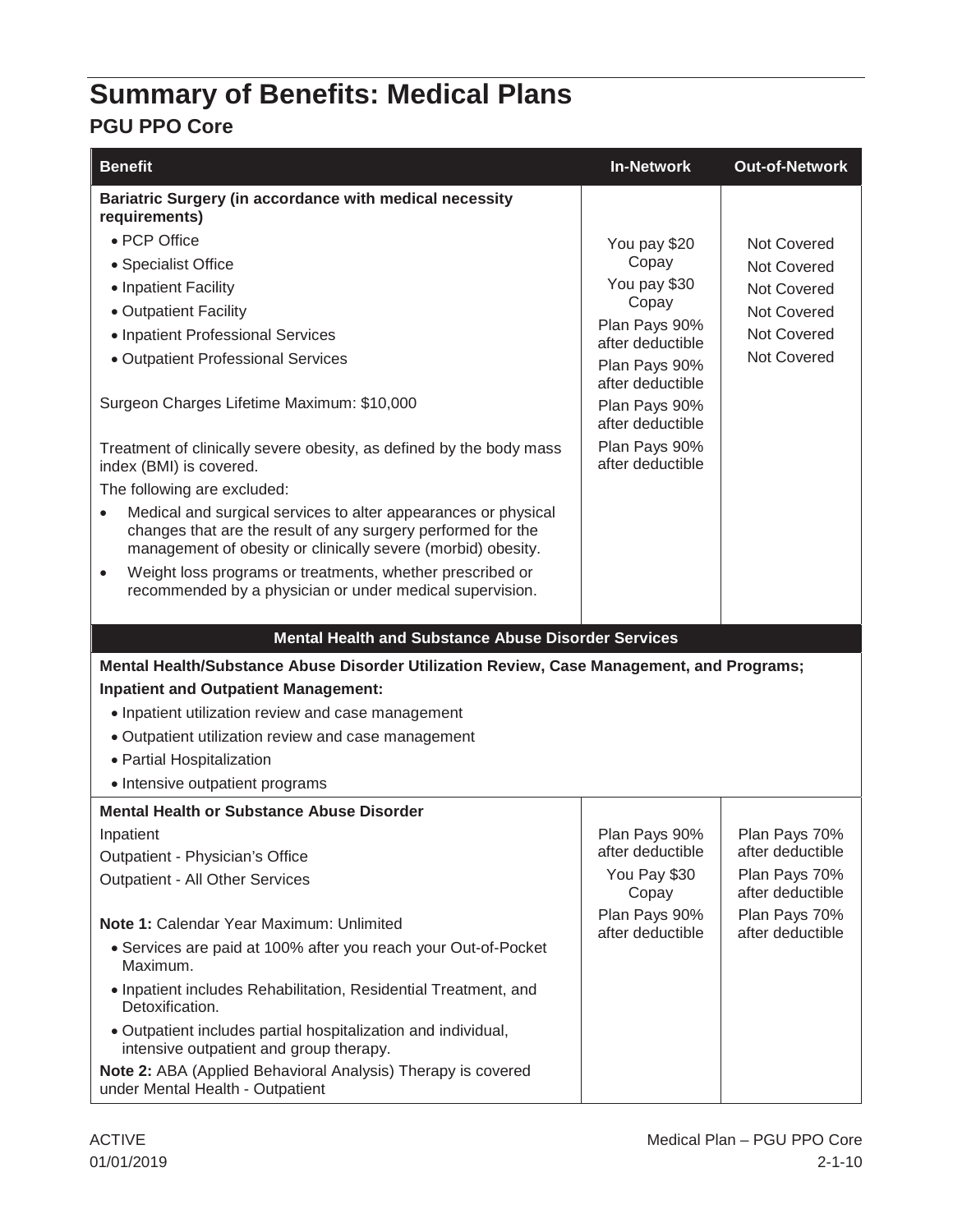# Summary of Benefits: Medical Plans

## PGU PPO Core

| Benefit | In-Network | Out-of-Network |
|---|---|---|
| **Bariatric Surgery (in accordance with medical necessity requirements)** | | |
| • PCP Office | You pay $20 Copay | Not Covered |
| • Specialist Office | You pay $30 Copay | Not Covered |
| • Inpatient Facility | Plan Pays 90% after deductible | Not Covered |
| • Outpatient Facility | Plan Pays 90% after deductible | Not Covered |
| • Inpatient Professional Services | Plan Pays 90% after deductible | Not Covered |
| • Outpatient Professional Services | Plan Pays 90% after deductible | Not Covered |
| Surgeon Charges Lifetime Maximum: $10,000<br><br>Treatment of clinically severe obesity, as defined by the body mass index (BMI) is covered.<br>The following are excluded:<br>• Medical and surgical services to alter appearances or physical changes that are the result of any surgery performed for the management of obesity or clinically severe (morbid) obesity.<br>• Weight loss programs or treatments, whether prescribed or recommended by a physician or under medical supervision. | | |
| **Mental Health and Substance Abuse Disorder Services** | | |
| **Mental Health/Substance Abuse Disorder Utilization Review, Case Management, and Programs;**<br>**Inpatient and Outpatient Management:**<br>• Inpatient utilization review and case management<br>• Outpatient utilization review and case management<br>• Partial Hospitalization<br>• Intensive outpatient programs | | |
| **Mental Health or Substance Abuse Disorder** | | |
| Inpatient | Plan Pays 90% after deductible | Plan Pays 70% after deductible |
| Outpatient - Physician's Office | You Pay $30 Copay | Plan Pays 70% after deductible |
| Outpatient - All Other Services | Plan Pays 90% after deductible | Plan Pays 70% after deductible |
| **Note 1:** Calendar Year Maximum: Unlimited<br>• Services are paid at 100% after you reach your Out-of-Pocket Maximum.<br>• Inpatient includes Rehabilitation, Residential Treatment, and Detoxification.<br>• Outpatient includes partial hospitalization and individual, intensive outpatient and group therapy.<br>**Note 2:** ABA (Applied Behavioral Analysis) Therapy is covered under Mental Health - Outpatient | | |

ACTIVE
01/01/2019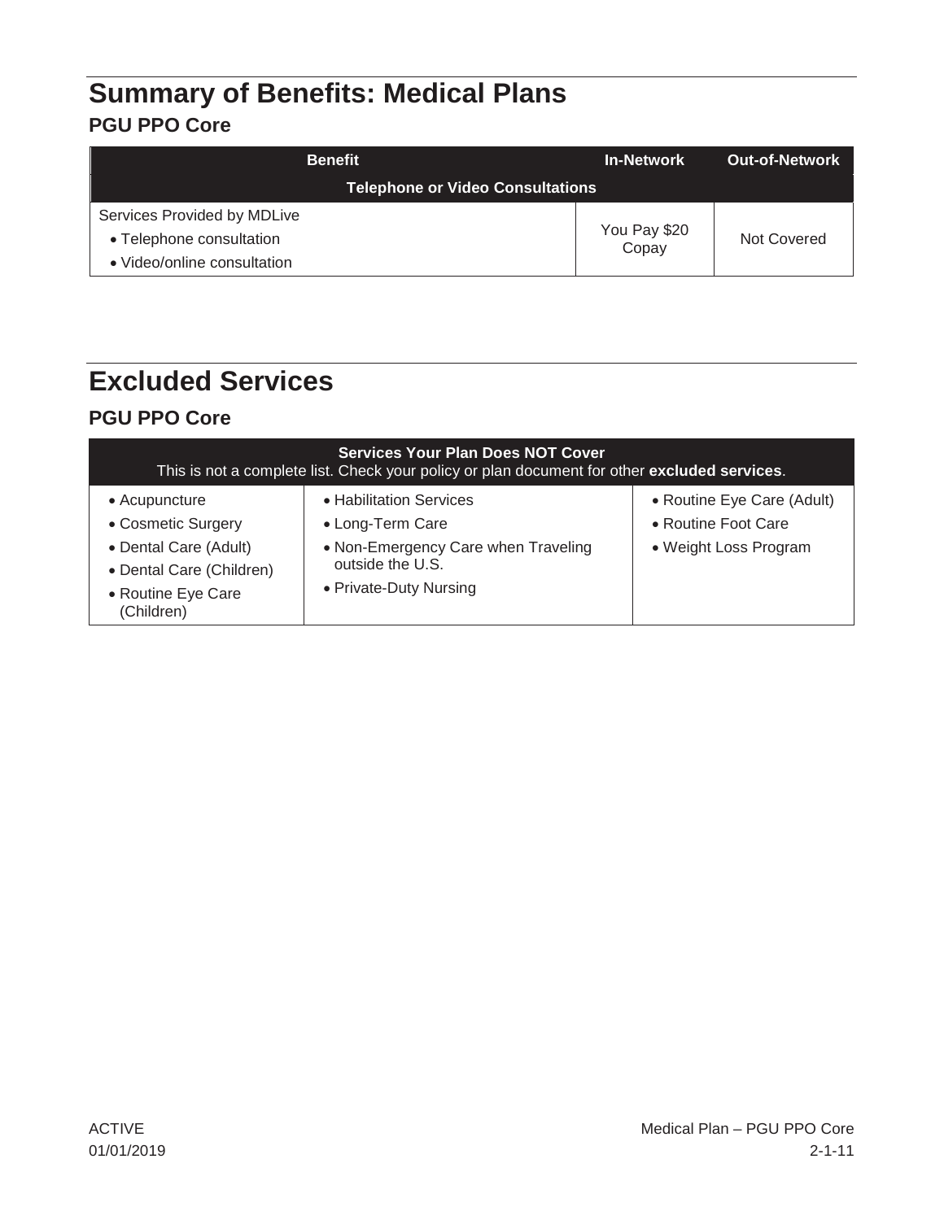# Summary of Benefits: Medical Plans

## PGU PPO Core

| Benefit | In-Network | Out-of-Network |
|---|---|---|
| **Telephone or Video Consultations** | | |
| Services Provided by MDLive<br>• Telephone consultation<br>• Video/online consultation | You Pay $20 Copay | Not Covered |

# Excluded Services

## PGU PPO Core

| Services Your Plan Does NOT Cover<br>This is not a complete list. Check your policy or plan document for other **excluded services**. | | |
|---|---|---|
| • Acupuncture<br>• Cosmetic Surgery<br>• Dental Care (Adult)<br>• Dental Care (Children)<br>• Routine Eye Care (Children) | • Habilitation Services<br>• Long-Term Care<br>• Non-Emergency Care when Traveling outside the U.S.<br>• Private-Duty Nursing | • Routine Eye Care (Adult)<br>• Routine Foot Care<br>• Weight Loss Program |

ACTIVE
01/01/2019

Medical Plan – PGU PPO Core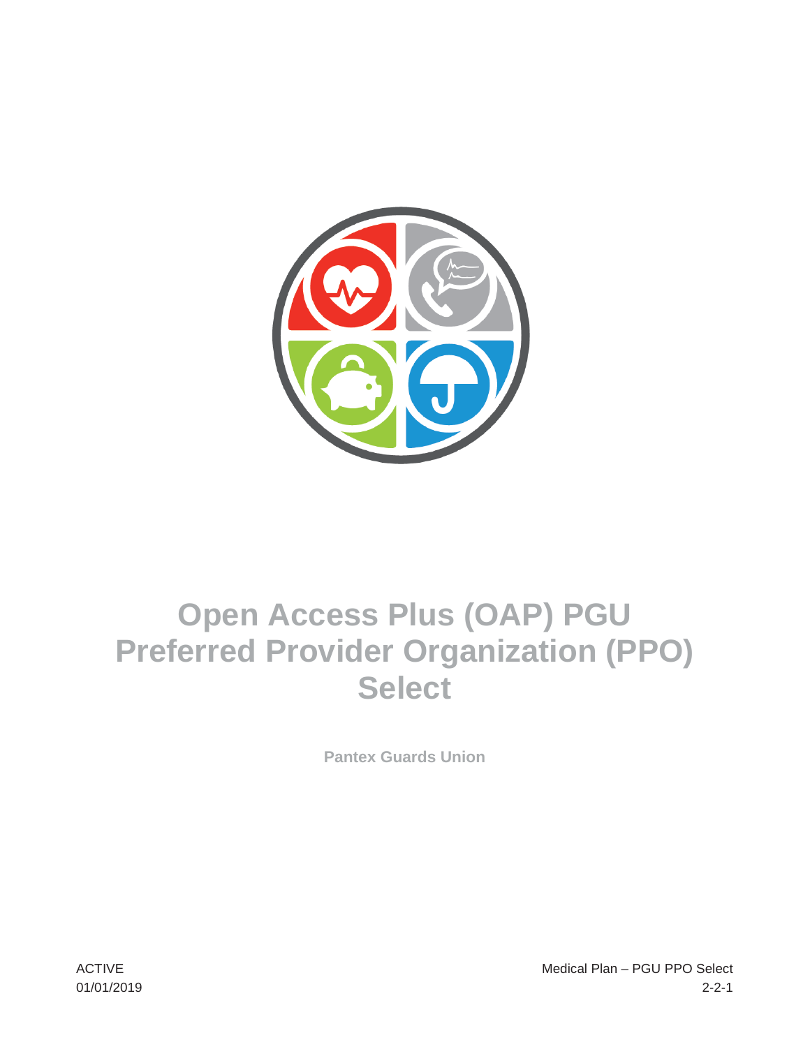# Open Access Plus (OAP) PGU Preferred Provider Organization (PPO) Select

**Pantex Guards Union**

ACTIVE
01/01/2019

Medical Plan – PGU PPO Select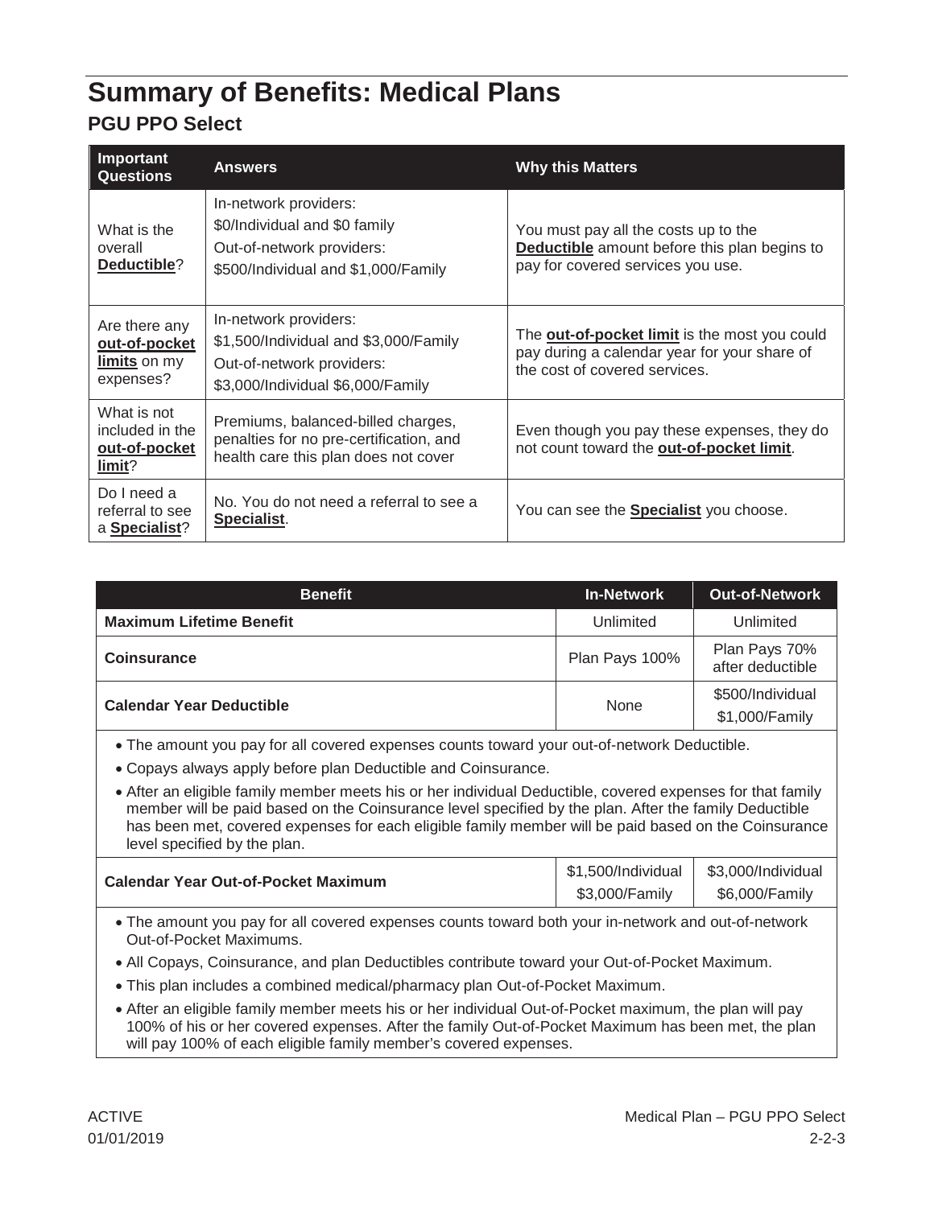# Summary of Benefits: Medical Plans

## PGU PPO Select

| Important Questions | Answers | Why this Matters |
|---|---|---|
| What is the overall **Deductible**? | In-network providers:<br>$0/Individual and $0 family<br>Out-of-network providers:<br>$500/Individual and $1,000/Family | You must pay all the costs up to the **Deductible** amount before this plan begins to pay for covered services you use. |
| Are there any **out-of-pocket limits** on my expenses? | In-network providers:<br>$1,500/Individual and $3,000/Family<br>Out-of-network providers:<br>$3,000/Individual $6,000/Family | The **out-of-pocket limit** is the most you could pay during a calendar year for your share of the cost of covered services. |
| What is not included in the **out-of-pocket limit**? | Premiums, balanced-billed charges, penalties for no pre-certification, and health care this plan does not cover | Even though you pay these expenses, they do not count toward the **out-of-pocket limit**. |
| Do I need a referral to see a **Specialist**? | No. You do not need a referral to see a **Specialist**. | You can see the **Specialist** you choose. |

| Benefit | In-Network | Out-of-Network |
|---|---|---|
| **Maximum Lifetime Benefit** | Unlimited | Unlimited |
| **Coinsurance** | Plan Pays 100% | Plan Pays 70% after deductible |
| **Calendar Year Deductible** | None | $500/Individual<br>$1,000/Family |

- The amount you pay for all covered expenses counts toward your out-of-network Deductible.
- Copays always apply before plan Deductible and Coinsurance.
- After an eligible family member meets his or her individual Deductible, covered expenses for that family member will be paid based on the Coinsurance level specified by the plan. After the family Deductible has been met, covered expenses for each eligible family member will be paid based on the Coinsurance level specified by the plan.

| Benefit | In-Network | Out-of-Network |
|---|---|---|
| **Calendar Year Out-of-Pocket Maximum** | $1,500/Individual<br>$3,000/Family | $3,000/Individual<br>$6,000/Family |

- The amount you pay for all covered expenses counts toward both your in-network and out-of-network Out-of-Pocket Maximums.
- All Copays, Coinsurance, and plan Deductibles contribute toward your Out-of-Pocket Maximum.
- This plan includes a combined medical/pharmacy plan Out-of-Pocket Maximum.
- After an eligible family member meets his or her individual Out-of-Pocket maximum, the plan will pay 100% of his or her covered expenses. After the family Out-of-Pocket Maximum has been met, the plan will pay 100% of each eligible family member's covered expenses.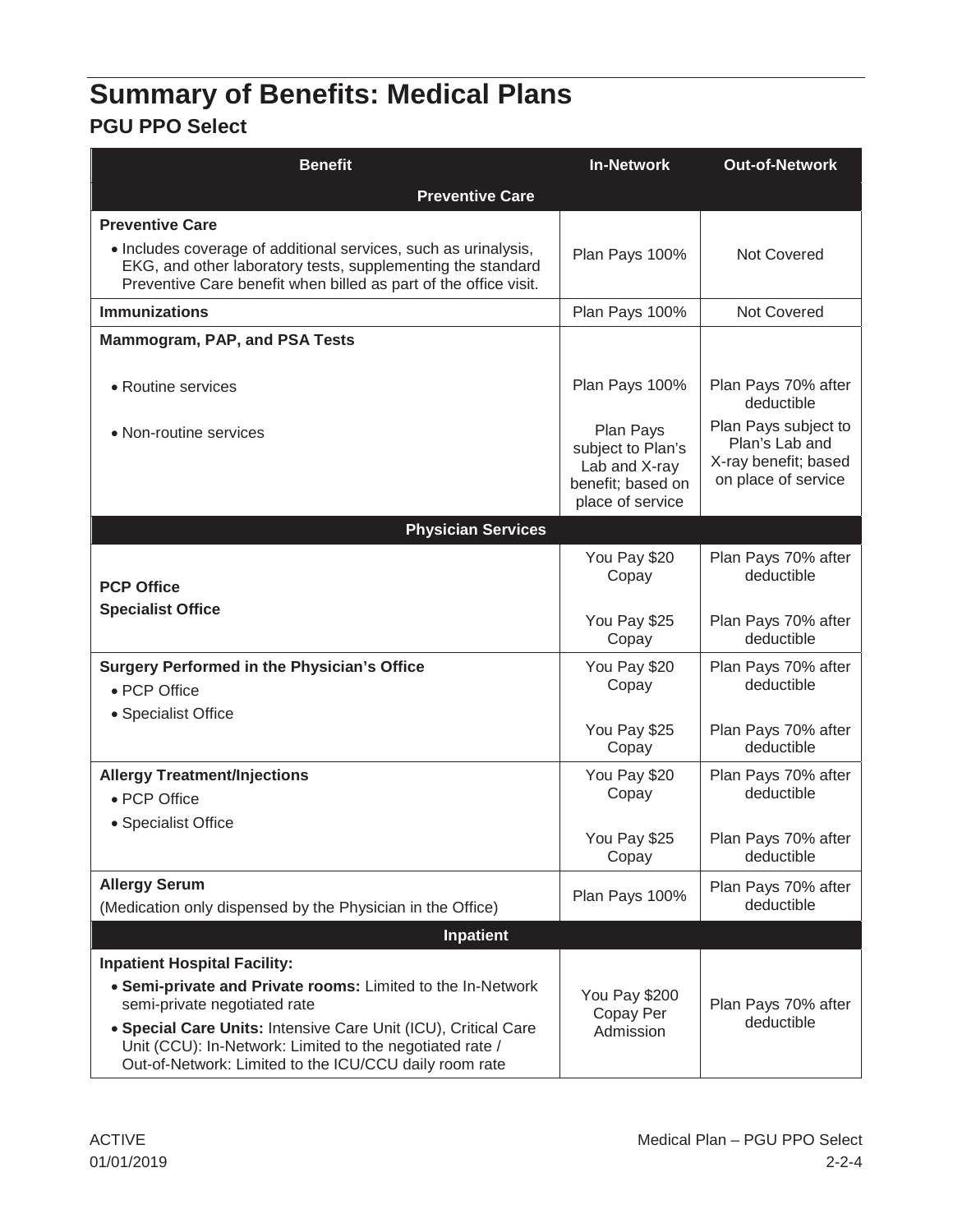# Summary of Benefits: Medical Plans

## PGU PPO Select

| Benefit | In-Network | Out-of-Network |
|---|---|---|
| **Preventive Care** | | |
| **Preventive Care**<br>• Includes coverage of additional services, such as urinalysis, EKG, and other laboratory tests, supplementing the standard Preventive Care benefit when billed as part of the office visit. | Plan Pays 100% | Not Covered |
| **Immunizations** | Plan Pays 100% | Not Covered |
| **Mammogram, PAP, and PSA Tests** | | |
| • Routine services | Plan Pays 100% | Plan Pays 70% after deductible |
| • Non-routine services | Plan Pays subject to Plan's Lab and X-ray benefit; based on place of service | Plan Pays subject to Plan's Lab and X-ray benefit; based on place of service |
| **Physician Services** | | |
| **PCP Office** | You Pay $20 Copay | Plan Pays 70% after deductible |
| **Specialist Office** | You Pay $25 Copay | Plan Pays 70% after deductible |
| **Surgery Performed in the Physician's Office** | | |
| • PCP Office | You Pay $20 Copay | Plan Pays 70% after deductible |
| • Specialist Office | You Pay $25 Copay | Plan Pays 70% after deductible |
| **Allergy Treatment/Injections** | | |
| • PCP Office | You Pay $20 Copay | Plan Pays 70% after deductible |
| • Specialist Office | You Pay $25 Copay | Plan Pays 70% after deductible |
| **Allergy Serum**<br>(Medication only dispensed by the Physician in the Office) | Plan Pays 100% | Plan Pays 70% after deductible |
| **Inpatient** | | |
| **Inpatient Hospital Facility:**<br>• **Semi-private and Private rooms:** Limited to the In-Network semi-private negotiated rate<br>• **Special Care Units:** Intensive Care Unit (ICU), Critical Care Unit (CCU): In-Network: Limited to the negotiated rate / Out-of-Network: Limited to the ICU/CCU daily room rate | You Pay $200 Copay Per Admission | Plan Pays 70% after deductible |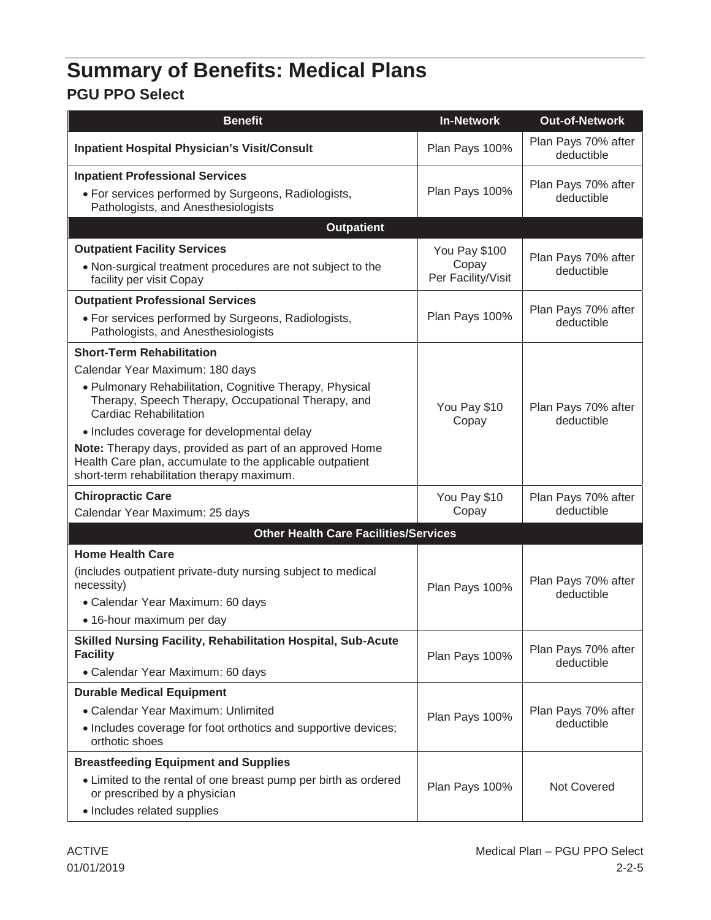# Summary of Benefits: Medical Plans

## PGU PPO Select

| Benefit | In-Network | Out-of-Network |
|---|---|---|
| **Inpatient Hospital Physician's Visit/Consult** | Plan Pays 100% | Plan Pays 70% after deductible |
| **Inpatient Professional Services**<br>• For services performed by Surgeons, Radiologists, Pathologists, and Anesthesiologists | Plan Pays 100% | Plan Pays 70% after deductible |
| **Outpatient** | | |
| **Outpatient Facility Services**<br>• Non-surgical treatment procedures are not subject to the facility per visit Copay | You Pay $100 Copay Per Facility/Visit | Plan Pays 70% after deductible |
| **Outpatient Professional Services**<br>• For services performed by Surgeons, Radiologists, Pathologists, and Anesthesiologists | Plan Pays 100% | Plan Pays 70% after deductible |
| **Short-Term Rehabilitation**<br>Calendar Year Maximum: 180 days<br>• Pulmonary Rehabilitation, Cognitive Therapy, Physical Therapy, Speech Therapy, Occupational Therapy, and Cardiac Rehabilitation<br>• Includes coverage for developmental delay<br>**Note:** Therapy days, provided as part of an approved Home Health Care plan, accumulate to the applicable outpatient short-term rehabilitation therapy maximum. | You Pay $10 Copay | Plan Pays 70% after deductible |
| **Chiropractic Care**<br>Calendar Year Maximum: 25 days | You Pay $10 Copay | Plan Pays 70% after deductible |
| **Other Health Care Facilities/Services** | | |
| **Home Health Care**<br>(includes outpatient private-duty nursing subject to medical necessity)<br>• Calendar Year Maximum: 60 days<br>• 16-hour maximum per day | Plan Pays 100% | Plan Pays 70% after deductible |
| **Skilled Nursing Facility, Rehabilitation Hospital, Sub-Acute Facility**<br>• Calendar Year Maximum: 60 days | Plan Pays 100% | Plan Pays 70% after deductible |
| **Durable Medical Equipment**<br>• Calendar Year Maximum: Unlimited<br>• Includes coverage for foot orthotics and supportive devices; orthotic shoes | Plan Pays 100% | Plan Pays 70% after deductible |
| **Breastfeeding Equipment and Supplies**<br>• Limited to the rental of one breast pump per birth as ordered or prescribed by a physician<br>• Includes related supplies | Plan Pays 100% | Not Covered |

ACTIVE
01/01/2019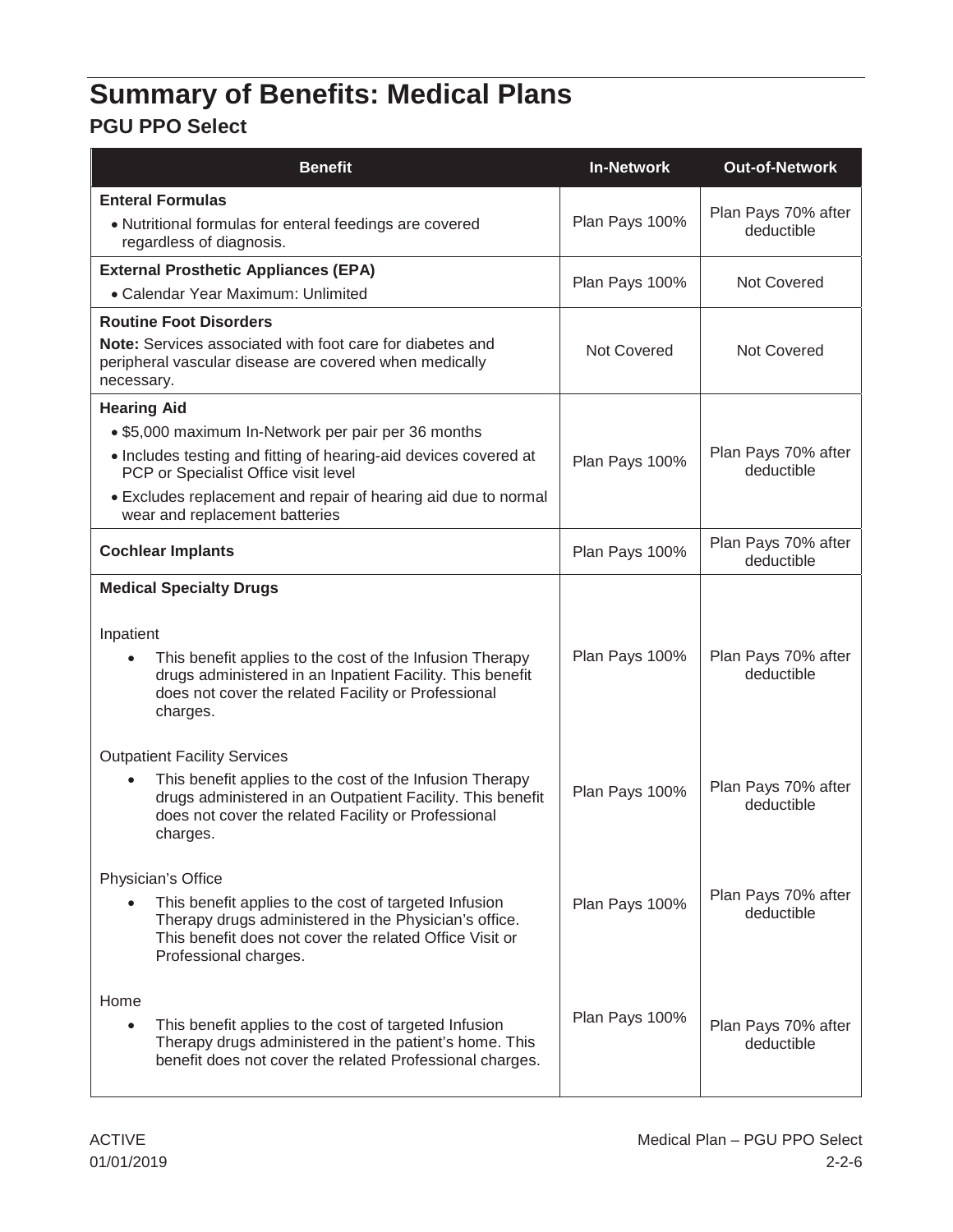# Summary of Benefits: Medical Plans

## PGU PPO Select

| Benefit | In-Network | Out-of-Network |
|---|---|---|
| **Enteral Formulas**<br>• Nutritional formulas for enteral feedings are covered regardless of diagnosis. | Plan Pays 100% | Plan Pays 70% after deductible |
| **External Prosthetic Appliances (EPA)**<br>• Calendar Year Maximum: Unlimited | Plan Pays 100% | Not Covered |
| **Routine Foot Disorders**<br>**Note:** Services associated with foot care for diabetes and peripheral vascular disease are covered when medically necessary. | Not Covered | Not Covered |
| **Hearing Aid**<br>• $5,000 maximum In-Network per pair per 36 months<br>• Includes testing and fitting of hearing-aid devices covered at PCP or Specialist Office visit level<br>• Excludes replacement and repair of hearing aid due to normal wear and replacement batteries | Plan Pays 100% | Plan Pays 70% after deductible |
| **Cochlear Implants** | Plan Pays 100% | Plan Pays 70% after deductible |
| **Medical Specialty Drugs** | | |
| Inpatient<br>• This benefit applies to the cost of the Infusion Therapy drugs administered in an Inpatient Facility. This benefit does not cover the related Facility or Professional charges. | Plan Pays 100% | Plan Pays 70% after deductible |
| Outpatient Facility Services<br>• This benefit applies to the cost of the Infusion Therapy drugs administered in an Outpatient Facility. This benefit does not cover the related Facility or Professional charges. | Plan Pays 100% | Plan Pays 70% after deductible |
| Physician's Office<br>• This benefit applies to the cost of targeted Infusion Therapy drugs administered in the Physician's office. This benefit does not cover the related Office Visit or Professional charges. | Plan Pays 100% | Plan Pays 70% after deductible |
| Home<br>• This benefit applies to the cost of targeted Infusion Therapy drugs administered in the patient's home. This benefit does not cover the related Professional charges. | Plan Pays 100% | Plan Pays 70% after deductible |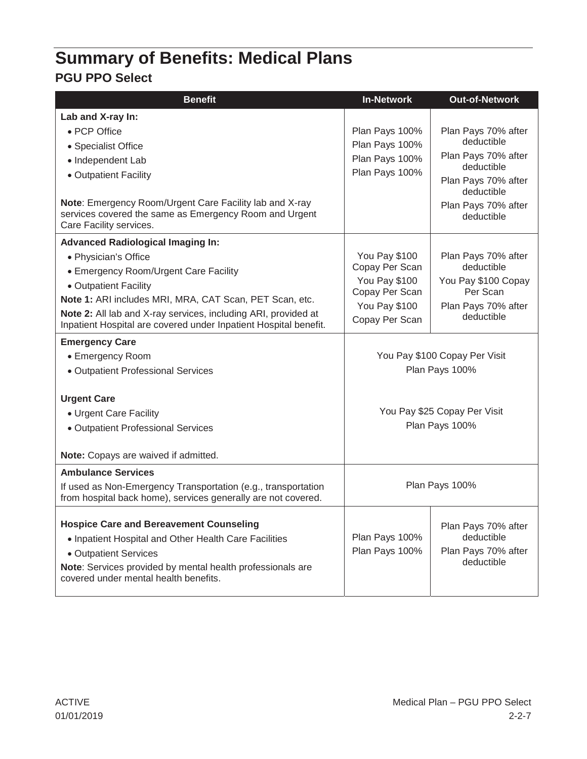# Summary of Benefits: Medical Plans

## PGU PPO Select

| Benefit | In-Network | Out-of-Network |
|---|---|---|
| **Lab and X-ray In:** | | |
| • PCP Office | Plan Pays 100% | Plan Pays 70% after deductible |
| • Specialist Office | Plan Pays 100% | Plan Pays 70% after deductible |
| • Independent Lab | Plan Pays 100% | Plan Pays 70% after deductible |
| • Outpatient Facility | Plan Pays 100% | Plan Pays 70% after deductible |
| **Note**: Emergency Room/Urgent Care Facility lab and X-ray services covered the same as Emergency Room and Urgent Care Facility services. | | |
| **Advanced Radiological Imaging In:** | | |
| • Physician's Office | You Pay $100 Copay Per Scan | Plan Pays 70% after deductible |
| • Emergency Room/Urgent Care Facility | You Pay $100 Copay Per Scan | You Pay $100 Copay Per Scan |
| • Outpatient Facility | You Pay $100 Copay Per Scan | Plan Pays 70% after deductible |
| **Note 1:** ARI includes MRI, MRA, CAT Scan, PET Scan, etc. | | |
| **Note 2:** All lab and X-ray services, including ARI, provided at Inpatient Hospital are covered under Inpatient Hospital benefit. | | |
| **Emergency Care** | | |
| • Emergency Room | You Pay $100 Copay Per Visit | |
| • Outpatient Professional Services | Plan Pays 100% | |
| **Urgent Care** | | |
| • Urgent Care Facility | You Pay $25 Copay Per Visit | |
| • Outpatient Professional Services | Plan Pays 100% | |
| **Note:** Copays are waived if admitted. | | |
| **Ambulance Services**<br>If used as Non-Emergency Transportation (e.g., transportation from hospital back home), services generally are not covered. | Plan Pays 100% | |
| **Hospice Care and Bereavement Counseling** | | |
| • Inpatient Hospital and Other Health Care Facilities | Plan Pays 100% | Plan Pays 70% after deductible |
| • Outpatient Services | Plan Pays 100% | Plan Pays 70% after deductible |
| **Note**: Services provided by mental health professionals are covered under mental health benefits. | | |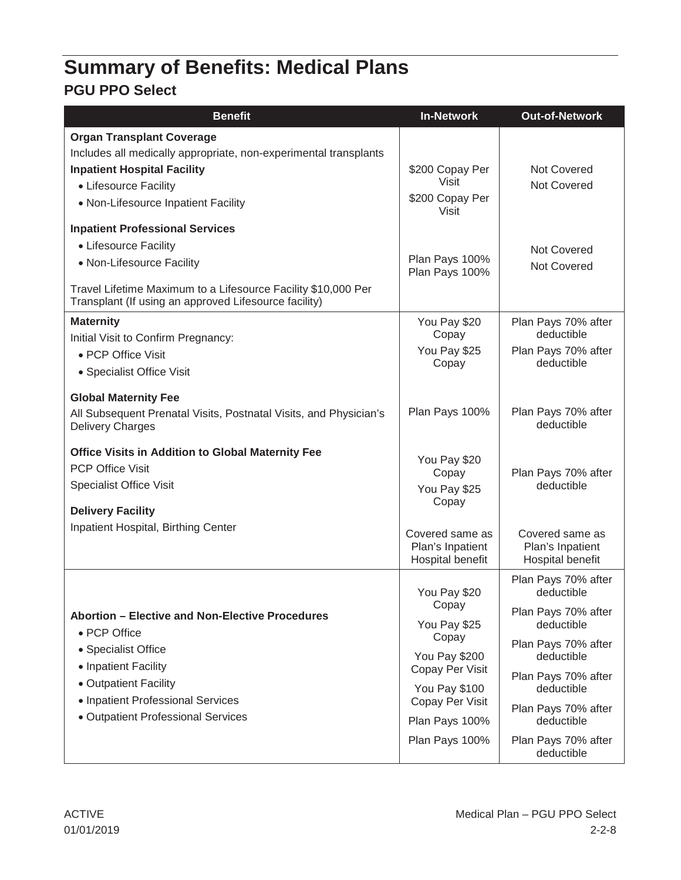# Summary of Benefits: Medical Plans

## PGU PPO Select

| Benefit | In-Network | Out-of-Network |
|---|---|---|
| **Organ Transplant Coverage**<br>Includes all medically appropriate, non-experimental transplants | | |
| **Inpatient Hospital Facility** | | |
| • Lifesource Facility | $200 Copay Per Visit | Not Covered |
| • Non-Lifesource Inpatient Facility | $200 Copay Per Visit | Not Covered |
| **Inpatient Professional Services** | | |
| • Lifesource Facility | Plan Pays 100% | Not Covered |
| • Non-Lifesource Facility | Plan Pays 100% | Not Covered |
| Travel Lifetime Maximum to a Lifesource Facility $10,000 Per Transplant (If using an approved Lifesource facility) | | |
| **Maternity**<br>Initial Visit to Confirm Pregnancy: | | |
| • PCP Office Visit | You Pay $20 Copay | Plan Pays 70% after deductible |
| • Specialist Office Visit | You Pay $25 Copay | Plan Pays 70% after deductible |
| **Global Maternity Fee**<br>All Subsequent Prenatal Visits, Postnatal Visits, and Physician's Delivery Charges | Plan Pays 100% | Plan Pays 70% after deductible |
| **Office Visits in Addition to Global Maternity Fee** | | |
| PCP Office Visit | You Pay $20 Copay | Plan Pays 70% after deductible |
| Specialist Office Visit | You Pay $25 Copay | |
| **Delivery Facility**<br>Inpatient Hospital, Birthing Center | Covered same as Plan's Inpatient Hospital benefit | Covered same as Plan's Inpatient Hospital benefit |
| **Abortion – Elective and Non-Elective Procedures** | | |
| • PCP Office | You Pay $20 Copay | Plan Pays 70% after deductible |
| • Specialist Office | You Pay $25 Copay | Plan Pays 70% after deductible |
| • Inpatient Facility | You Pay $200 Copay Per Visit | Plan Pays 70% after deductible |
| • Outpatient Facility | You Pay $100 Copay Per Visit | Plan Pays 70% after deductible |
| • Inpatient Professional Services | Plan Pays 100% | Plan Pays 70% after deductible |
| • Outpatient Professional Services | Plan Pays 100% | Plan Pays 70% after deductible |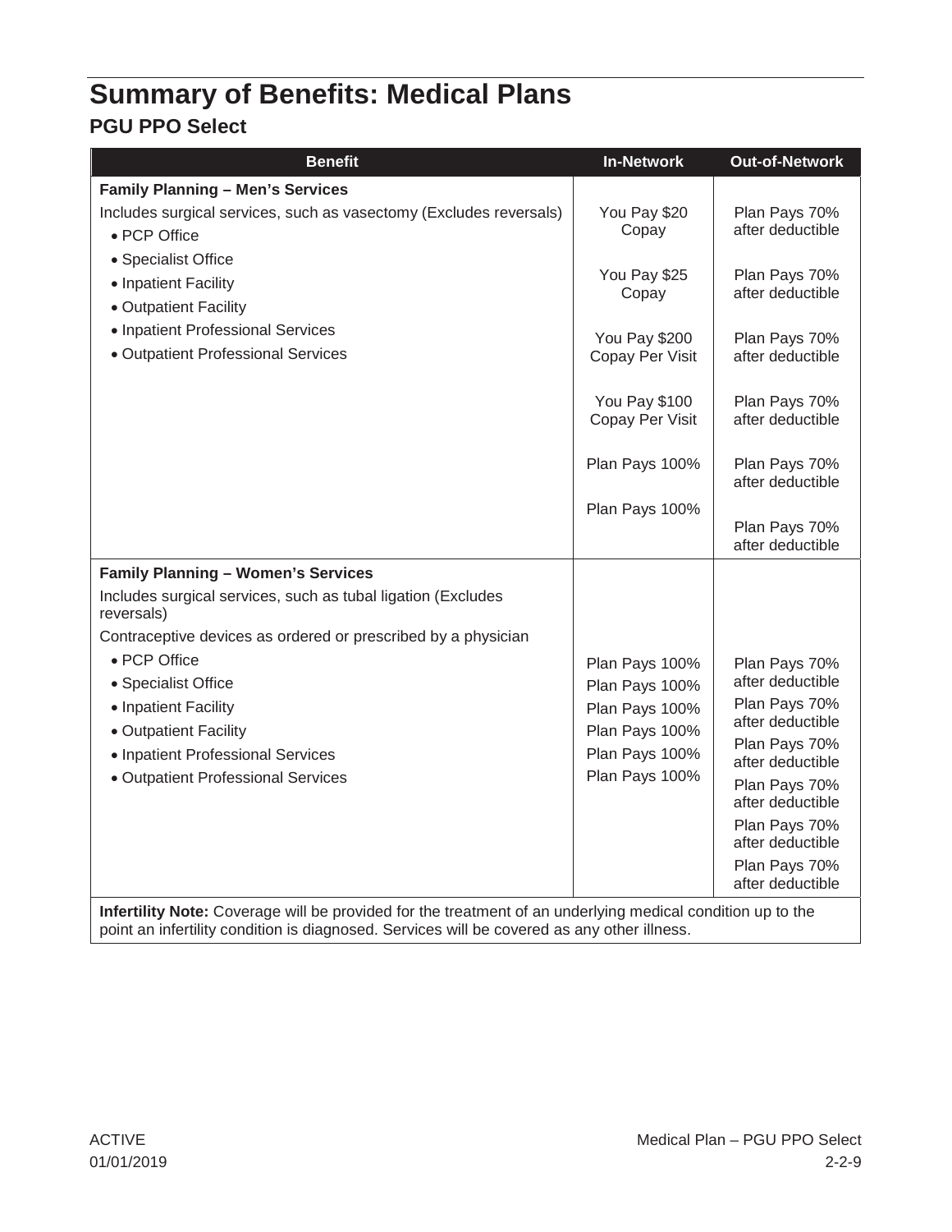# Summary of Benefits: Medical Plans

## PGU PPO Select

| Benefit | In-Network | Out-of-Network |
|---|---|---|
| **Family Planning – Men's Services** | | |
| Includes surgical services, such as vasectomy (Excludes reversals) | | |
| • PCP Office | You Pay $20 Copay | Plan Pays 70% after deductible |
| • Specialist Office | You Pay $25 Copay | Plan Pays 70% after deductible |
| • Inpatient Facility | You Pay $200 Copay Per Visit | Plan Pays 70% after deductible |
| • Outpatient Facility | You Pay $100 Copay Per Visit | Plan Pays 70% after deductible |
| • Inpatient Professional Services | Plan Pays 100% | Plan Pays 70% after deductible |
| • Outpatient Professional Services | Plan Pays 100% | Plan Pays 70% after deductible |
| **Family Planning – Women's Services** | | |
| Includes surgical services, such as tubal ligation (Excludes reversals) | | |
| Contraceptive devices as ordered or prescribed by a physician | | |
| • PCP Office | Plan Pays 100% | Plan Pays 70% after deductible |
| • Specialist Office | Plan Pays 100% | Plan Pays 70% after deductible |
| • Inpatient Facility | Plan Pays 100% | Plan Pays 70% after deductible |
| • Outpatient Facility | Plan Pays 100% | Plan Pays 70% after deductible |
| • Inpatient Professional Services | Plan Pays 100% | Plan Pays 70% after deductible |
| • Outpatient Professional Services | Plan Pays 100% | Plan Pays 70% after deductible |
| **Infertility Note:** Coverage will be provided for the treatment of an underlying medical condition up to the point an infertility condition is diagnosed. Services will be covered as any other illness. | | |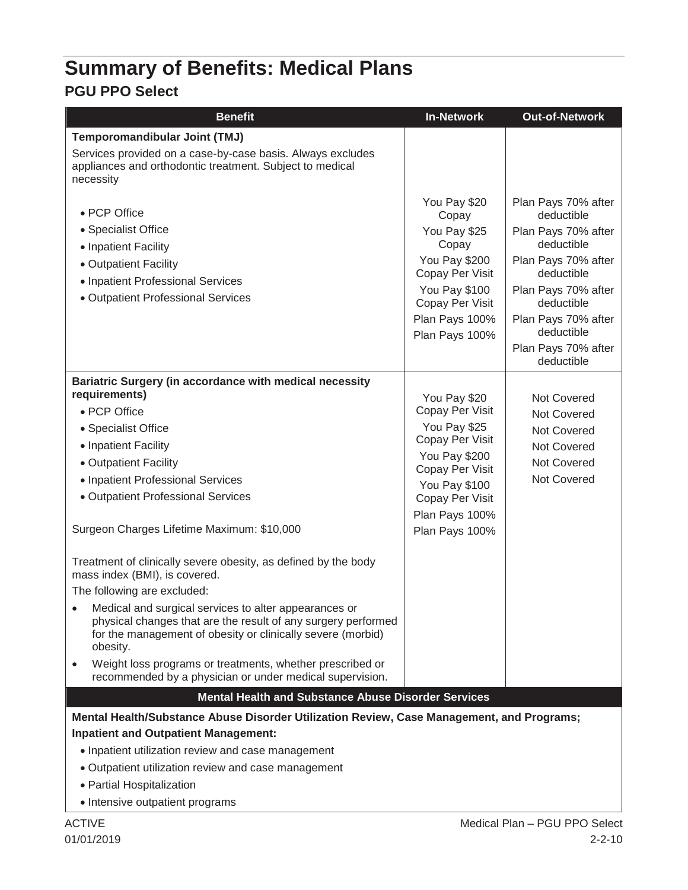# Summary of Benefits: Medical Plans

## PGU PPO Select

| Benefit | In-Network | Out-of-Network |
|---|---|---|
| **Temporomandibular Joint (TMJ)**<br>Services provided on a case-by-case basis. Always excludes appliances and orthodontic treatment. Subject to medical necessity | | |
| • PCP Office | You Pay $20 Copay | Plan Pays 70% after deductible |
| • Specialist Office | You Pay $25 Copay | Plan Pays 70% after deductible |
| • Inpatient Facility | You Pay $200 Copay Per Visit | Plan Pays 70% after deductible |
| • Outpatient Facility | You Pay $100 Copay Per Visit | Plan Pays 70% after deductible |
| • Inpatient Professional Services | Plan Pays 100% | Plan Pays 70% after deductible |
| • Outpatient Professional Services | Plan Pays 100% | Plan Pays 70% after deductible |
| **Bariatric Surgery (in accordance with medical necessity requirements)** | | |
| • PCP Office | You Pay $20 Copay Per Visit | Not Covered |
| • Specialist Office | You Pay $25 Copay Per Visit | Not Covered |
| • Inpatient Facility | You Pay $200 Copay Per Visit | Not Covered |
| • Outpatient Facility | You Pay $100 Copay Per Visit | Not Covered |
| • Inpatient Professional Services | Plan Pays 100% | Not Covered |
| • Outpatient Professional Services | Plan Pays 100% | Not Covered |
| Surgeon Charges Lifetime Maximum: $10,000<br><br>Treatment of clinically severe obesity, as defined by the body mass index (BMI), is covered.<br>The following are excluded:<br>• Medical and surgical services to alter appearances or physical changes that are the result of any surgery performed for the management of obesity or clinically severe (morbid) obesity.<br>• Weight loss programs or treatments, whether prescribed or recommended by a physician or under medical supervision. | | |
| **Mental Health and Substance Abuse Disorder Services** | | |

**Mental Health/Substance Abuse Disorder Utilization Review, Case Management, and Programs; Inpatient and Outpatient Management:**

- Inpatient utilization review and case management
- Outpatient utilization review and case management
- Partial Hospitalization
- Intensive outpatient programs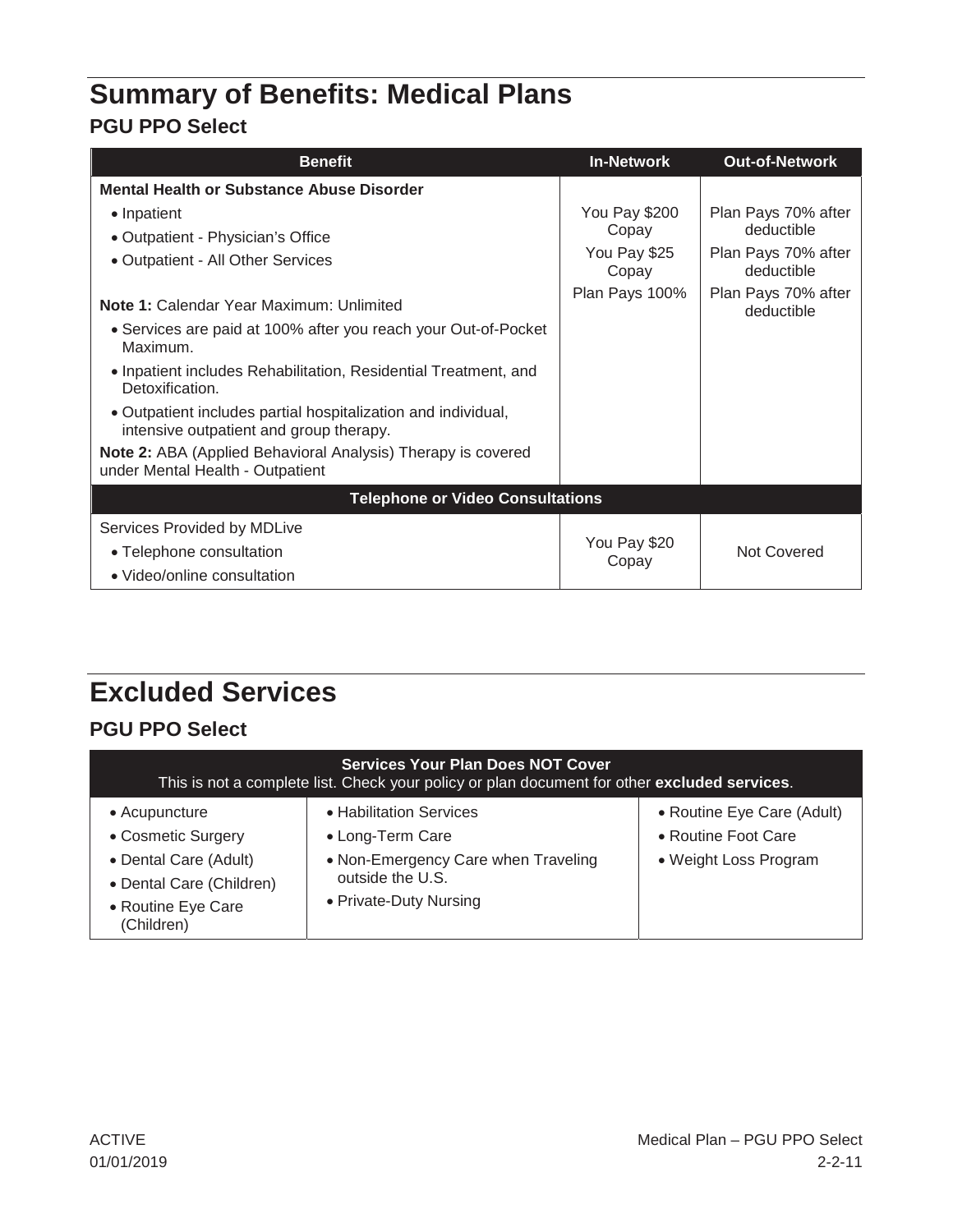# Summary of Benefits: Medical Plans

## PGU PPO Select

| Benefit | In-Network | Out-of-Network |
|---|---|---|
| **Mental Health or Substance Abuse Disorder** | | |
| • Inpatient | You Pay $200 Copay | Plan Pays 70% after deductible |
| • Outpatient - Physician's Office | You Pay $25 Copay | Plan Pays 70% after deductible |
| • Outpatient - All Other Services | Plan Pays 100% | Plan Pays 70% after deductible |
| **Note 1:** Calendar Year Maximum: Unlimited<br>• Services are paid at 100% after you reach your Out-of-Pocket Maximum.<br>• Inpatient includes Rehabilitation, Residential Treatment, and Detoxification.<br>• Outpatient includes partial hospitalization and individual, intensive outpatient and group therapy.<br>**Note 2:** ABA (Applied Behavioral Analysis) Therapy is covered under Mental Health - Outpatient | | |
| **Telephone or Video Consultations** | | |
| Services Provided by MDLive<br>• Telephone consultation<br>• Video/online consultation | You Pay $20 Copay | Not Covered |

# Excluded Services

## PGU PPO Select

| **Services Your Plan Does NOT Cover**<br>This is not a complete list. Check your policy or plan document for other **excluded services**. | | |
|---|---|---|
| • Acupuncture<br>• Cosmetic Surgery<br>• Dental Care (Adult)<br>• Dental Care (Children)<br>• Routine Eye Care (Children) | • Habilitation Services<br>• Long-Term Care<br>• Non-Emergency Care when Traveling outside the U.S.<br>• Private-Duty Nursing | • Routine Eye Care (Adult)<br>• Routine Foot Care<br>• Weight Loss Program |

ACTIVE
01/01/2019

Medical Plan – PGU PPO Select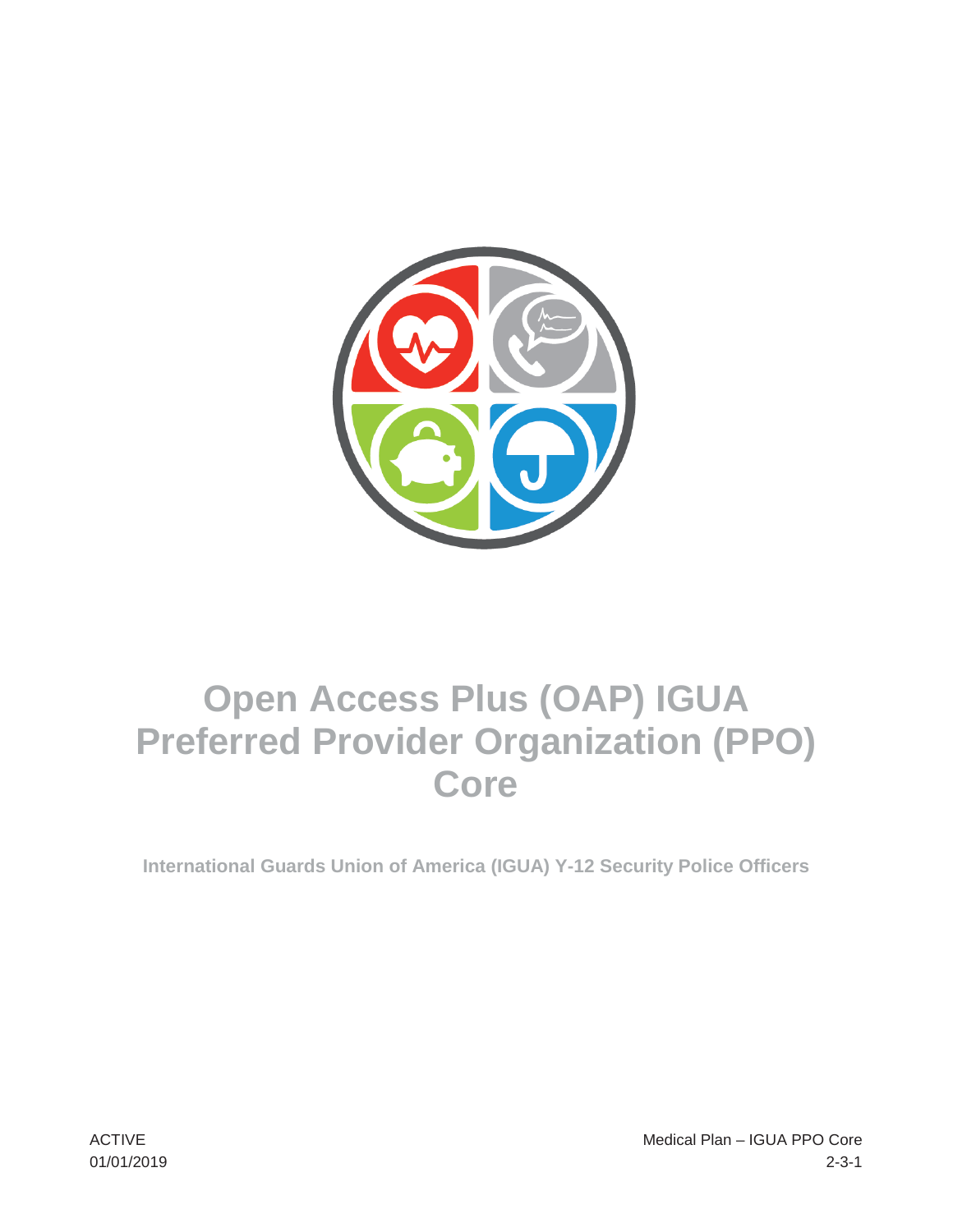# Open Access Plus (OAP) IGUA Preferred Provider Organization (PPO) Core

**International Guards Union of America (IGUA) Y-12 Security Police Officers**

ACTIVE
01/01/2019

Medical Plan – IGUA PPO Core
2-3-1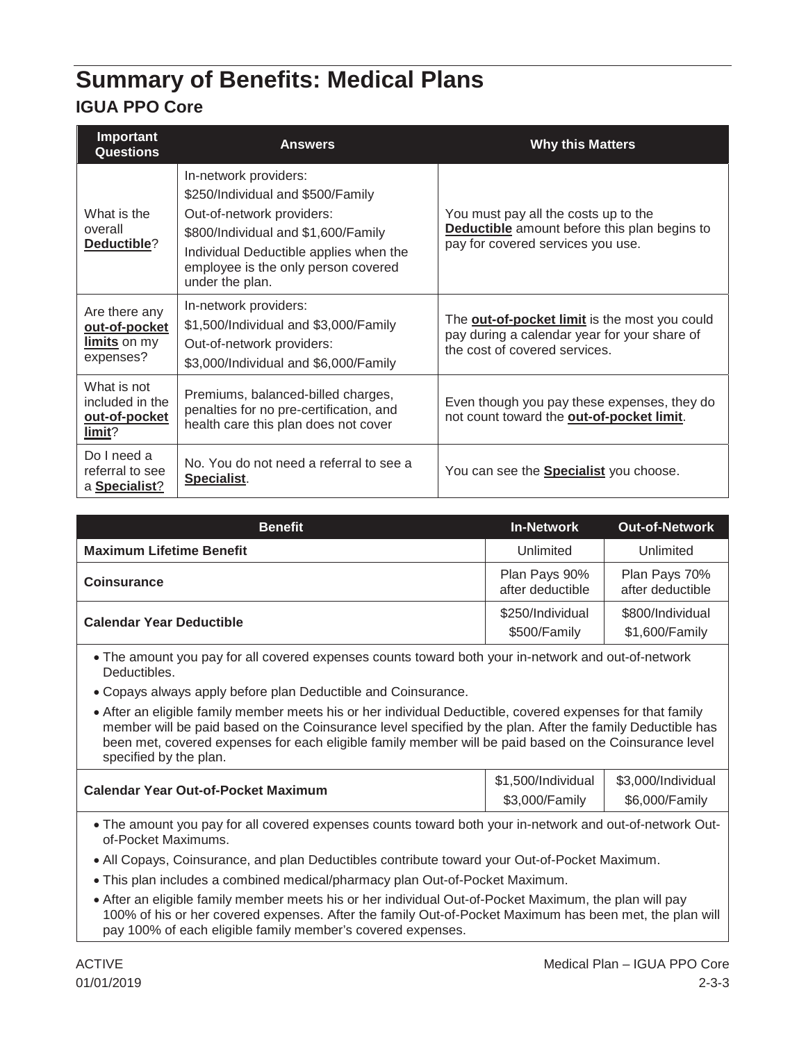# Summary of Benefits: Medical Plans

## IGUA PPO Core

| Important Questions | Answers | Why this Matters |
|---|---|---|
| What is the overall **Deductible**? | In-network providers:<br>$250/Individual and $500/Family<br>Out-of-network providers:<br>$800/Individual and $1,600/Family<br>Individual Deductible applies when the employee is the only person covered under the plan. | You must pay all the costs up to the **Deductible** amount before this plan begins to pay for covered services you use. |
| Are there any **out-of-pocket limits** on my expenses? | In-network providers:<br>$1,500/Individual and $3,000/Family<br>Out-of-network providers:<br>$3,000/Individual and $6,000/Family | The **out-of-pocket limit** is the most you could pay during a calendar year for your share of the cost of covered services. |
| What is not included in the **out-of-pocket limit**? | Premiums, balanced-billed charges, penalties for no pre-certification, and health care this plan does not cover | Even though you pay these expenses, they do not count toward the **out-of-pocket limit**. |
| Do I need a referral to see a **Specialist**? | No. You do not need a referral to see a **Specialist**. | You can see the **Specialist** you choose. |

| Benefit | In-Network | Out-of-Network |
|---|---|---|
| **Maximum Lifetime Benefit** | Unlimited | Unlimited |
| **Coinsurance** | Plan Pays 90% after deductible | Plan Pays 70% after deductible |
| **Calendar Year Deductible** | $250/Individual<br>$500/Family | $800/Individual<br>$1,600/Family |
| • The amount you pay for all covered expenses counts toward both your in-network and out-of-network Deductibles.<br>• Copays always apply before plan Deductible and Coinsurance.<br>• After an eligible family member meets his or her individual Deductible, covered expenses for that family member will be paid based on the Coinsurance level specified by the plan. After the family Deductible has been met, covered expenses for each eligible family member will be paid based on the Coinsurance level specified by the plan. | | |
| **Calendar Year Out-of-Pocket Maximum** | $1,500/Individual<br>$3,000/Family | $3,000/Individual<br>$6,000/Family |
| • The amount you pay for all covered expenses counts toward both your in-network and out-of-network Out-of-Pocket Maximums.<br>• All Copays, Coinsurance, and plan Deductibles contribute toward your Out-of-Pocket Maximum.<br>• This plan includes a combined medical/pharmacy plan Out-of-Pocket Maximum.<br>• After an eligible family member meets his or her individual Out-of-Pocket Maximum, the plan will pay 100% of his or her covered expenses. After the family Out-of-Pocket Maximum has been met, the plan will pay 100% of each eligible family member's covered expenses. | | |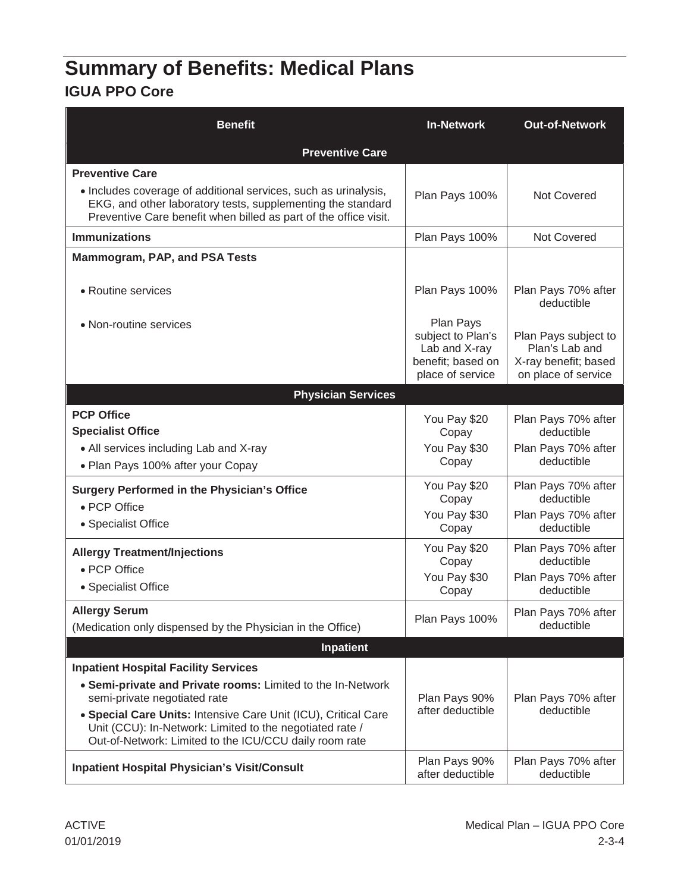# Summary of Benefits: Medical Plans

## IGUA PPO Core

| Benefit | In-Network | Out-of-Network |
|---|---|---|
| **Preventive Care** | | |
| **Preventive Care**<br>• Includes coverage of additional services, such as urinalysis, EKG, and other laboratory tests, supplementing the standard Preventive Care benefit when billed as part of the office visit. | Plan Pays 100% | Not Covered |
| **Immunizations** | Plan Pays 100% | Not Covered |
| **Mammogram, PAP, and PSA Tests** | | |
| • Routine services | Plan Pays 100% | Plan Pays 70% after deductible |
| • Non-routine services | Plan Pays subject to Plan's Lab and X-ray benefit; based on place of service | Plan Pays subject to Plan's Lab and X-ray benefit; based on place of service |
| **Physician Services** | | |
| **PCP Office** | You Pay $20 Copay | Plan Pays 70% after deductible |
| **Specialist Office**<br>• All services including Lab and X-ray<br>• Plan Pays 100% after your Copay | You Pay $30 Copay | Plan Pays 70% after deductible |
| **Surgery Performed in the Physician's Office** | | |
| • PCP Office | You Pay $20 Copay | Plan Pays 70% after deductible |
| • Specialist Office | You Pay $30 Copay | Plan Pays 70% after deductible |
| **Allergy Treatment/Injections** | | |
| • PCP Office | You Pay $20 Copay | Plan Pays 70% after deductible |
| • Specialist Office | You Pay $30 Copay | Plan Pays 70% after deductible |
| **Allergy Serum**<br>(Medication only dispensed by the Physician in the Office) | Plan Pays 100% | Plan Pays 70% after deductible |
| **Inpatient** | | |
| **Inpatient Hospital Facility Services**<br>• **Semi-private and Private rooms:** Limited to the In-Network semi-private negotiated rate<br>• **Special Care Units:** Intensive Care Unit (ICU), Critical Care Unit (CCU): In-Network: Limited to the negotiated rate / Out-of-Network: Limited to the ICU/CCU daily room rate | Plan Pays 90% after deductible | Plan Pays 70% after deductible |
| **Inpatient Hospital Physician's Visit/Consult** | Plan Pays 90% after deductible | Plan Pays 70% after deductible |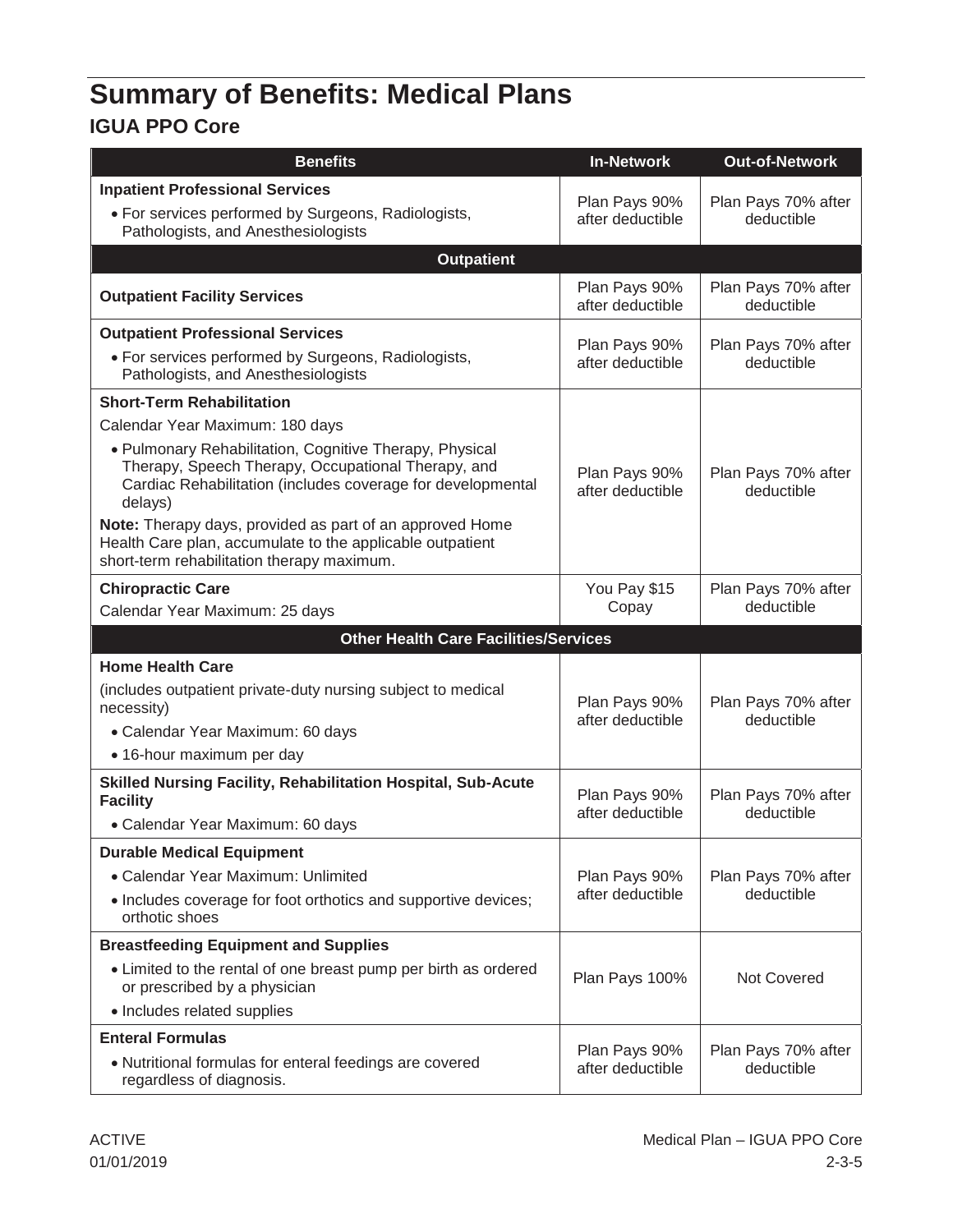# Summary of Benefits: Medical Plans

## IGUA PPO Core

| Benefits | In-Network | Out-of-Network |
|---|---|---|
| **Inpatient Professional Services**<br>• For services performed by Surgeons, Radiologists, Pathologists, and Anesthesiologists | Plan Pays 90% after deductible | Plan Pays 70% after deductible |
| **Outpatient** | | |
| **Outpatient Facility Services** | Plan Pays 90% after deductible | Plan Pays 70% after deductible |
| **Outpatient Professional Services**<br>• For services performed by Surgeons, Radiologists, Pathologists, and Anesthesiologists | Plan Pays 90% after deductible | Plan Pays 70% after deductible |
| **Short-Term Rehabilitation**<br>Calendar Year Maximum: 180 days<br>• Pulmonary Rehabilitation, Cognitive Therapy, Physical Therapy, Speech Therapy, Occupational Therapy, and Cardiac Rehabilitation (includes coverage for developmental delays)<br>**Note:** Therapy days, provided as part of an approved Home Health Care plan, accumulate to the applicable outpatient short-term rehabilitation therapy maximum. | Plan Pays 90% after deductible | Plan Pays 70% after deductible |
| **Chiropractic Care**<br>Calendar Year Maximum: 25 days | You Pay $15 Copay | Plan Pays 70% after deductible |
| **Other Health Care Facilities/Services** | | |
| **Home Health Care**<br>(includes outpatient private-duty nursing subject to medical necessity)<br>• Calendar Year Maximum: 60 days<br>• 16-hour maximum per day | Plan Pays 90% after deductible | Plan Pays 70% after deductible |
| **Skilled Nursing Facility, Rehabilitation Hospital, Sub-Acute Facility**<br>• Calendar Year Maximum: 60 days | Plan Pays 90% after deductible | Plan Pays 70% after deductible |
| **Durable Medical Equipment**<br>• Calendar Year Maximum: Unlimited<br>• Includes coverage for foot orthotics and supportive devices; orthotic shoes | Plan Pays 90% after deductible | Plan Pays 70% after deductible |
| **Breastfeeding Equipment and Supplies**<br>• Limited to the rental of one breast pump per birth as ordered or prescribed by a physician<br>• Includes related supplies | Plan Pays 100% | Not Covered |
| **Enteral Formulas**<br>• Nutritional formulas for enteral feedings are covered regardless of diagnosis. | Plan Pays 90% after deductible | Plan Pays 70% after deductible |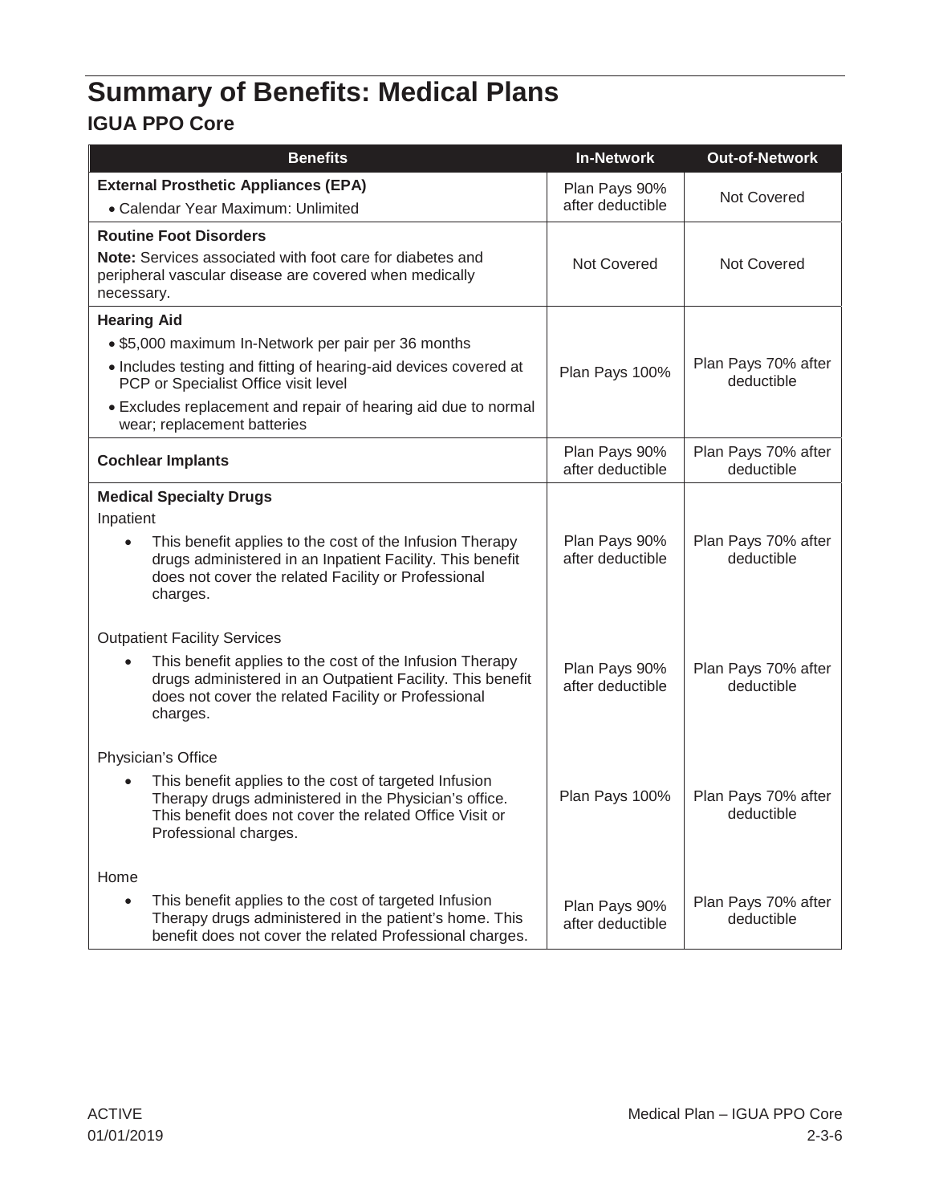# Summary of Benefits: Medical Plans

## IGUA PPO Core

| Benefits | In-Network | Out-of-Network |
|---|---|---|
| **External Prosthetic Appliances (EPA)**<br>• Calendar Year Maximum: Unlimited | Plan Pays 90% after deductible | Not Covered |
| **Routine Foot Disorders**<br>**Note:** Services associated with foot care for diabetes and peripheral vascular disease are covered when medically necessary. | Not Covered | Not Covered |
| **Hearing Aid**<br>• $5,000 maximum In-Network per pair per 36 months<br>• Includes testing and fitting of hearing-aid devices covered at PCP or Specialist Office visit level<br>• Excludes replacement and repair of hearing aid due to normal wear; replacement batteries | Plan Pays 100% | Plan Pays 70% after deductible |
| **Cochlear Implants** | Plan Pays 90% after deductible | Plan Pays 70% after deductible |
| **Medical Specialty Drugs**<br>Inpatient<br>• This benefit applies to the cost of the Infusion Therapy drugs administered in an Inpatient Facility. This benefit does not cover the related Facility or Professional charges. | Plan Pays 90% after deductible | Plan Pays 70% after deductible |
| Outpatient Facility Services<br>• This benefit applies to the cost of the Infusion Therapy drugs administered in an Outpatient Facility. This benefit does not cover the related Facility or Professional charges. | Plan Pays 90% after deductible | Plan Pays 70% after deductible |
| Physician's Office<br>• This benefit applies to the cost of targeted Infusion Therapy drugs administered in the Physician's office. This benefit does not cover the related Office Visit or Professional charges. | Plan Pays 100% | Plan Pays 70% after deductible |
| Home<br>• This benefit applies to the cost of targeted Infusion Therapy drugs administered in the patient's home. This benefit does not cover the related Professional charges. | Plan Pays 90% after deductible | Plan Pays 70% after deductible |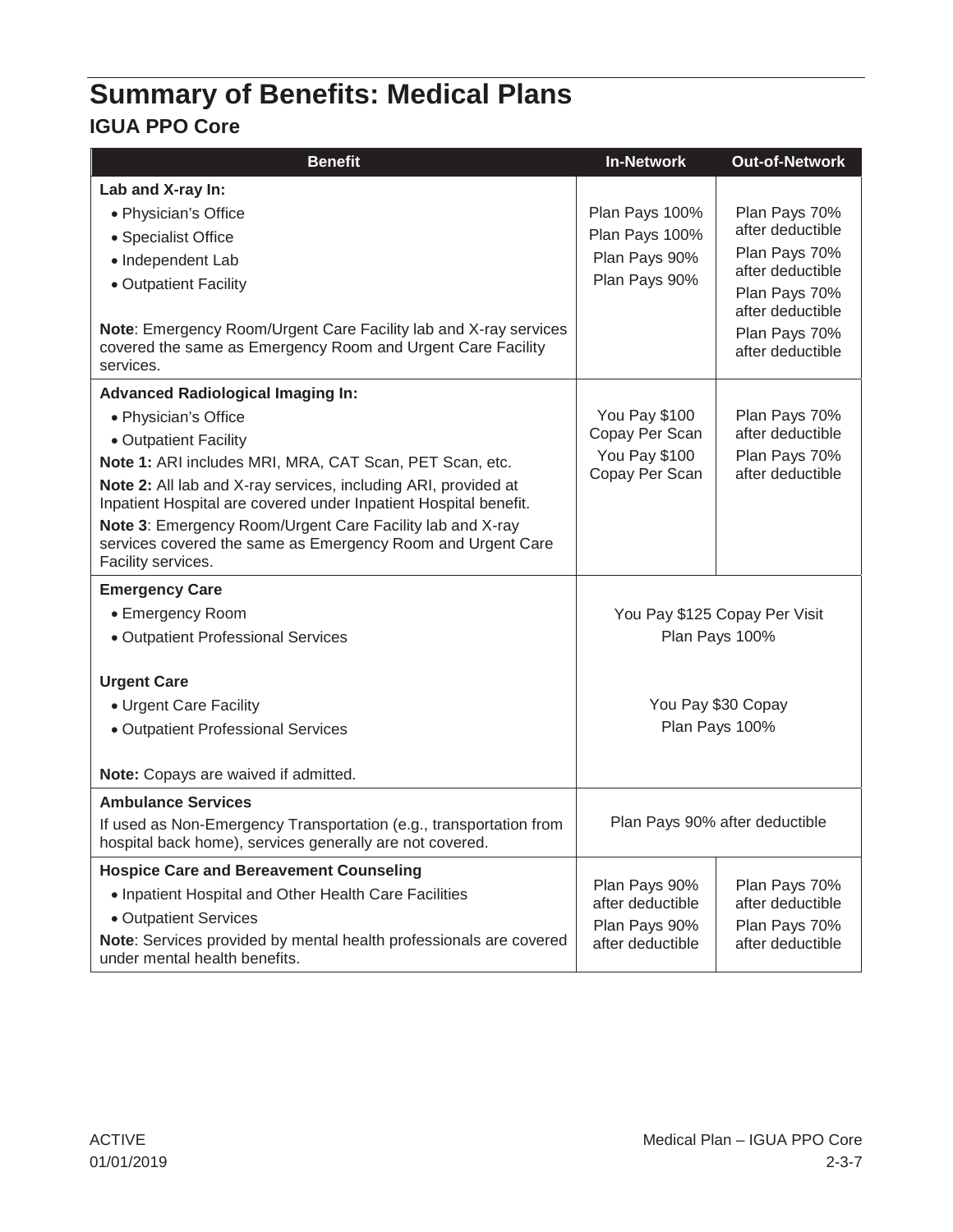# Summary of Benefits: Medical Plans

## IGUA PPO Core

| Benefit | In-Network | Out-of-Network |
|---|---|---|
| **Lab and X-ray In:** | | |
| • Physician's Office | Plan Pays 100% | Plan Pays 70% after deductible |
| • Specialist Office | Plan Pays 100% | Plan Pays 70% after deductible |
| • Independent Lab | Plan Pays 90% | Plan Pays 70% after deductible |
| • Outpatient Facility | Plan Pays 90% | Plan Pays 70% after deductible |
| **Note**: Emergency Room/Urgent Care Facility lab and X-ray services covered the same as Emergency Room and Urgent Care Facility services. | | |
| **Advanced Radiological Imaging In:** | | |
| • Physician's Office | You Pay $100 Copay Per Scan | Plan Pays 70% after deductible |
| • Outpatient Facility | You Pay $100 Copay Per Scan | Plan Pays 70% after deductible |
| **Note 1:** ARI includes MRI, MRA, CAT Scan, PET Scan, etc. | | |
| **Note 2:** All lab and X-ray services, including ARI, provided at Inpatient Hospital are covered under Inpatient Hospital benefit. | | |
| **Note 3**: Emergency Room/Urgent Care Facility lab and X-ray services covered the same as Emergency Room and Urgent Care Facility services. | | |
| **Emergency Care** | | |
| • Emergency Room | You Pay $125 Copay Per Visit | |
| • Outpatient Professional Services | Plan Pays 100% | |
| **Urgent Care** | | |
| • Urgent Care Facility | You Pay $30 Copay | |
| • Outpatient Professional Services | Plan Pays 100% | |
| **Note:** Copays are waived if admitted. | | |
| **Ambulance Services** If used as Non-Emergency Transportation (e.g., transportation from hospital back home), services generally are not covered. | Plan Pays 90% after deductible | |
| **Hospice Care and Bereavement Counseling** | | |
| • Inpatient Hospital and Other Health Care Facilities | Plan Pays 90% after deductible | Plan Pays 70% after deductible |
| • Outpatient Services | Plan Pays 90% after deductible | Plan Pays 70% after deductible |
| **Note**: Services provided by mental health professionals are covered under mental health benefits. | | |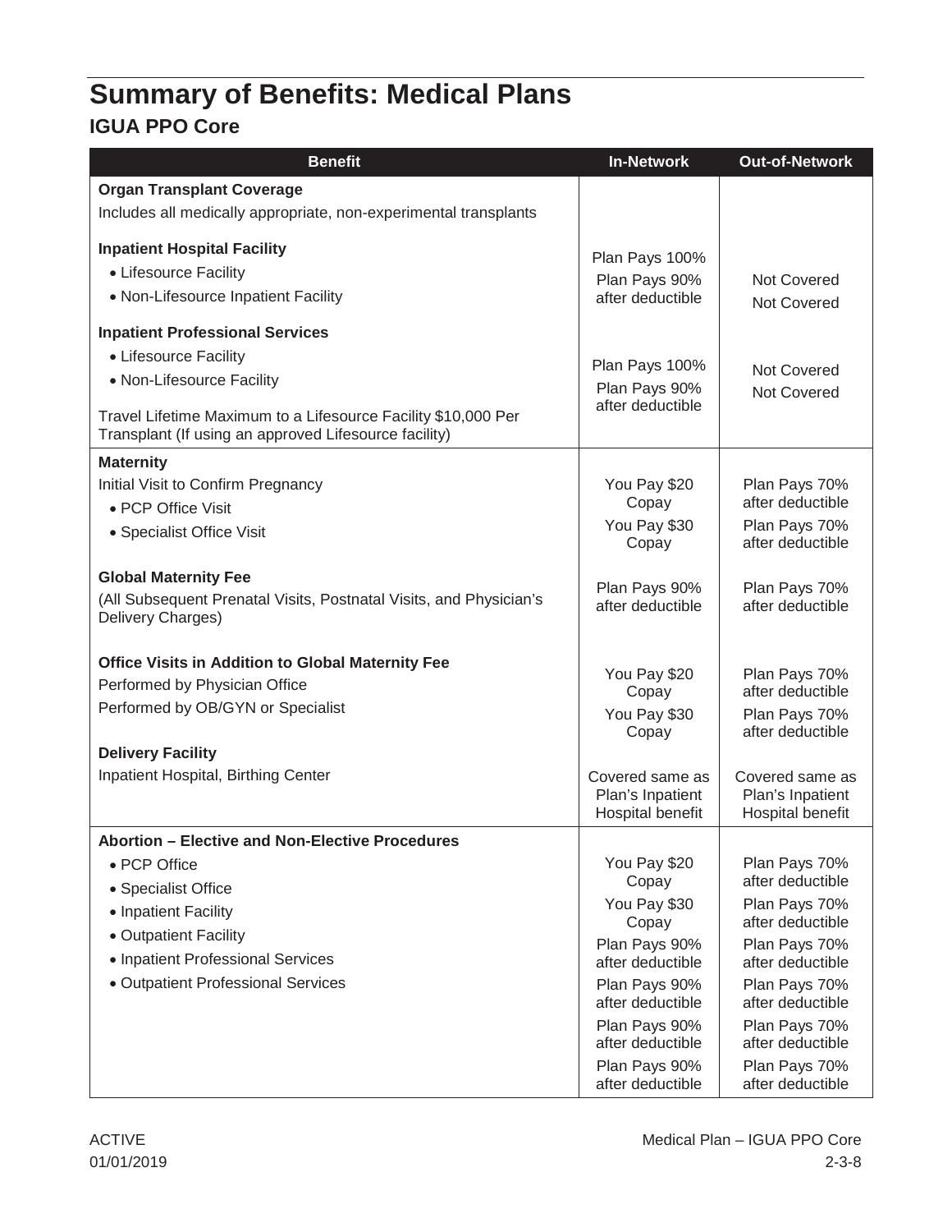# Summary of Benefits: Medical Plans

## IGUA PPO Core

| Benefit | In-Network | Out-of-Network |
|---|---|---|
| **Organ Transplant Coverage** | | |
| Includes all medically appropriate, non-experimental transplants | | |
| **Inpatient Hospital Facility** | | |
| • Lifesource Facility | Plan Pays 100% | Not Covered |
| • Non-Lifesource Inpatient Facility | Plan Pays 90% after deductible | Not Covered |
| **Inpatient Professional Services** | | |
| • Lifesource Facility | Plan Pays 100% | Not Covered |
| • Non-Lifesource Facility | Plan Pays 90% after deductible | Not Covered |
| Travel Lifetime Maximum to a Lifesource Facility $10,000 Per Transplant (If using an approved Lifesource facility) | | |
| **Maternity** | | |
| Initial Visit to Confirm Pregnancy | | |
| • PCP Office Visit | You Pay $20 Copay | Plan Pays 70% after deductible |
| • Specialist Office Visit | You Pay $30 Copay | Plan Pays 70% after deductible |
| **Global Maternity Fee** (All Subsequent Prenatal Visits, Postnatal Visits, and Physician's Delivery Charges) | Plan Pays 90% after deductible | Plan Pays 70% after deductible |
| **Office Visits in Addition to Global Maternity Fee** | | |
| Performed by Physician Office | You Pay $20 Copay | Plan Pays 70% after deductible |
| Performed by OB/GYN or Specialist | You Pay $30 Copay | Plan Pays 70% after deductible |
| **Delivery Facility** | | |
| Inpatient Hospital, Birthing Center | Covered same as Plan's Inpatient Hospital benefit | Covered same as Plan's Inpatient Hospital benefit |
| **Abortion – Elective and Non-Elective Procedures** | | |
| • PCP Office | You Pay $20 Copay | Plan Pays 70% after deductible |
| • Specialist Office | You Pay $30 Copay | Plan Pays 70% after deductible |
| • Inpatient Facility | Plan Pays 90% after deductible | Plan Pays 70% after deductible |
| • Outpatient Facility | Plan Pays 90% after deductible | Plan Pays 70% after deductible |
| • Inpatient Professional Services | Plan Pays 90% after deductible | Plan Pays 70% after deductible |
| • Outpatient Professional Services | Plan Pays 90% after deductible | Plan Pays 70% after deductible |

ACTIVE
01/01/2019

Medical Plan – IGUA PPO Core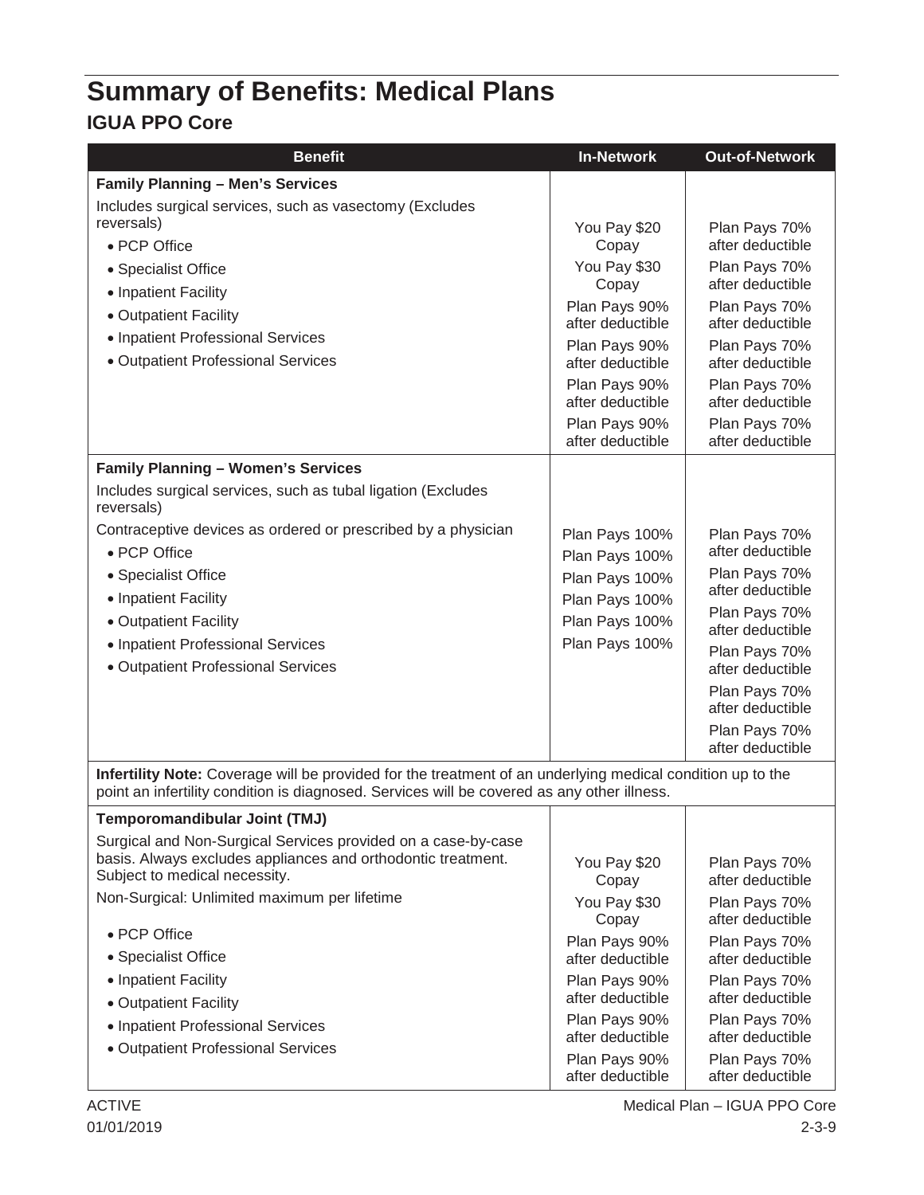# Summary of Benefits: Medical Plans

## IGUA PPO Core

| Benefit | In-Network | Out-of-Network |
|---|---|---|
| **Family Planning – Men's Services** | | |
| Includes surgical services, such as vasectomy (Excludes reversals) | | |
| • PCP Office | You Pay $20 Copay | Plan Pays 70% after deductible |
| • Specialist Office | You Pay $30 Copay | Plan Pays 70% after deductible |
| • Inpatient Facility | Plan Pays 90% after deductible | Plan Pays 70% after deductible |
| • Outpatient Facility | Plan Pays 90% after deductible | Plan Pays 70% after deductible |
| • Inpatient Professional Services | Plan Pays 90% after deductible | Plan Pays 70% after deductible |
| • Outpatient Professional Services | Plan Pays 90% after deductible | Plan Pays 70% after deductible |
| **Family Planning – Women's Services** | | |
| Includes surgical services, such as tubal ligation (Excludes reversals) | | |
| Contraceptive devices as ordered or prescribed by a physician | Plan Pays 100% | Plan Pays 70% after deductible |
| • PCP Office | Plan Pays 100% | Plan Pays 70% after deductible |
| • Specialist Office | Plan Pays 100% | Plan Pays 70% after deductible |
| • Inpatient Facility | Plan Pays 100% | Plan Pays 70% after deductible |
| • Outpatient Facility | Plan Pays 100% | Plan Pays 70% after deductible |
| • Inpatient Professional Services | Plan Pays 100% | Plan Pays 70% after deductible |
| • Outpatient Professional Services | | |
| **Infertility Note:** Coverage will be provided for the treatment of an underlying medical condition up to the point an infertility condition is diagnosed. Services will be covered as any other illness. | | |
| **Temporomandibular Joint (TMJ)** | | |
| Surgical and Non-Surgical Services provided on a case-by-case basis. Always excludes appliances and orthodontic treatment. Subject to medical necessity. | | |
| Non-Surgical: Unlimited maximum per lifetime | | |
| • PCP Office | You Pay $20 Copay | Plan Pays 70% after deductible |
| • Specialist Office | You Pay $30 Copay | Plan Pays 70% after deductible |
| • Inpatient Facility | Plan Pays 90% after deductible | Plan Pays 70% after deductible |
| • Outpatient Facility | Plan Pays 90% after deductible | Plan Pays 70% after deductible |
| • Inpatient Professional Services | Plan Pays 90% after deductible | Plan Pays 70% after deductible |
| • Outpatient Professional Services | Plan Pays 90% after deductible | Plan Pays 70% after deductible |

ACTIVE
01/01/2019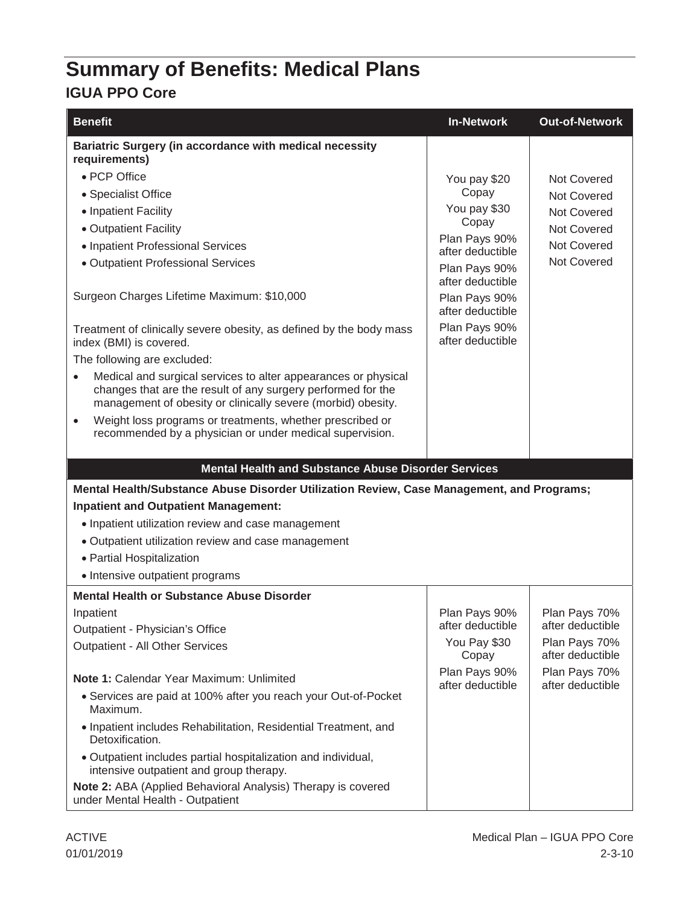# Summary of Benefits: Medical Plans

## IGUA PPO Core

| Benefit | In-Network | Out-of-Network |
|---|---|---|
| **Bariatric Surgery (in accordance with medical necessity requirements)** | | |
| • PCP Office | You pay $20 Copay | Not Covered |
| • Specialist Office | You pay $30 Copay | Not Covered |
| • Inpatient Facility | Plan Pays 90% after deductible | Not Covered |
| • Outpatient Facility | Plan Pays 90% after deductible | Not Covered |
| • Inpatient Professional Services | Plan Pays 90% after deductible | Not Covered |
| • Outpatient Professional Services | Plan Pays 90% after deductible | Not Covered |
| Surgeon Charges Lifetime Maximum: $10,000<br><br>Treatment of clinically severe obesity, as defined by the body mass index (BMI) is covered.<br>The following are excluded:<br>• Medical and surgical services to alter appearances or physical changes that are the result of any surgery performed for the management of obesity or clinically severe (morbid) obesity.<br>• Weight loss programs or treatments, whether prescribed or recommended by a physician or under medical supervision. | | |
| **Mental Health and Substance Abuse Disorder Services** | | |
| **Mental Health/Substance Abuse Disorder Utilization Review, Case Management, and Programs;**<br>**Inpatient and Outpatient Management:**<br>• Inpatient utilization review and case management<br>• Outpatient utilization review and case management<br>• Partial Hospitalization<br>• Intensive outpatient programs | | |
| **Mental Health or Substance Abuse Disorder** | | |
| Inpatient | Plan Pays 90% after deductible | Plan Pays 70% after deductible |
| Outpatient - Physician's Office | You Pay $30 Copay | Plan Pays 70% after deductible |
| Outpatient - All Other Services | Plan Pays 90% after deductible | Plan Pays 70% after deductible |
| **Note 1:** Calendar Year Maximum: Unlimited<br>• Services are paid at 100% after you reach your Out-of-Pocket Maximum.<br>• Inpatient includes Rehabilitation, Residential Treatment, and Detoxification.<br>• Outpatient includes partial hospitalization and individual, intensive outpatient and group therapy.<br>**Note 2:** ABA (Applied Behavioral Analysis) Therapy is covered under Mental Health - Outpatient | | |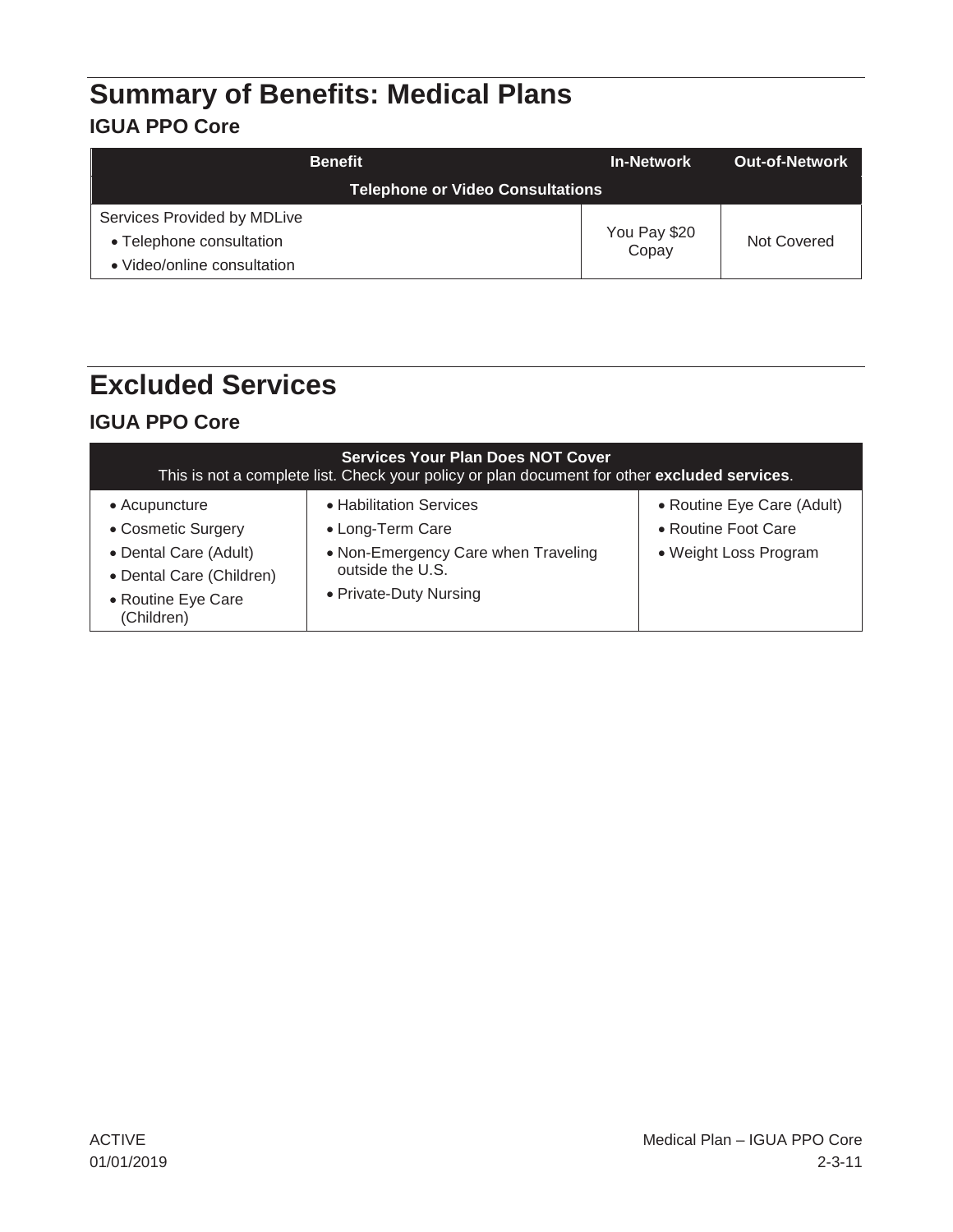# Summary of Benefits: Medical Plans

## IGUA PPO Core

| Benefit | In-Network | Out-of-Network |
|---|---|---|
| **Telephone or Video Consultations** | | |
| Services Provided by MDLive<br>• Telephone consultation<br>• Video/online consultation | You Pay $20 Copay | Not Covered |

# Excluded Services

## IGUA PPO Core

| Services Your Plan Does NOT Cover<br>This is not a complete list. Check your policy or plan document for other **excluded services**. | | |
|---|---|---|
| • Acupuncture<br>• Cosmetic Surgery<br>• Dental Care (Adult)<br>• Dental Care (Children)<br>• Routine Eye Care (Children) | • Habilitation Services<br>• Long-Term Care<br>• Non-Emergency Care when Traveling outside the U.S.<br>• Private-Duty Nursing | • Routine Eye Care (Adult)<br>• Routine Foot Care<br>• Weight Loss Program |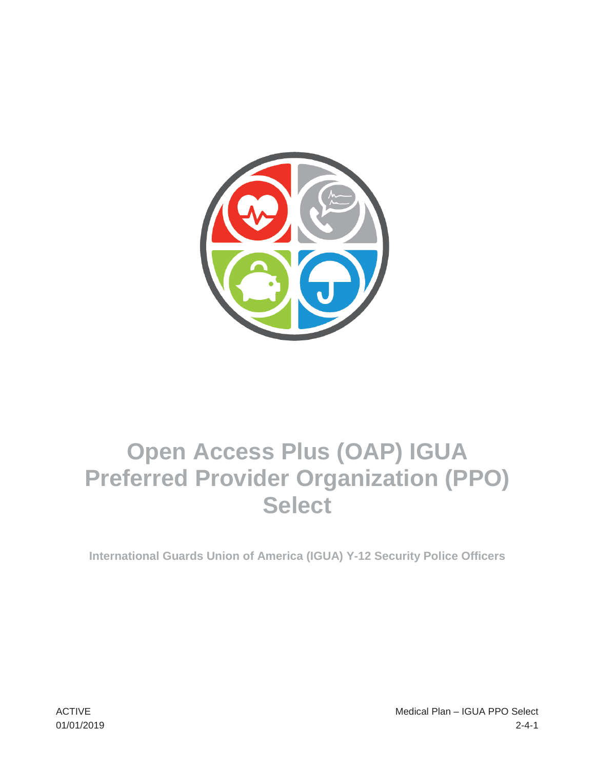# Open Access Plus (OAP) IGUA Preferred Provider Organization (PPO) Select

**International Guards Union of America (IGUA) Y-12 Security Police Officers**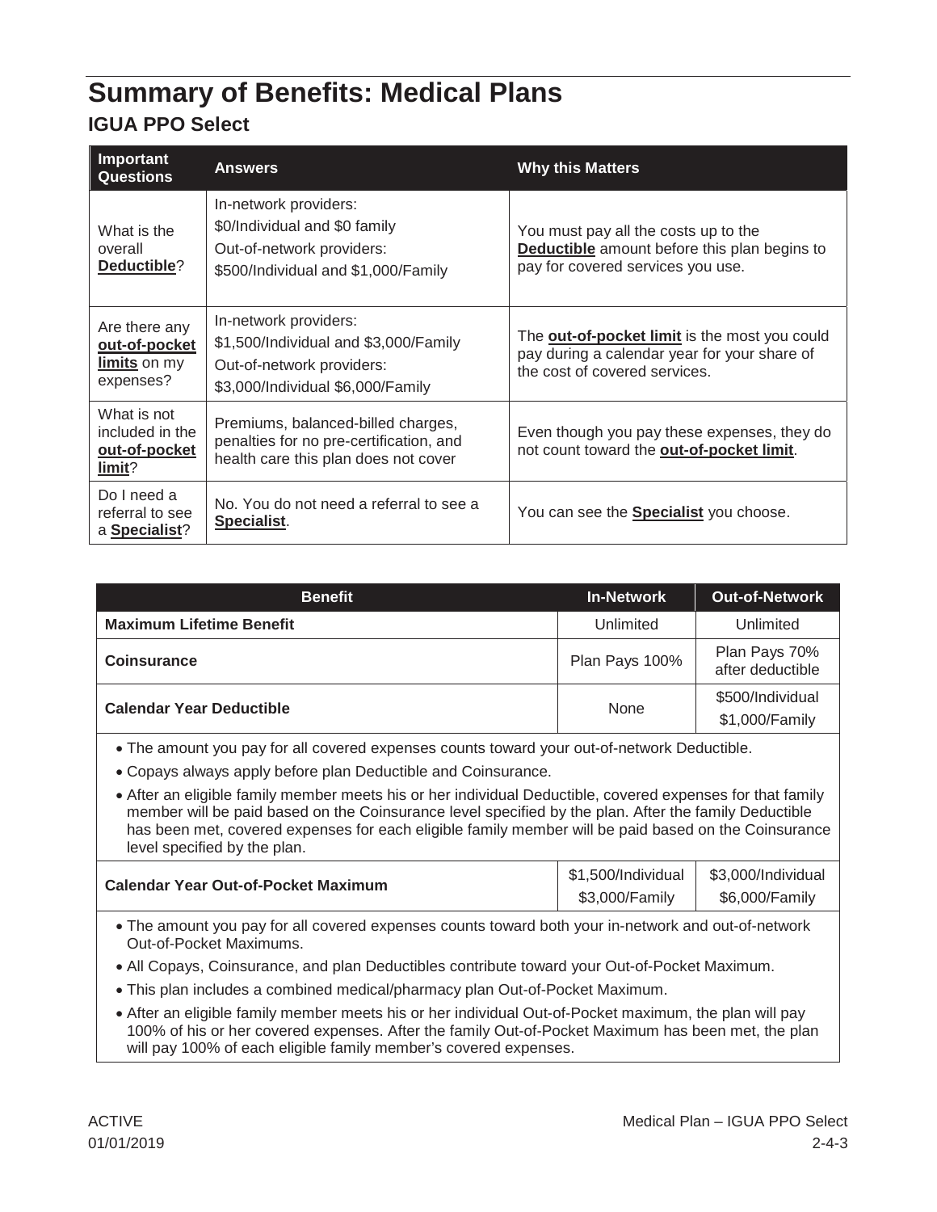# Summary of Benefits: Medical Plans

## IGUA PPO Select

| Important Questions | Answers | Why this Matters |
|---|---|---|
| What is the overall **Deductible**? | In-network providers: $0/Individual and $0 family<br>Out-of-network providers: $500/Individual and $1,000/Family | You must pay all the costs up to the **Deductible** amount before this plan begins to pay for covered services you use. |
| Are there any **out-of-pocket limits** on my expenses? | In-network providers: $1,500/Individual and $3,000/Family<br>Out-of-network providers: $3,000/Individual $6,000/Family | The **out-of-pocket limit** is the most you could pay during a calendar year for your share of the cost of covered services. |
| What is not included in the **out-of-pocket limit**? | Premiums, balanced-billed charges, penalties for no pre-certification, and health care this plan does not cover | Even though you pay these expenses, they do not count toward the **out-of-pocket limit**. |
| Do I need a referral to see a **Specialist**? | No. You do not need a referral to see a **Specialist**. | You can see the **Specialist** you choose. |

| Benefit | In-Network | Out-of-Network |
|---|---|---|
| **Maximum Lifetime Benefit** | Unlimited | Unlimited |
| **Coinsurance** | Plan Pays 100% | Plan Pays 70% after deductible |
| **Calendar Year Deductible** | None | $500/Individual<br>$1,000/Family |
| • The amount you pay for all covered expenses counts toward your out-of-network Deductible.<br>• Copays always apply before plan Deductible and Coinsurance.<br>• After an eligible family member meets his or her individual Deductible, covered expenses for that family member will be paid based on the Coinsurance level specified by the plan. After the family Deductible has been met, covered expenses for each eligible family member will be paid based on the Coinsurance level specified by the plan. | | |
| **Calendar Year Out-of-Pocket Maximum** | $1,500/Individual<br>$3,000/Family | $3,000/Individual<br>$6,000/Family |
| • The amount you pay for all covered expenses counts toward both your in-network and out-of-network Out-of-Pocket Maximums.<br>• All Copays, Coinsurance, and plan Deductibles contribute toward your Out-of-Pocket Maximum.<br>• This plan includes a combined medical/pharmacy plan Out-of-Pocket Maximum.<br>• After an eligible family member meets his or her individual Out-of-Pocket maximum, the plan will pay 100% of his or her covered expenses. After the family Out-of-Pocket Maximum has been met, the plan will pay 100% of each eligible family member's covered expenses. | | |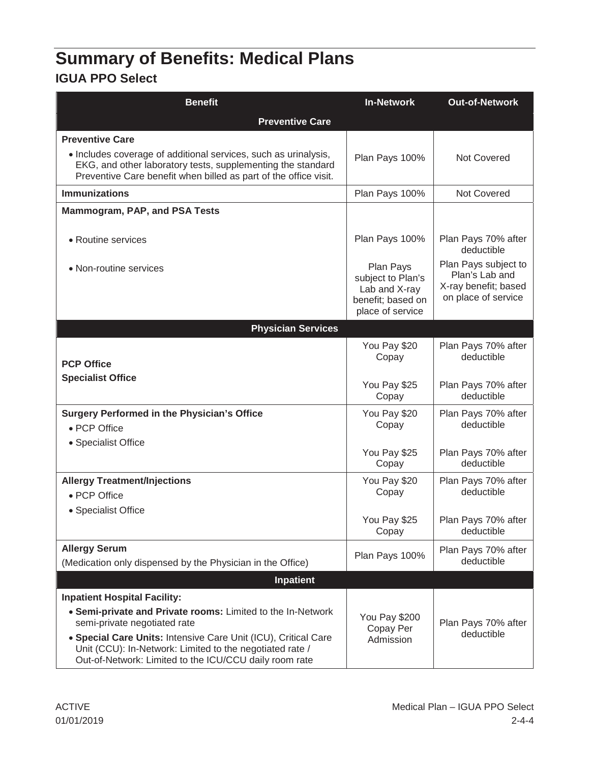# Summary of Benefits: Medical Plans

## IGUA PPO Select

| Benefit | In-Network | Out-of-Network |
|---|---|---|
| **Preventive Care** | | |
| **Preventive Care**<br>• Includes coverage of additional services, such as urinalysis, EKG, and other laboratory tests, supplementing the standard Preventive Care benefit when billed as part of the office visit. | Plan Pays 100% | Not Covered |
| **Immunizations** | Plan Pays 100% | Not Covered |
| **Mammogram, PAP, and PSA Tests** | | |
| • Routine services | Plan Pays 100% | Plan Pays 70% after deductible |
| • Non-routine services | Plan Pays subject to Plan's Lab and X-ray benefit; based on place of service | Plan Pays subject to Plan's Lab and X-ray benefit; based on place of service |
| **Physician Services** | | |
| **PCP Office** | You Pay $20 Copay | Plan Pays 70% after deductible |
| **Specialist Office** | You Pay $25 Copay | Plan Pays 70% after deductible |
| **Surgery Performed in the Physician's Office**<br>• PCP Office | You Pay $20 Copay | Plan Pays 70% after deductible |
| • Specialist Office | You Pay $25 Copay | Plan Pays 70% after deductible |
| **Allergy Treatment/Injections**<br>• PCP Office | You Pay $20 Copay | Plan Pays 70% after deductible |
| • Specialist Office | You Pay $25 Copay | Plan Pays 70% after deductible |
| **Allergy Serum**<br>(Medication only dispensed by the Physician in the Office) | Plan Pays 100% | Plan Pays 70% after deductible |
| **Inpatient** | | |
| **Inpatient Hospital Facility:**<br>• **Semi-private and Private rooms:** Limited to the In-Network semi-private negotiated rate<br>• **Special Care Units:** Intensive Care Unit (ICU), Critical Care Unit (CCU): In-Network: Limited to the negotiated rate / Out-of-Network: Limited to the ICU/CCU daily room rate | You Pay $200 Copay Per Admission | Plan Pays 70% after deductible |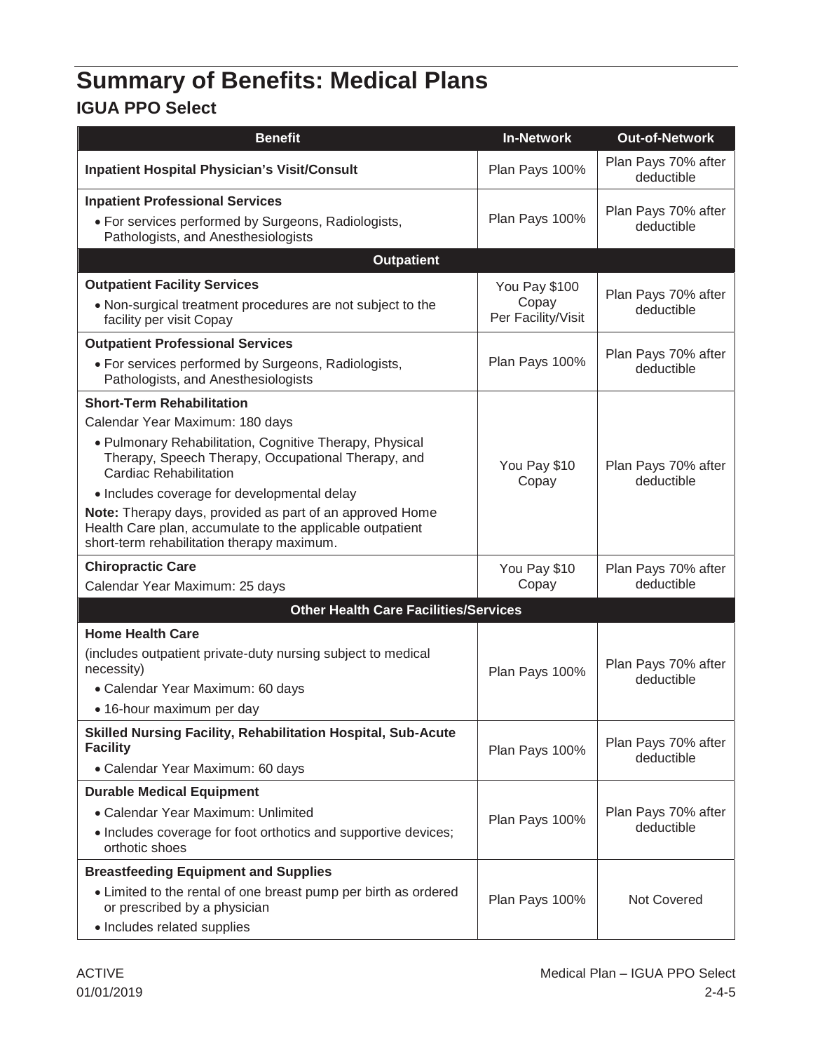# Summary of Benefits: Medical Plans

## IGUA PPO Select

| Benefit | In-Network | Out-of-Network |
|---|---|---|
| **Inpatient Hospital Physician's Visit/Consult** | Plan Pays 100% | Plan Pays 70% after deductible |
| **Inpatient Professional Services**<br>• For services performed by Surgeons, Radiologists, Pathologists, and Anesthesiologists | Plan Pays 100% | Plan Pays 70% after deductible |
| **Outpatient** | | |
| **Outpatient Facility Services**<br>• Non-surgical treatment procedures are not subject to the facility per visit Copay | You Pay $100 Copay Per Facility/Visit | Plan Pays 70% after deductible |
| **Outpatient Professional Services**<br>• For services performed by Surgeons, Radiologists, Pathologists, and Anesthesiologists | Plan Pays 100% | Plan Pays 70% after deductible |
| **Short-Term Rehabilitation**<br>Calendar Year Maximum: 180 days<br>• Pulmonary Rehabilitation, Cognitive Therapy, Physical Therapy, Speech Therapy, Occupational Therapy, and Cardiac Rehabilitation<br>• Includes coverage for developmental delay<br>**Note:** Therapy days, provided as part of an approved Home Health Care plan, accumulate to the applicable outpatient short-term rehabilitation therapy maximum. | You Pay $10 Copay | Plan Pays 70% after deductible |
| **Chiropractic Care**<br>Calendar Year Maximum: 25 days | You Pay $10 Copay | Plan Pays 70% after deductible |
| **Other Health Care Facilities/Services** | | |
| **Home Health Care**<br>(includes outpatient private-duty nursing subject to medical necessity)<br>• Calendar Year Maximum: 60 days<br>• 16-hour maximum per day | Plan Pays 100% | Plan Pays 70% after deductible |
| **Skilled Nursing Facility, Rehabilitation Hospital, Sub-Acute Facility**<br>• Calendar Year Maximum: 60 days | Plan Pays 100% | Plan Pays 70% after deductible |
| **Durable Medical Equipment**<br>• Calendar Year Maximum: Unlimited<br>• Includes coverage for foot orthotics and supportive devices; orthotic shoes | Plan Pays 100% | Plan Pays 70% after deductible |
| **Breastfeeding Equipment and Supplies**<br>• Limited to the rental of one breast pump per birth as ordered or prescribed by a physician<br>• Includes related supplies | Plan Pays 100% | Not Covered |

ACTIVE
01/01/2019

Medical Plan – IGUA PPO Select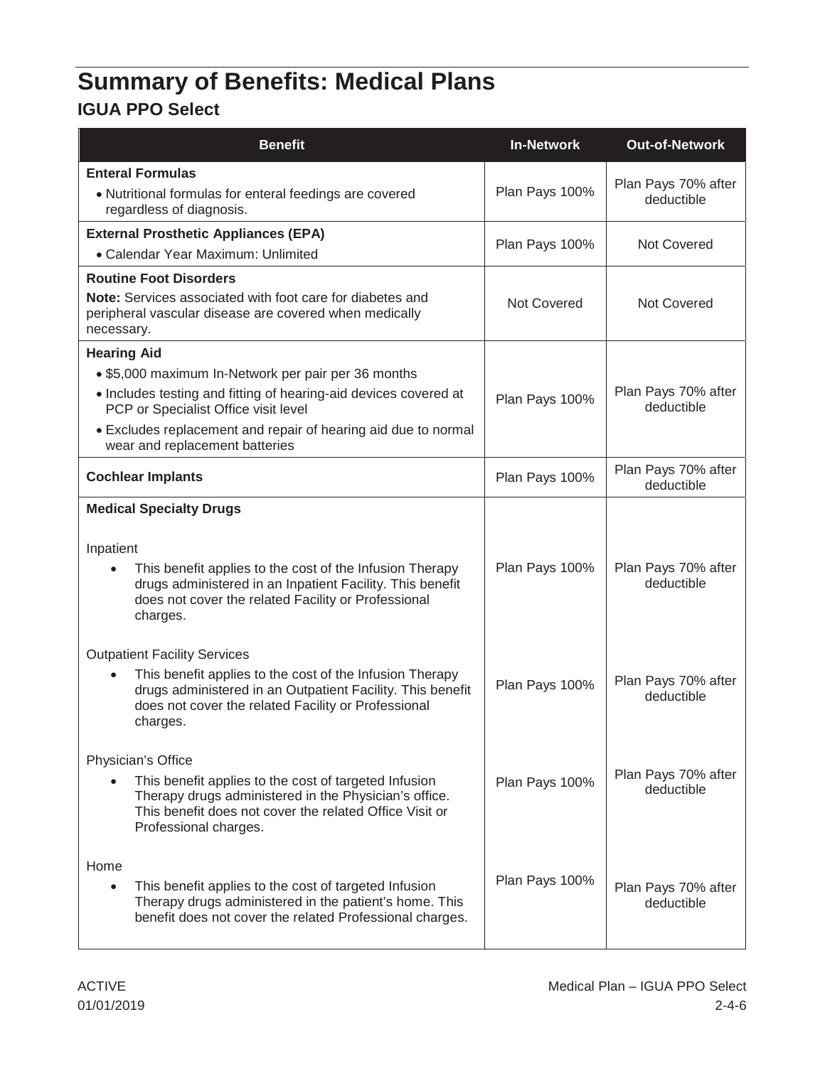# Summary of Benefits: Medical Plans

## IGUA PPO Select

| Benefit | In-Network | Out-of-Network |
|---|---|---|
| **Enteral Formulas**<br>• Nutritional formulas for enteral feedings are covered regardless of diagnosis. | Plan Pays 100% | Plan Pays 70% after deductible |
| **External Prosthetic Appliances (EPA)**<br>• Calendar Year Maximum: Unlimited | Plan Pays 100% | Not Covered |
| **Routine Foot Disorders**<br>**Note:** Services associated with foot care for diabetes and peripheral vascular disease are covered when medically necessary. | Not Covered | Not Covered |
| **Hearing Aid**<br>• $5,000 maximum In-Network per pair per 36 months<br>• Includes testing and fitting of hearing-aid devices covered at PCP or Specialist Office visit level<br>• Excludes replacement and repair of hearing aid due to normal wear and replacement batteries | Plan Pays 100% | Plan Pays 70% after deductible |
| **Cochlear Implants** | Plan Pays 100% | Plan Pays 70% after deductible |
| **Medical Specialty Drugs** | | |
| Inpatient<br>• This benefit applies to the cost of the Infusion Therapy drugs administered in an Inpatient Facility. This benefit does not cover the related Facility or Professional charges. | Plan Pays 100% | Plan Pays 70% after deductible |
| Outpatient Facility Services<br>• This benefit applies to the cost of the Infusion Therapy drugs administered in an Outpatient Facility. This benefit does not cover the related Facility or Professional charges. | Plan Pays 100% | Plan Pays 70% after deductible |
| Physician's Office<br>• This benefit applies to the cost of targeted Infusion Therapy drugs administered in the Physician's office. This benefit does not cover the related Office Visit or Professional charges. | Plan Pays 100% | Plan Pays 70% after deductible |
| Home<br>• This benefit applies to the cost of targeted Infusion Therapy drugs administered in the patient's home. This benefit does not cover the related Professional charges. | Plan Pays 100% | Plan Pays 70% after deductible |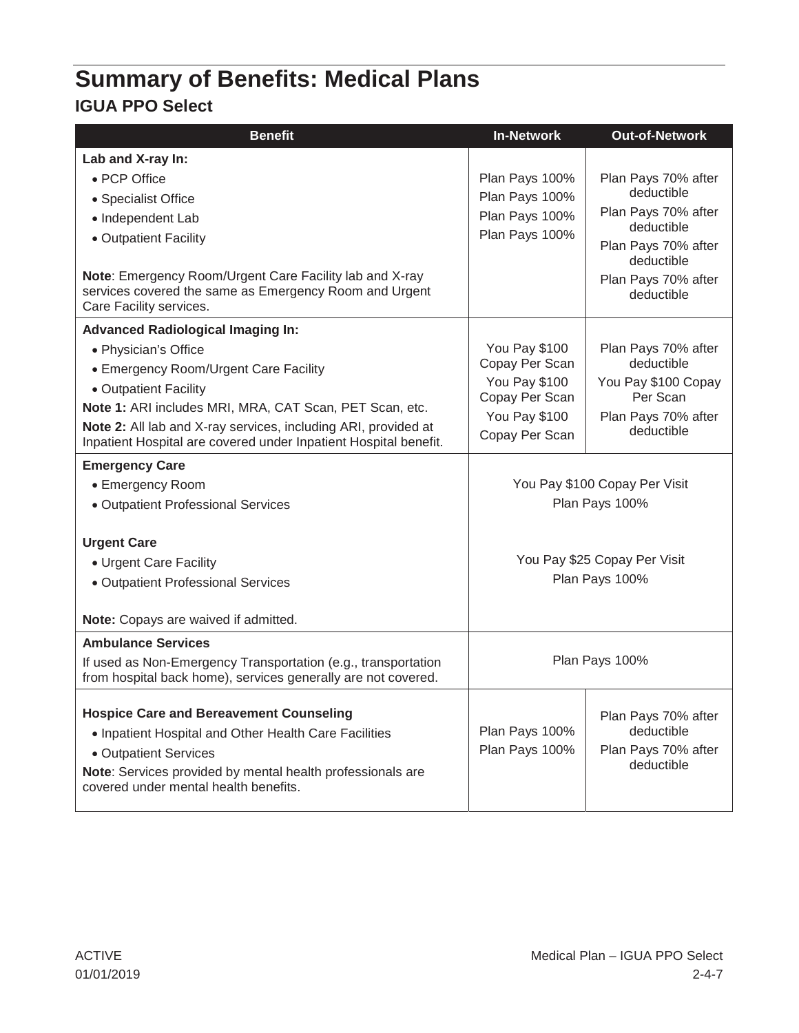# Summary of Benefits: Medical Plans

## IGUA PPO Select

| Benefit | In-Network | Out-of-Network |
|---|---|---|
| **Lab and X-ray In:** | | |
| • PCP Office | Plan Pays 100% | Plan Pays 70% after deductible |
| • Specialist Office | Plan Pays 100% | Plan Pays 70% after deductible |
| • Independent Lab | Plan Pays 100% | Plan Pays 70% after deductible |
| • Outpatient Facility | Plan Pays 100% | Plan Pays 70% after deductible |
| **Note**: Emergency Room/Urgent Care Facility lab and X-ray services covered the same as Emergency Room and Urgent Care Facility services. | | |
| **Advanced Radiological Imaging In:** | | |
| • Physician's Office | You Pay $100 Copay Per Scan | Plan Pays 70% after deductible |
| • Emergency Room/Urgent Care Facility | You Pay $100 Copay Per Scan | You Pay $100 Copay Per Scan |
| • Outpatient Facility | You Pay $100 Copay Per Scan | Plan Pays 70% after deductible |
| **Note 1:** ARI includes MRI, MRA, CAT Scan, PET Scan, etc. **Note 2:** All lab and X-ray services, including ARI, provided at Inpatient Hospital are covered under Inpatient Hospital benefit. | | |
| **Emergency Care** | | |
| • Emergency Room | You Pay $100 Copay Per Visit | |
| • Outpatient Professional Services | Plan Pays 100% | |
| **Urgent Care** | | |
| • Urgent Care Facility | You Pay $25 Copay Per Visit | |
| • Outpatient Professional Services | Plan Pays 100% | |
| **Note:** Copays are waived if admitted. | | |
| **Ambulance Services** If used as Non-Emergency Transportation (e.g., transportation from hospital back home), services generally are not covered. | Plan Pays 100% | |
| **Hospice Care and Bereavement Counseling** | | |
| • Inpatient Hospital and Other Health Care Facilities | Plan Pays 100% | Plan Pays 70% after deductible |
| • Outpatient Services | Plan Pays 100% | Plan Pays 70% after deductible |
| **Note**: Services provided by mental health professionals are covered under mental health benefits. | | |

ACTIVE
01/01/2019

Medical Plan – IGUA PPO Select
2-4-7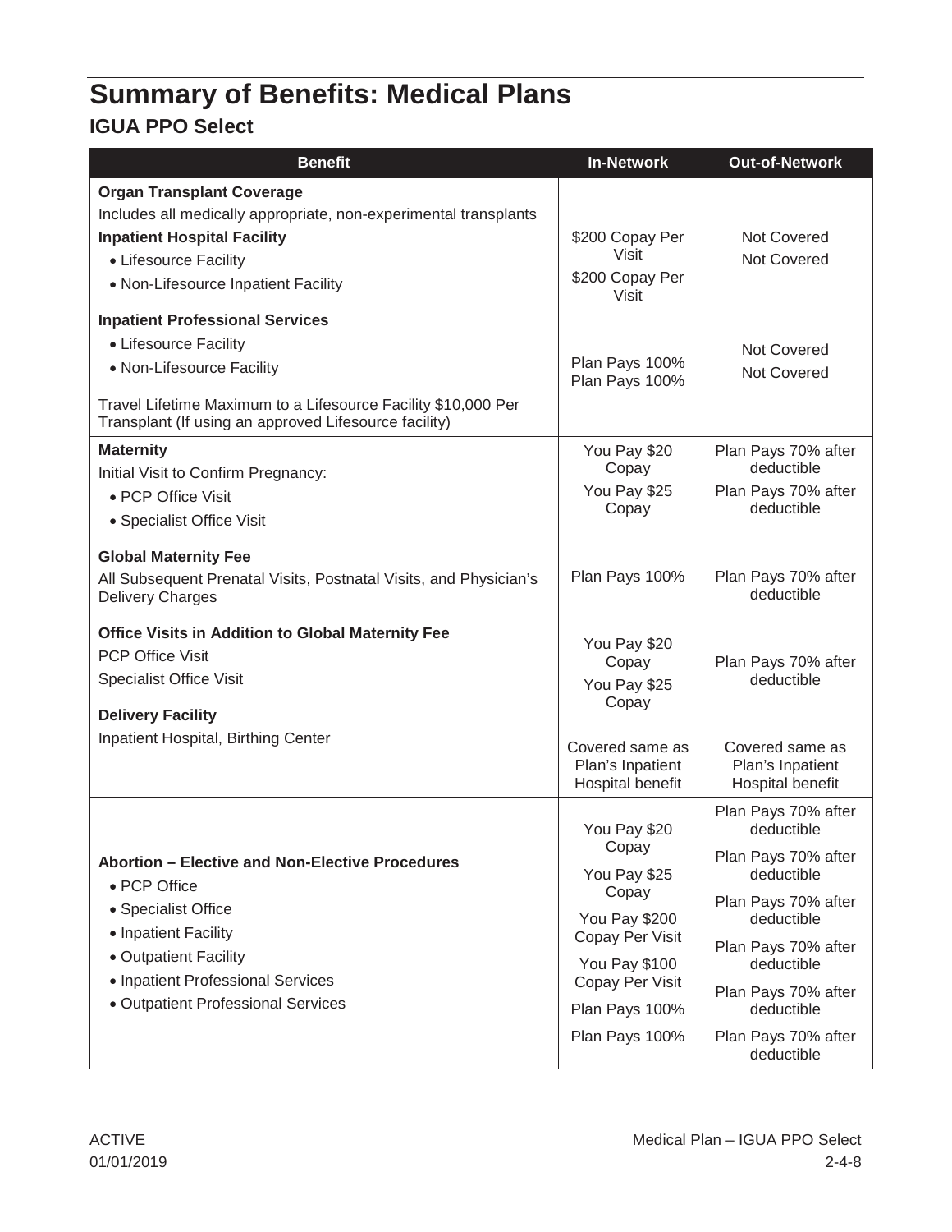# Summary of Benefits: Medical Plans

## IGUA PPO Select

| Benefit | In-Network | Out-of-Network |
|---|---|---|
| **Organ Transplant Coverage** | | |
| Includes all medically appropriate, non-experimental transplants | | |
| **Inpatient Hospital Facility** | | |
| • Lifesource Facility | $200 Copay Per Visit | Not Covered |
| • Non-Lifesource Inpatient Facility | $200 Copay Per Visit | Not Covered |
| **Inpatient Professional Services** | | |
| • Lifesource Facility | Plan Pays 100% | Not Covered |
| • Non-Lifesource Facility | Plan Pays 100% | Not Covered |
| Travel Lifetime Maximum to a Lifesource Facility $10,000 Per Transplant (If using an approved Lifesource facility) | | |
| **Maternity** | | |
| Initial Visit to Confirm Pregnancy: | | |
| • PCP Office Visit | You Pay $20 Copay | Plan Pays 70% after deductible |
| • Specialist Office Visit | You Pay $25 Copay | Plan Pays 70% after deductible |
| **Global Maternity Fee** | | |
| All Subsequent Prenatal Visits, Postnatal Visits, and Physician's Delivery Charges | Plan Pays 100% | Plan Pays 70% after deductible |
| **Office Visits in Addition to Global Maternity Fee** | | |
| PCP Office Visit | You Pay $20 Copay | Plan Pays 70% after deductible |
| Specialist Office Visit | You Pay $25 Copay | |
| **Delivery Facility** | | |
| Inpatient Hospital, Birthing Center | Covered same as Plan's Inpatient Hospital benefit | Covered same as Plan's Inpatient Hospital benefit |
| **Abortion – Elective and Non-Elective Procedures** | | |
| • PCP Office | You Pay $20 Copay | Plan Pays 70% after deductible |
| • Specialist Office | You Pay $25 Copay | Plan Pays 70% after deductible |
| • Inpatient Facility | You Pay $200 Copay Per Visit | Plan Pays 70% after deductible |
| • Outpatient Facility | You Pay $100 Copay Per Visit | Plan Pays 70% after deductible |
| • Inpatient Professional Services | Plan Pays 100% | Plan Pays 70% after deductible |
| • Outpatient Professional Services | Plan Pays 100% | Plan Pays 70% after deductible |

ACTIVE
01/01/2019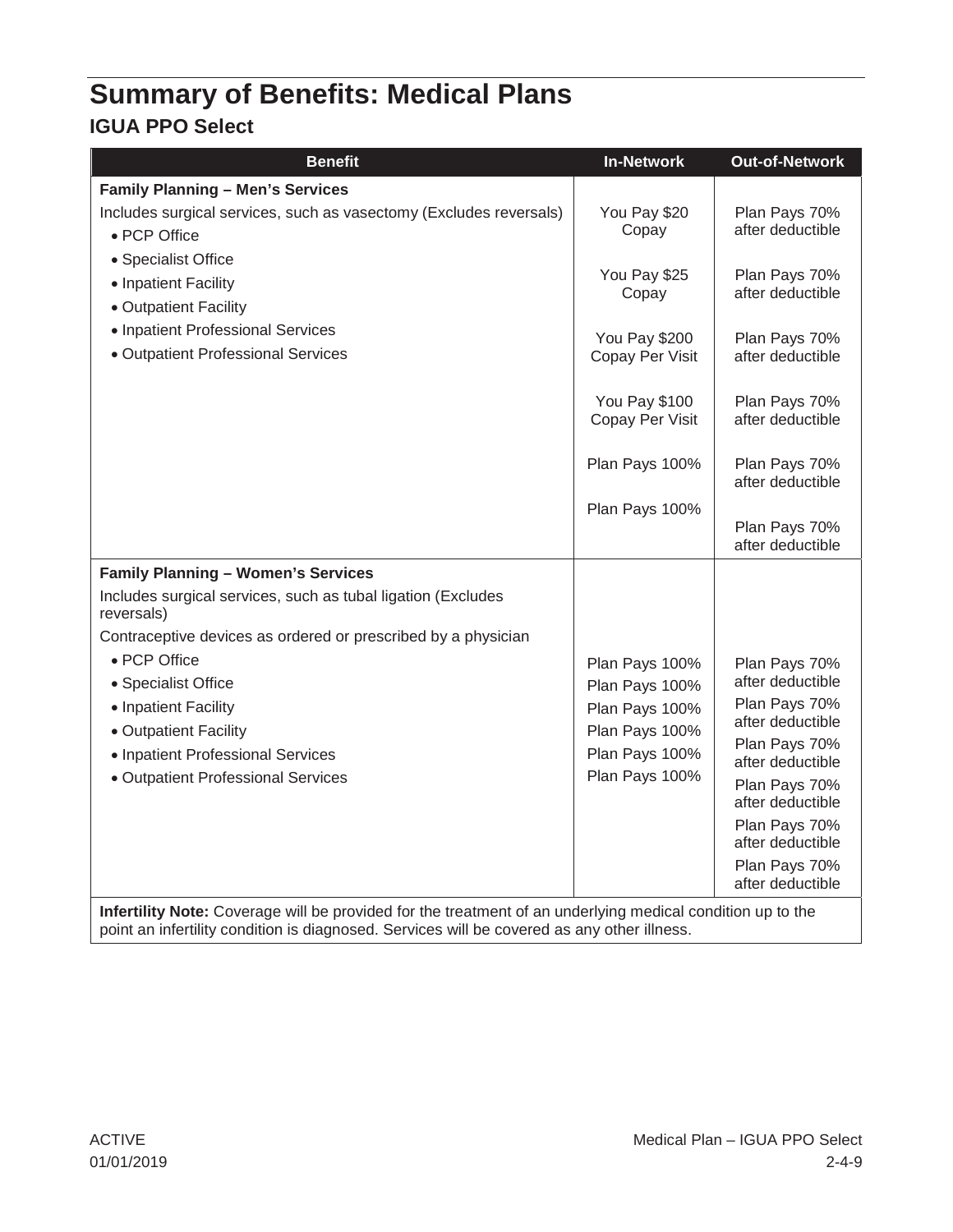# Summary of Benefits: Medical Plans

## IGUA PPO Select

| Benefit | In-Network | Out-of-Network |
|---|---|---|
| **Family Planning – Men's Services** | | |
| Includes surgical services, such as vasectomy (Excludes reversals) | | |
| • PCP Office | You Pay $20 Copay | Plan Pays 70% after deductible |
| • Specialist Office | You Pay $25 Copay | Plan Pays 70% after deductible |
| • Inpatient Facility | You Pay $200 Copay Per Visit | Plan Pays 70% after deductible |
| • Outpatient Facility | You Pay $100 Copay Per Visit | Plan Pays 70% after deductible |
| • Inpatient Professional Services | Plan Pays 100% | Plan Pays 70% after deductible |
| • Outpatient Professional Services | Plan Pays 100% | Plan Pays 70% after deductible |
| **Family Planning – Women's Services** | | |
| Includes surgical services, such as tubal ligation (Excludes reversals) | | |
| Contraceptive devices as ordered or prescribed by a physician | | |
| • PCP Office | Plan Pays 100% | Plan Pays 70% after deductible |
| • Specialist Office | Plan Pays 100% | Plan Pays 70% after deductible |
| • Inpatient Facility | Plan Pays 100% | Plan Pays 70% after deductible |
| • Outpatient Facility | Plan Pays 100% | Plan Pays 70% after deductible |
| • Inpatient Professional Services | Plan Pays 100% | Plan Pays 70% after deductible |
| • Outpatient Professional Services | Plan Pays 100% | Plan Pays 70% after deductible |
| **Infertility Note:** Coverage will be provided for the treatment of an underlying medical condition up to the point an infertility condition is diagnosed. Services will be covered as any other illness. | | |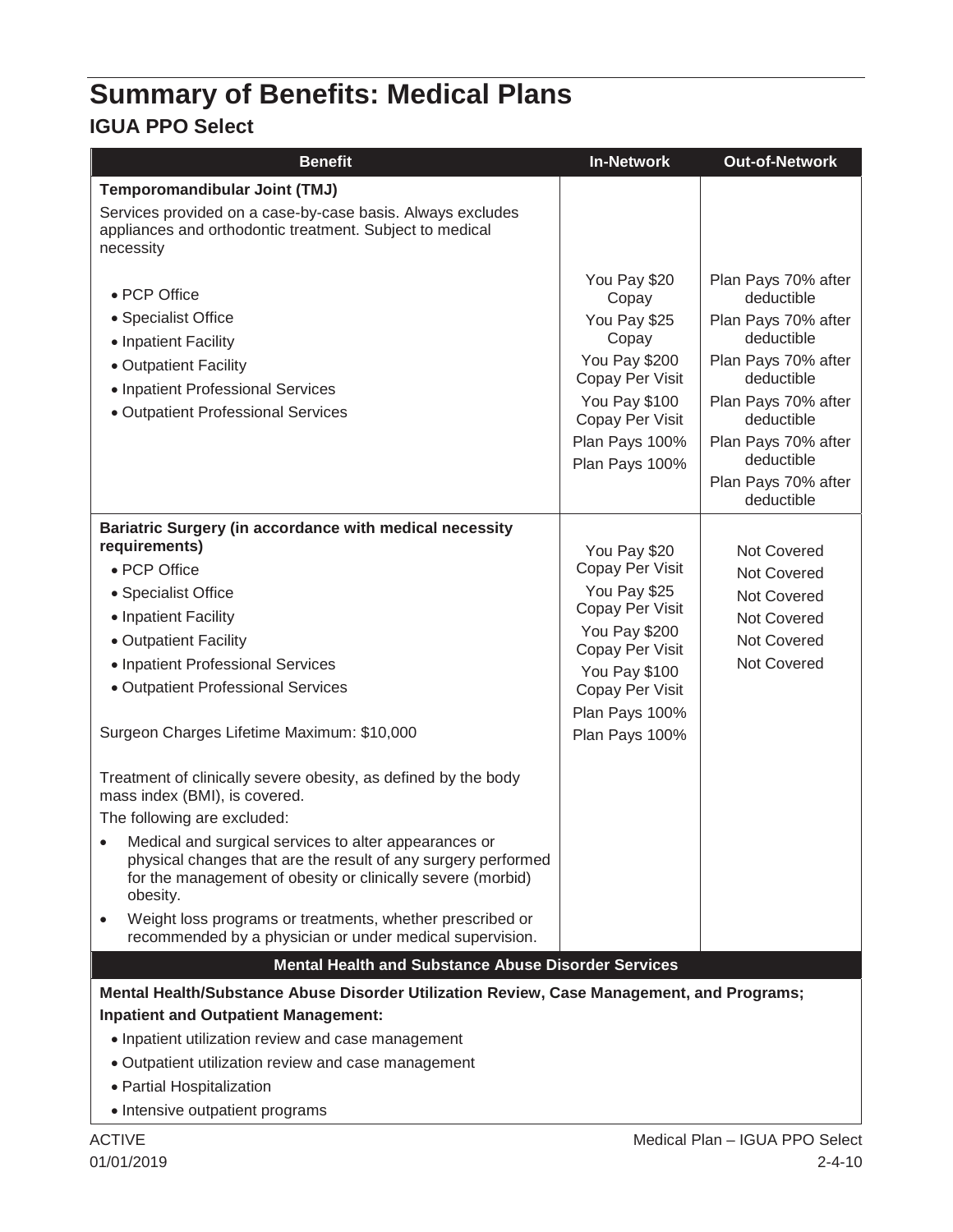# Summary of Benefits: Medical Plans

## IGUA PPO Select

| Benefit | In-Network | Out-of-Network |
|---|---|---|
| **Temporomandibular Joint (TMJ)**<br>Services provided on a case-by-case basis. Always excludes appliances and orthodontic treatment. Subject to medical necessity | | |
| • PCP Office | You Pay $20 Copay | Plan Pays 70% after deductible |
| • Specialist Office | You Pay $25 Copay | Plan Pays 70% after deductible |
| • Inpatient Facility | You Pay $200 Copay Per Visit | Plan Pays 70% after deductible |
| • Outpatient Facility | You Pay $100 Copay Per Visit | Plan Pays 70% after deductible |
| • Inpatient Professional Services | Plan Pays 100% | Plan Pays 70% after deductible |
| • Outpatient Professional Services | Plan Pays 100% | Plan Pays 70% after deductible |
| **Bariatric Surgery (in accordance with medical necessity requirements)** | | |
| • PCP Office | You Pay $20 Copay Per Visit | Not Covered |
| • Specialist Office | You Pay $25 Copay Per Visit | Not Covered |
| • Inpatient Facility | You Pay $200 Copay Per Visit | Not Covered |
| • Outpatient Facility | You Pay $100 Copay Per Visit | Not Covered |
| • Inpatient Professional Services | Plan Pays 100% | Not Covered |
| • Outpatient Professional Services | Plan Pays 100% | Not Covered |
| Surgeon Charges Lifetime Maximum: $10,000<br><br>Treatment of clinically severe obesity, as defined by the body mass index (BMI), is covered.<br>The following are excluded:<br>• Medical and surgical services to alter appearances or physical changes that are the result of any surgery performed for the management of obesity or clinically severe (morbid) obesity.<br>• Weight loss programs or treatments, whether prescribed or recommended by a physician or under medical supervision. | | |
| **Mental Health and Substance Abuse Disorder Services** | | |

**Mental Health/Substance Abuse Disorder Utilization Review, Case Management, and Programs; Inpatient and Outpatient Management:**

- Inpatient utilization review and case management
- Outpatient utilization review and case management
- Partial Hospitalization
- Intensive outpatient programs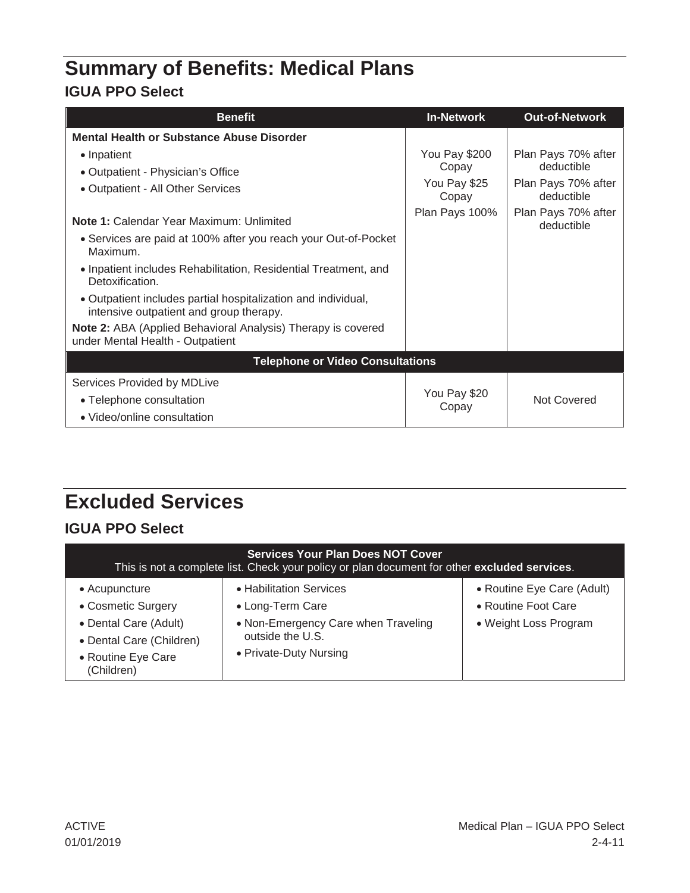# Summary of Benefits: Medical Plans

## IGUA PPO Select

| Benefit | In-Network | Out-of-Network |
|---|---|---|
| **Mental Health or Substance Abuse Disorder** | | |
| • Inpatient | You Pay $200 Copay | Plan Pays 70% after deductible |
| • Outpatient - Physician's Office | You Pay $25 Copay | Plan Pays 70% after deductible |
| • Outpatient - All Other Services | Plan Pays 100% | Plan Pays 70% after deductible |
| **Note 1:** Calendar Year Maximum: Unlimited<br>• Services are paid at 100% after you reach your Out-of-Pocket Maximum.<br>• Inpatient includes Rehabilitation, Residential Treatment, and Detoxification.<br>• Outpatient includes partial hospitalization and individual, intensive outpatient and group therapy.<br>**Note 2:** ABA (Applied Behavioral Analysis) Therapy is covered under Mental Health - Outpatient | | |
| **Telephone or Video Consultations** | | |
| Services Provided by MDLive<br>• Telephone consultation<br>• Video/online consultation | You Pay $20 Copay | Not Covered |

# Excluded Services

## IGUA PPO Select

**Services Your Plan Does NOT Cover**
This is not a complete list. Check your policy or plan document for other **excluded services**.

| | | |
|---|---|---|
| • Acupuncture<br>• Cosmetic Surgery<br>• Dental Care (Adult)<br>• Dental Care (Children)<br>• Routine Eye Care (Children) | • Habilitation Services<br>• Long-Term Care<br>• Non-Emergency Care when Traveling outside the U.S.<br>• Private-Duty Nursing | • Routine Eye Care (Adult)<br>• Routine Foot Care<br>• Weight Loss Program |

ACTIVE
01/01/2019

Medical Plan – IGUA PPO Select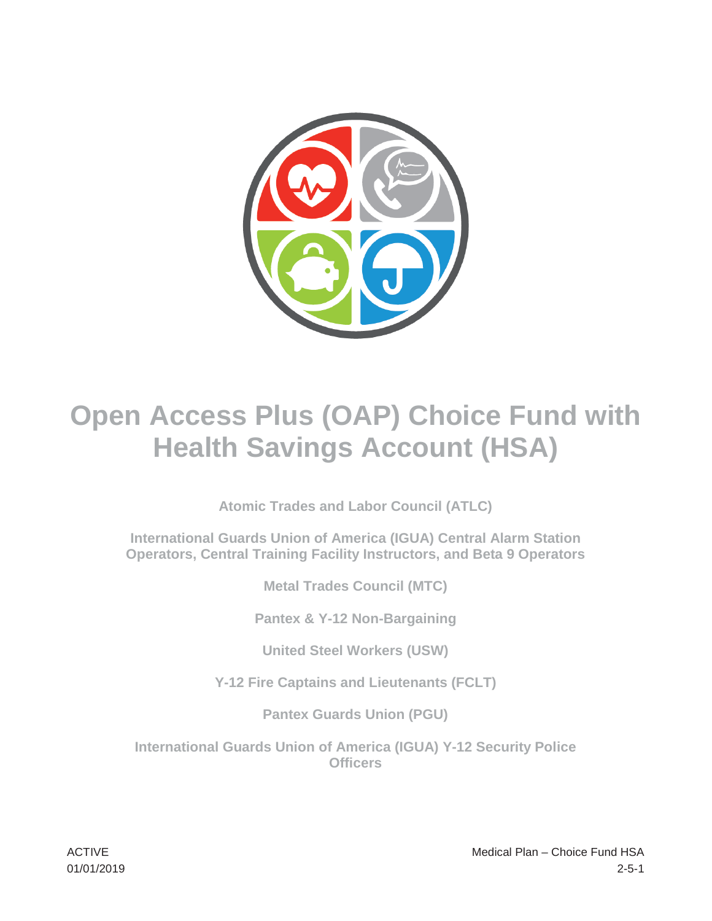# Open Access Plus (OAP) Choice Fund with Health Savings Account (HSA)

Atomic Trades and Labor Council (ATLC)

International Guards Union of America (IGUA) Central Alarm Station Operators, Central Training Facility Instructors, and Beta 9 Operators

Metal Trades Council (MTC)

Pantex & Y-12 Non-Bargaining

United Steel Workers (USW)

Y-12 Fire Captains and Lieutenants (FCLT)

Pantex Guards Union (PGU)

International Guards Union of America (IGUA) Y-12 Security Police Officers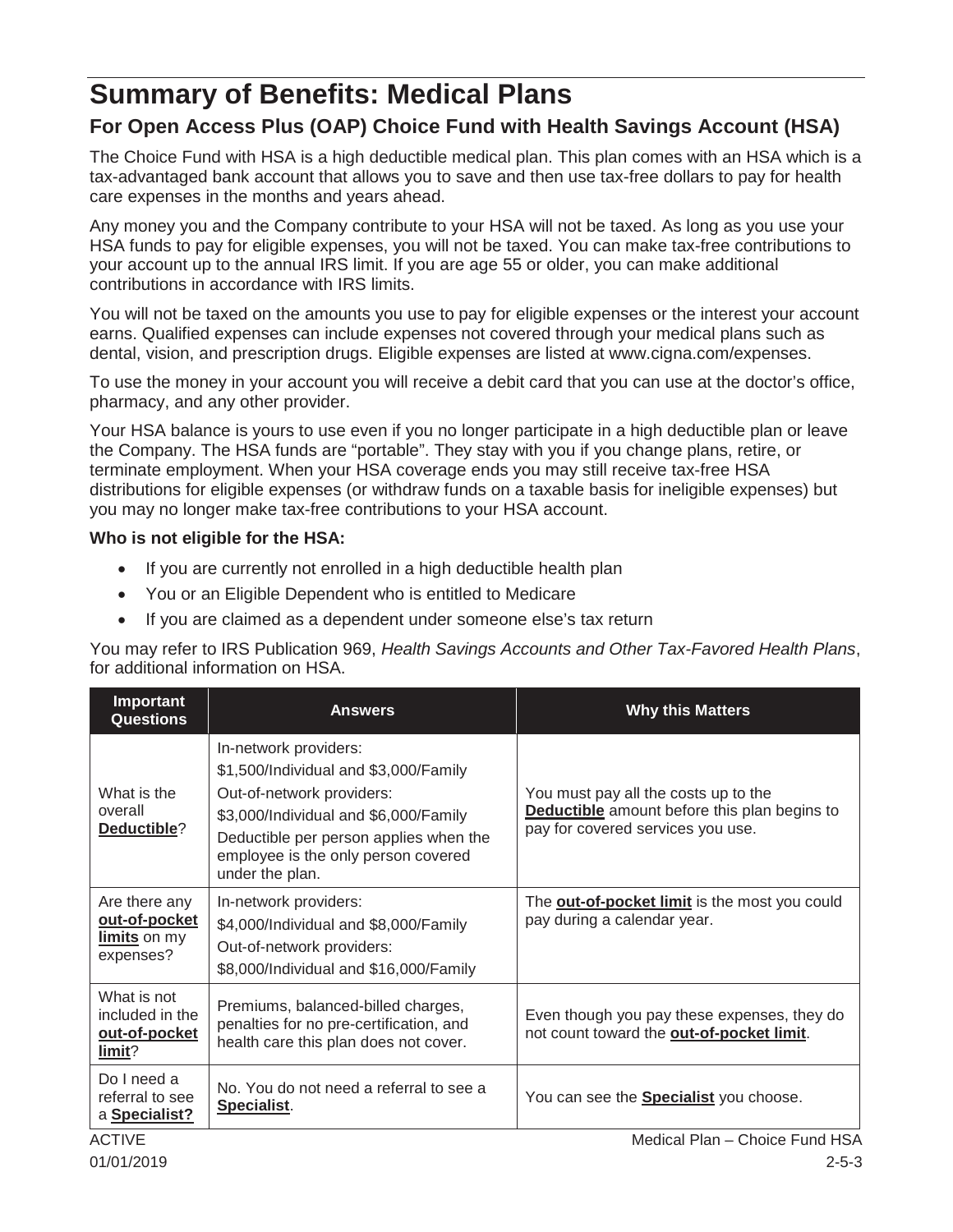# Summary of Benefits: Medical Plans

## For Open Access Plus (OAP) Choice Fund with Health Savings Account (HSA)

The Choice Fund with HSA is a high deductible medical plan. This plan comes with an HSA which is a tax-advantaged bank account that allows you to save and then use tax-free dollars to pay for health care expenses in the months and years ahead.

Any money you and the Company contribute to your HSA will not be taxed. As long as you use your HSA funds to pay for eligible expenses, you will not be taxed. You can make tax-free contributions to your account up to the annual IRS limit. If you are age 55 or older, you can make additional contributions in accordance with IRS limits.

You will not be taxed on the amounts you use to pay for eligible expenses or the interest your account earns. Qualified expenses can include expenses not covered through your medical plans such as dental, vision, and prescription drugs. Eligible expenses are listed at www.cigna.com/expenses.

To use the money in your account you will receive a debit card that you can use at the doctor's office, pharmacy, and any other provider.

Your HSA balance is yours to use even if you no longer participate in a high deductible plan or leave the Company. The HSA funds are "portable". They stay with you if you change plans, retire, or terminate employment. When your HSA coverage ends you may still receive tax-free HSA distributions for eligible expenses (or withdraw funds on a taxable basis for ineligible expenses) but you may no longer make tax-free contributions to your HSA account.

**Who is not eligible for the HSA:**

- If you are currently not enrolled in a high deductible health plan
- You or an Eligible Dependent who is entitled to Medicare
- If you are claimed as a dependent under someone else's tax return

You may refer to IRS Publication 969, *Health Savings Accounts and Other Tax-Favored Health Plans*, for additional information on HSA.

| Important Questions | Answers | Why this Matters |
|---|---|---|
| What is the overall **Deductible**? | In-network providers:<br>$1,500/Individual and $3,000/Family<br>Out-of-network providers:<br>$3,000/Individual and $6,000/Family<br>Deductible per person applies when the employee is the only person covered under the plan. | You must pay all the costs up to the **Deductible** amount before this plan begins to pay for covered services you use. |
| Are there any **out-of-pocket limits** on my expenses? | In-network providers:<br>$4,000/Individual and $8,000/Family<br>Out-of-network providers:<br>$8,000/Individual and $16,000/Family | The **out-of-pocket limit** is the most you could pay during a calendar year. |
| What is not included in the **out-of-pocket limit**? | Premiums, balanced-billed charges, penalties for no pre-certification, and health care this plan does not cover. | Even though you pay these expenses, they do not count toward the **out-of-pocket limit**. |
| Do I need a referral to see a **Specialist?** | No. You do not need a referral to see a **Specialist**. | You can see the **Specialist** you choose. |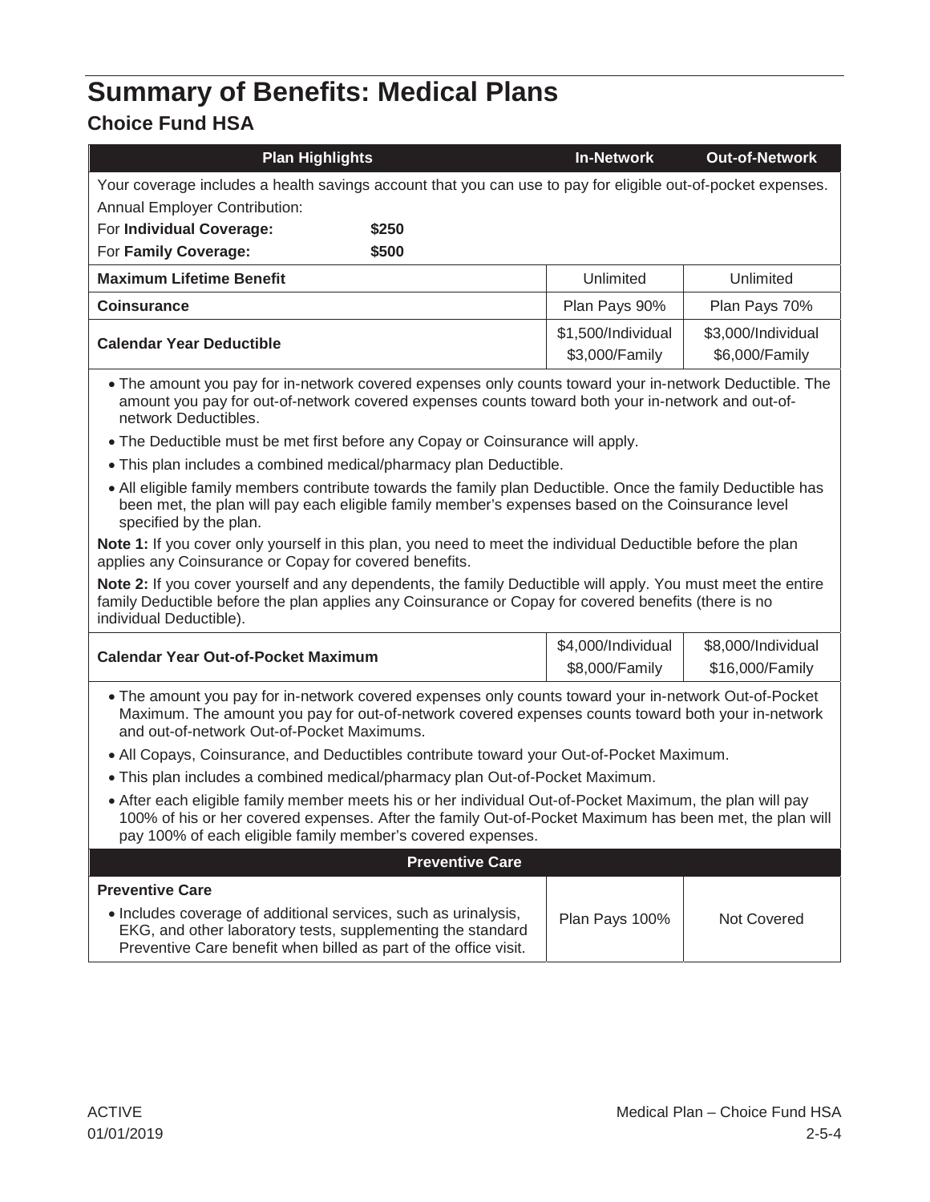# Summary of Benefits: Medical Plans

## Choice Fund HSA

| Plan Highlights | In-Network | Out-of-Network |
|---|---|---|
| Your coverage includes a health savings account that you can use to pay for eligible out-of-pocket expenses.<br>Annual Employer Contribution:<br>For **Individual Coverage:** **$250**<br>For **Family Coverage:** **$500** | | |
| **Maximum Lifetime Benefit** | Unlimited | Unlimited |
| **Coinsurance** | Plan Pays 90% | Plan Pays 70% |
| **Calendar Year Deductible** | $1,500/Individual<br>$3,000/Family | $3,000/Individual<br>$6,000/Family |

- The amount you pay for in-network covered expenses only counts toward your in-network Deductible. The amount you pay for out-of-network covered expenses counts toward both your in-network and out-of-network Deductibles.
- The Deductible must be met first before any Copay or Coinsurance will apply.
- This plan includes a combined medical/pharmacy plan Deductible.
- All eligible family members contribute towards the family plan Deductible. Once the family Deductible has been met, the plan will pay each eligible family member's expenses based on the Coinsurance level specified by the plan.

**Note 1:** If you cover only yourself in this plan, you need to meet the individual Deductible before the plan applies any Coinsurance or Copay for covered benefits.

**Note 2:** If you cover yourself and any dependents, the family Deductible will apply. You must meet the entire family Deductible before the plan applies any Coinsurance or Copay for covered benefits (there is no individual Deductible).

| | In-Network | Out-of-Network |
|---|---|---|
| **Calendar Year Out-of-Pocket Maximum** | $4,000/Individual<br>$8,000/Family | $8,000/Individual<br>$16,000/Family |

- The amount you pay for in-network covered expenses only counts toward your in-network Out-of-Pocket Maximum. The amount you pay for out-of-network covered expenses counts toward both your in-network and out-of-network Out-of-Pocket Maximums.
- All Copays, Coinsurance, and Deductibles contribute toward your Out-of-Pocket Maximum.
- This plan includes a combined medical/pharmacy plan Out-of-Pocket Maximum.
- After each eligible family member meets his or her individual Out-of-Pocket Maximum, the plan will pay 100% of his or her covered expenses. After the family Out-of-Pocket Maximum has been met, the plan will pay 100% of each eligible family member's covered expenses.

| Preventive Care | In-Network | Out-of-Network |
|---|---|---|
| **Preventive Care**<br>• Includes coverage of additional services, such as urinalysis, EKG, and other laboratory tests, supplementing the standard Preventive Care benefit when billed as part of the office visit. | Plan Pays 100% | Not Covered |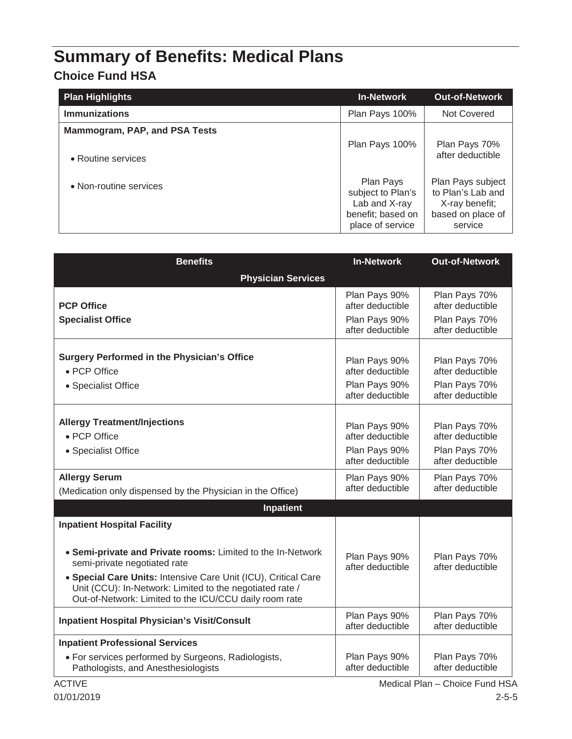# Summary of Benefits: Medical Plans

## Choice Fund HSA

| Plan Highlights | In-Network | Out-of-Network |
|---|---|---|
| **Immunizations** | Plan Pays 100% | Not Covered |
| **Mammogram, PAP, and PSA Tests** | | |
| • Routine services | Plan Pays 100% | Plan Pays 70% after deductible |
| • Non-routine services | Plan Pays subject to Plan's Lab and X-ray benefit; based on place of service | Plan Pays subject to Plan's Lab and X-ray benefit; based on place of service |

| Benefits | In-Network | Out-of-Network |
|---|---|---|
| **Physician Services** | | |
| **PCP Office** | Plan Pays 90% after deductible | Plan Pays 70% after deductible |
| **Specialist Office** | Plan Pays 90% after deductible | Plan Pays 70% after deductible |
| **Surgery Performed in the Physician's Office** | | |
| • PCP Office | Plan Pays 90% after deductible | Plan Pays 70% after deductible |
| • Specialist Office | Plan Pays 90% after deductible | Plan Pays 70% after deductible |
| **Allergy Treatment/Injections** | | |
| • PCP Office | Plan Pays 90% after deductible | Plan Pays 70% after deductible |
| • Specialist Office | Plan Pays 90% after deductible | Plan Pays 70% after deductible |
| **Allergy Serum** (Medication only dispensed by the Physician in the Office) | Plan Pays 90% after deductible | Plan Pays 70% after deductible |
| **Inpatient** | | |
| **Inpatient Hospital Facility**<br>• **Semi-private and Private rooms:** Limited to the In-Network semi-private negotiated rate<br>• **Special Care Units:** Intensive Care Unit (ICU), Critical Care Unit (CCU): In-Network: Limited to the negotiated rate / Out-of-Network: Limited to the ICU/CCU daily room rate | Plan Pays 90% after deductible | Plan Pays 70% after deductible |
| **Inpatient Hospital Physician's Visit/Consult** | Plan Pays 90% after deductible | Plan Pays 70% after deductible |
| **Inpatient Professional Services**<br>• For services performed by Surgeons, Radiologists, Pathologists, and Anesthesiologists | Plan Pays 90% after deductible | Plan Pays 70% after deductible |

ACTIVE
01/01/2019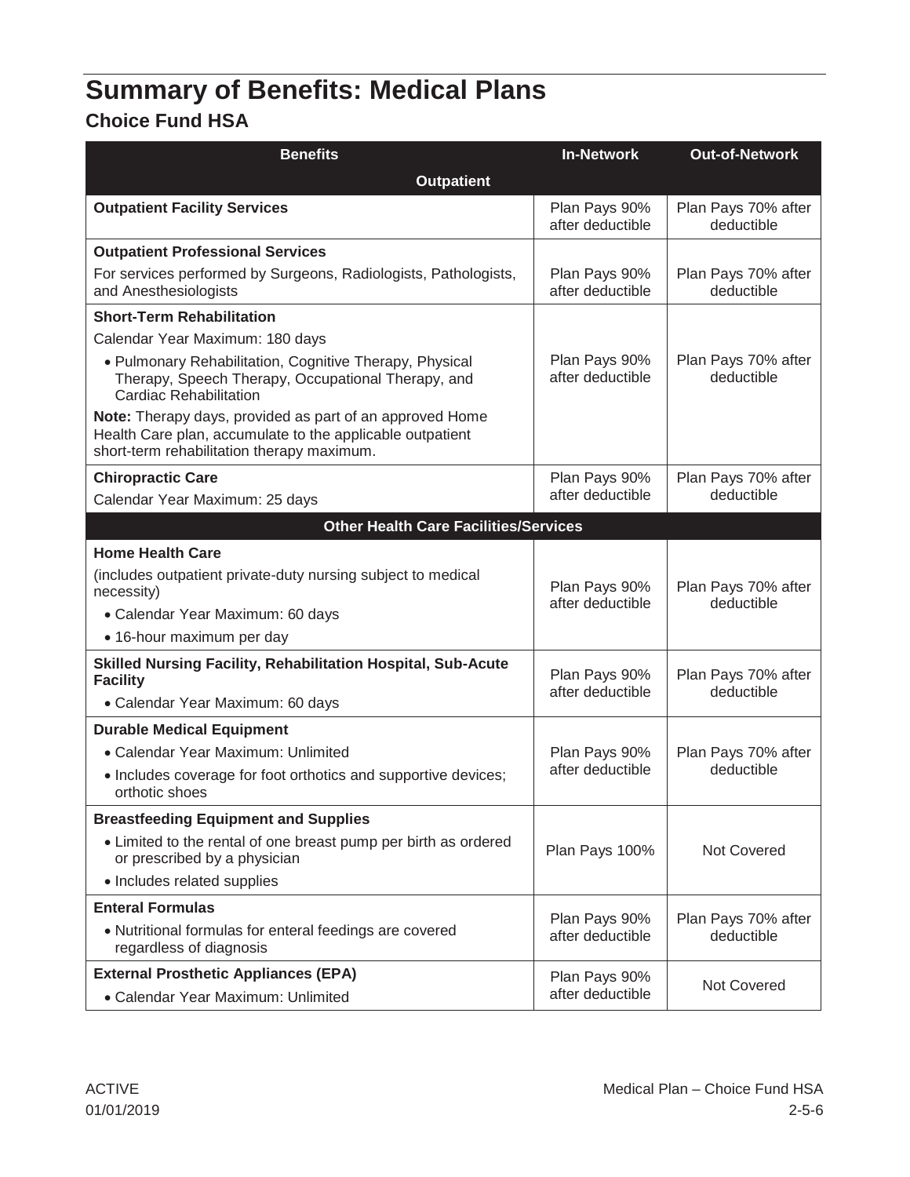# Summary of Benefits: Medical Plans

## Choice Fund HSA

| Benefits | In-Network | Out-of-Network |
|---|---|---|
| **Outpatient** | | |
| **Outpatient Facility Services** | Plan Pays 90% after deductible | Plan Pays 70% after deductible |
| **Outpatient Professional Services**<br>For services performed by Surgeons, Radiologists, Pathologists, and Anesthesiologists | Plan Pays 90% after deductible | Plan Pays 70% after deductible |
| **Short-Term Rehabilitation**<br>Calendar Year Maximum: 180 days<br>• Pulmonary Rehabilitation, Cognitive Therapy, Physical Therapy, Speech Therapy, Occupational Therapy, and Cardiac Rehabilitation<br>**Note:** Therapy days, provided as part of an approved Home Health Care plan, accumulate to the applicable outpatient short-term rehabilitation therapy maximum. | Plan Pays 90% after deductible | Plan Pays 70% after deductible |
| **Chiropractic Care**<br>Calendar Year Maximum: 25 days | Plan Pays 90% after deductible | Plan Pays 70% after deductible |
| **Other Health Care Facilities/Services** | | |
| **Home Health Care**<br>(includes outpatient private-duty nursing subject to medical necessity)<br>• Calendar Year Maximum: 60 days<br>• 16-hour maximum per day | Plan Pays 90% after deductible | Plan Pays 70% after deductible |
| **Skilled Nursing Facility, Rehabilitation Hospital, Sub-Acute Facility**<br>• Calendar Year Maximum: 60 days | Plan Pays 90% after deductible | Plan Pays 70% after deductible |
| **Durable Medical Equipment**<br>• Calendar Year Maximum: Unlimited<br>• Includes coverage for foot orthotics and supportive devices; orthotic shoes | Plan Pays 90% after deductible | Plan Pays 70% after deductible |
| **Breastfeeding Equipment and Supplies**<br>• Limited to the rental of one breast pump per birth as ordered or prescribed by a physician<br>• Includes related supplies | Plan Pays 100% | Not Covered |
| **Enteral Formulas**<br>• Nutritional formulas for enteral feedings are covered regardless of diagnosis | Plan Pays 90% after deductible | Plan Pays 70% after deductible |
| **External Prosthetic Appliances (EPA)**<br>• Calendar Year Maximum: Unlimited | Plan Pays 90% after deductible | Not Covered |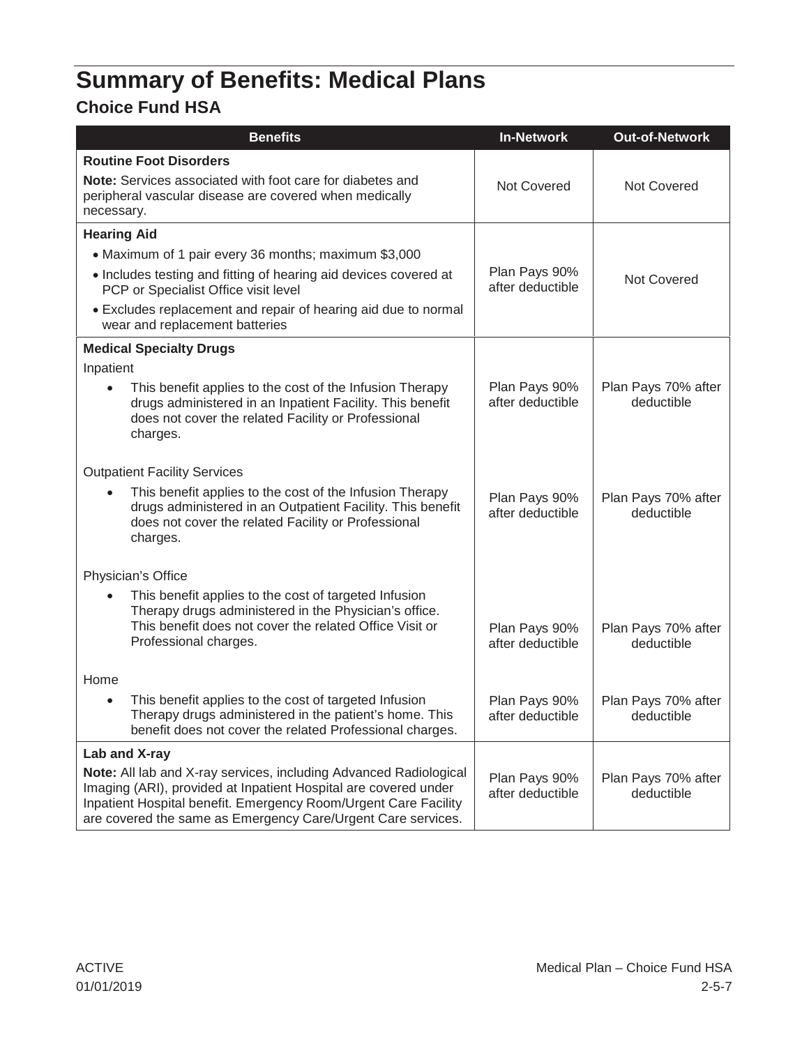# Summary of Benefits: Medical Plans

## Choice Fund HSA

| Benefits | In-Network | Out-of-Network |
|---|---|---|
| **Routine Foot Disorders**<br>**Note:** Services associated with foot care for diabetes and peripheral vascular disease are covered when medically necessary. | Not Covered | Not Covered |
| **Hearing Aid**<br>• Maximum of 1 pair every 36 months; maximum $3,000<br>• Includes testing and fitting of hearing aid devices covered at PCP or Specialist Office visit level<br>• Excludes replacement and repair of hearing aid due to normal wear and replacement batteries | Plan Pays 90% after deductible | Not Covered |
| **Medical Specialty Drugs** | | |
| Inpatient<br>• This benefit applies to the cost of the Infusion Therapy drugs administered in an Inpatient Facility. This benefit does not cover the related Facility or Professional charges. | Plan Pays 90% after deductible | Plan Pays 70% after deductible |
| Outpatient Facility Services<br>• This benefit applies to the cost of the Infusion Therapy drugs administered in an Outpatient Facility. This benefit does not cover the related Facility or Professional charges. | Plan Pays 90% after deductible | Plan Pays 70% after deductible |
| Physician's Office<br>• This benefit applies to the cost of targeted Infusion Therapy drugs administered in the Physician's office. This benefit does not cover the related Office Visit or Professional charges. | Plan Pays 90% after deductible | Plan Pays 70% after deductible |
| Home<br>• This benefit applies to the cost of targeted Infusion Therapy drugs administered in the patient's home. This benefit does not cover the related Professional charges. | Plan Pays 90% after deductible | Plan Pays 70% after deductible |
| **Lab and X-ray**<br>**Note:** All lab and X-ray services, including Advanced Radiological Imaging (ARI), provided at Inpatient Hospital are covered under Inpatient Hospital benefit. Emergency Room/Urgent Care Facility are covered the same as Emergency Care/Urgent Care services. | Plan Pays 90% after deductible | Plan Pays 70% after deductible |

ACTIVE
01/01/2019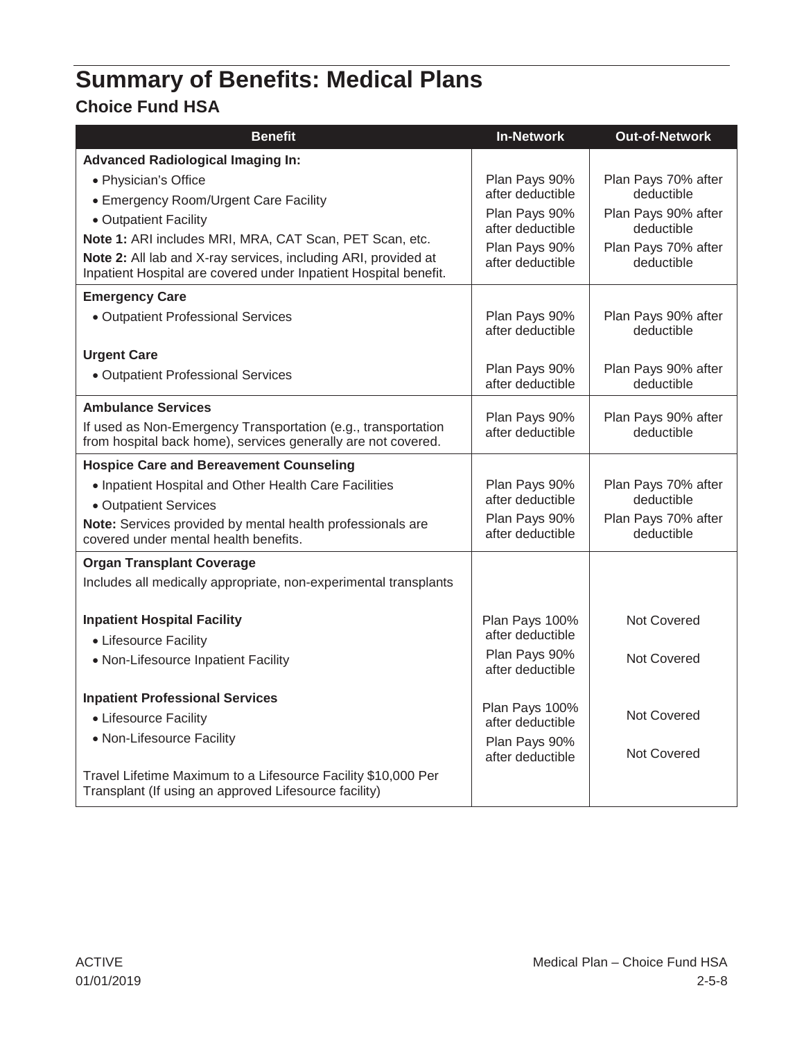# Summary of Benefits: Medical Plans

## Choice Fund HSA

| Benefit | In-Network | Out-of-Network |
|---|---|---|
| **Advanced Radiological Imaging In:** | | |
| • Physician's Office | Plan Pays 90% after deductible | Plan Pays 70% after deductible |
| • Emergency Room/Urgent Care Facility | Plan Pays 90% after deductible | Plan Pays 90% after deductible |
| • Outpatient Facility | Plan Pays 90% after deductible | Plan Pays 70% after deductible |
| **Note 1:** ARI includes MRI, MRA, CAT Scan, PET Scan, etc.<br>**Note 2:** All lab and X-ray services, including ARI, provided at Inpatient Hospital are covered under Inpatient Hospital benefit. | | |
| **Emergency Care** | | |
| • Outpatient Professional Services | Plan Pays 90% after deductible | Plan Pays 90% after deductible |
| **Urgent Care** | | |
| • Outpatient Professional Services | Plan Pays 90% after deductible | Plan Pays 90% after deductible |
| **Ambulance Services**<br>If used as Non-Emergency Transportation (e.g., transportation from hospital back home), services generally are not covered. | Plan Pays 90% after deductible | Plan Pays 90% after deductible |
| **Hospice Care and Bereavement Counseling** | | |
| • Inpatient Hospital and Other Health Care Facilities | Plan Pays 90% after deductible | Plan Pays 70% after deductible |
| • Outpatient Services | Plan Pays 90% after deductible | Plan Pays 70% after deductible |
| **Note:** Services provided by mental health professionals are covered under mental health benefits. | | |
| **Organ Transplant Coverage**<br>Includes all medically appropriate, non-experimental transplants | | |
| **Inpatient Hospital Facility** | | |
| • Lifesource Facility | Plan Pays 100% after deductible | Not Covered |
| • Non-Lifesource Inpatient Facility | Plan Pays 90% after deductible | Not Covered |
| **Inpatient Professional Services** | | |
| • Lifesource Facility | Plan Pays 100% after deductible | Not Covered |
| • Non-Lifesource Facility | Plan Pays 90% after deductible | Not Covered |
| Travel Lifetime Maximum to a Lifesource Facility $10,000 Per Transplant (If using an approved Lifesource facility) | | |

ACTIVE
01/01/2019

Medical Plan – Choice Fund HSA
2-5-8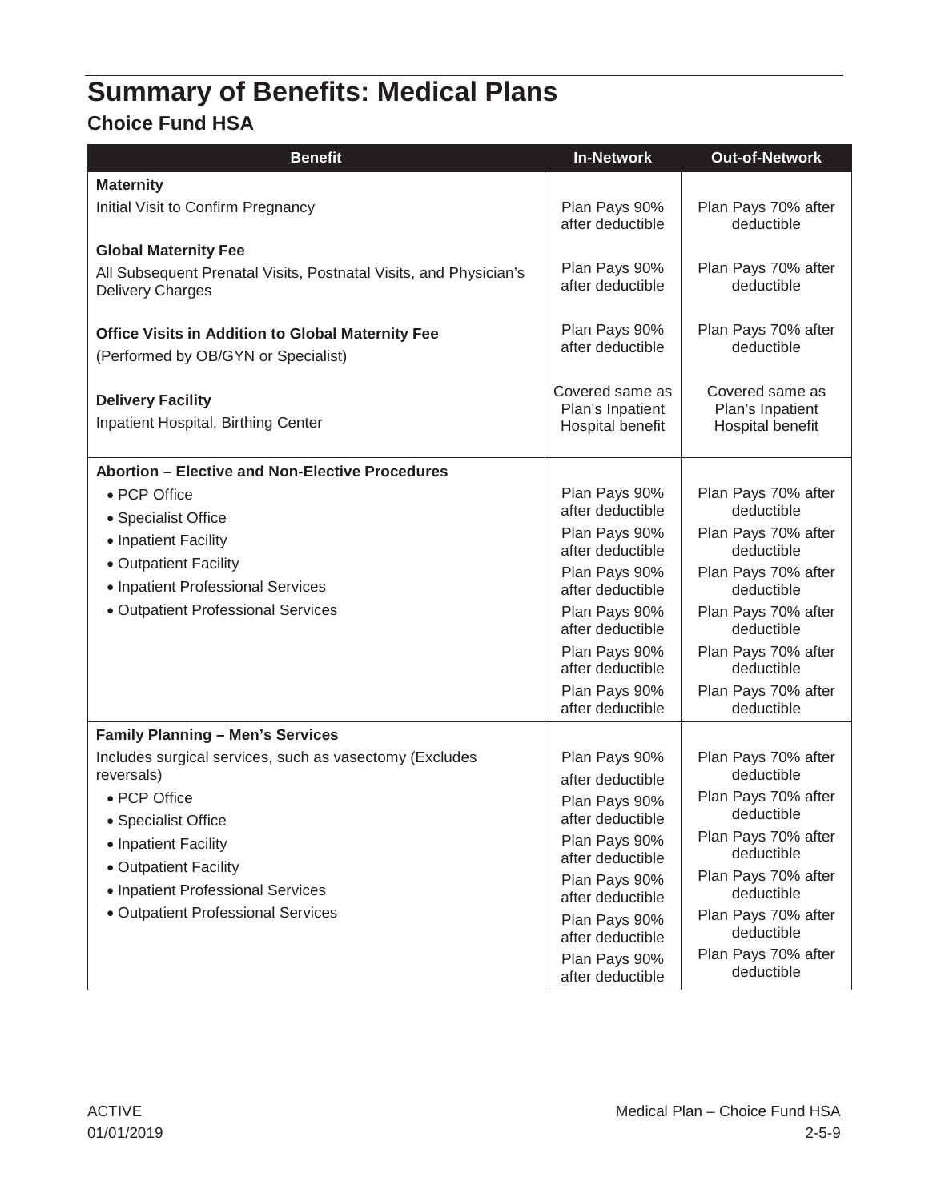# Summary of Benefits: Medical Plans

## Choice Fund HSA

| Benefit | In-Network | Out-of-Network |
|---|---|---|
| **Maternity** | | |
| Initial Visit to Confirm Pregnancy | Plan Pays 90% after deductible | Plan Pays 70% after deductible |
| **Global Maternity Fee** | | |
| All Subsequent Prenatal Visits, Postnatal Visits, and Physician's Delivery Charges | Plan Pays 90% after deductible | Plan Pays 70% after deductible |
| **Office Visits in Addition to Global Maternity Fee** (Performed by OB/GYN or Specialist) | Plan Pays 90% after deductible | Plan Pays 70% after deductible |
| **Delivery Facility** Inpatient Hospital, Birthing Center | Covered same as Plan's Inpatient Hospital benefit | Covered same as Plan's Inpatient Hospital benefit |
| **Abortion – Elective and Non-Elective Procedures** | | |
| • PCP Office | Plan Pays 90% after deductible | Plan Pays 70% after deductible |
| • Specialist Office | Plan Pays 90% after deductible | Plan Pays 70% after deductible |
| • Inpatient Facility | Plan Pays 90% after deductible | Plan Pays 70% after deductible |
| • Outpatient Facility | Plan Pays 90% after deductible | Plan Pays 70% after deductible |
| • Inpatient Professional Services | Plan Pays 90% after deductible | Plan Pays 70% after deductible |
| • Outpatient Professional Services | Plan Pays 90% after deductible | Plan Pays 70% after deductible |
| **Family Planning – Men's Services** | | |
| Includes surgical services, such as vasectomy (Excludes reversals) | | |
| • PCP Office | Plan Pays 90% after deductible | Plan Pays 70% after deductible |
| • Specialist Office | Plan Pays 90% after deductible | Plan Pays 70% after deductible |
| • Inpatient Facility | Plan Pays 90% after deductible | Plan Pays 70% after deductible |
| • Outpatient Facility | Plan Pays 90% after deductible | Plan Pays 70% after deductible |
| • Inpatient Professional Services | Plan Pays 90% after deductible | Plan Pays 70% after deductible |
| • Outpatient Professional Services | Plan Pays 90% after deductible | Plan Pays 70% after deductible |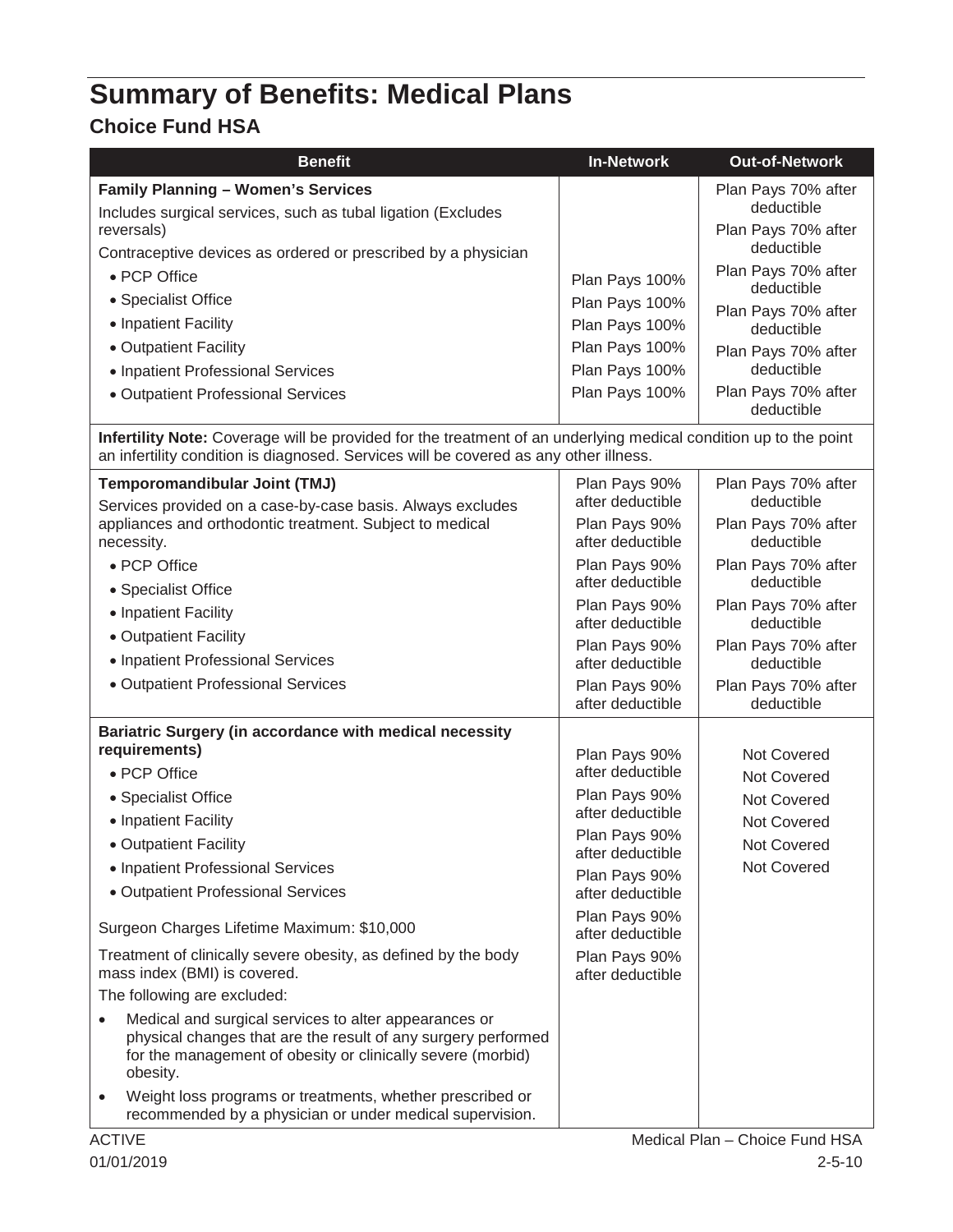# Summary of Benefits: Medical Plans

## Choice Fund HSA

| Benefit | In-Network | Out-of-Network |
|---|---|---|
| **Family Planning – Women's Services** | | |
| Includes surgical services, such as tubal ligation (Excludes reversals) | | |
| Contraceptive devices as ordered or prescribed by a physician | | |
| • PCP Office | Plan Pays 100% | Plan Pays 70% after deductible |
| • Specialist Office | Plan Pays 100% | Plan Pays 70% after deductible |
| • Inpatient Facility | Plan Pays 100% | Plan Pays 70% after deductible |
| • Outpatient Facility | Plan Pays 100% | Plan Pays 70% after deductible |
| • Inpatient Professional Services | Plan Pays 100% | Plan Pays 70% after deductible |
| • Outpatient Professional Services | Plan Pays 100% | Plan Pays 70% after deductible |
| **Infertility Note:** Coverage will be provided for the treatment of an underlying medical condition up to the point an infertility condition is diagnosed. Services will be covered as any other illness. | | |
| **Temporomandibular Joint (TMJ)** | | |
| Services provided on a case-by-case basis. Always excludes appliances and orthodontic treatment. Subject to medical necessity. | | |
| • PCP Office | Plan Pays 90% after deductible | Plan Pays 70% after deductible |
| • Specialist Office | Plan Pays 90% after deductible | Plan Pays 70% after deductible |
| • Inpatient Facility | Plan Pays 90% after deductible | Plan Pays 70% after deductible |
| • Outpatient Facility | Plan Pays 90% after deductible | Plan Pays 70% after deductible |
| • Inpatient Professional Services | Plan Pays 90% after deductible | Plan Pays 70% after deductible |
| • Outpatient Professional Services | Plan Pays 90% after deductible | Plan Pays 70% after deductible |
| **Bariatric Surgery (in accordance with medical necessity requirements)** | | |
| • PCP Office | Plan Pays 90% after deductible | Not Covered |
| • Specialist Office | Plan Pays 90% after deductible | Not Covered |
| • Inpatient Facility | Plan Pays 90% after deductible | Not Covered |
| • Outpatient Facility | Plan Pays 90% after deductible | Not Covered |
| • Inpatient Professional Services | Plan Pays 90% after deductible | Not Covered |
| • Outpatient Professional Services | Plan Pays 90% after deductible | Not Covered |
| Surgeon Charges Lifetime Maximum: $10,000 | | |
| Treatment of clinically severe obesity, as defined by the body mass index (BMI) is covered. | | |
| The following are excluded: • Medical and surgical services to alter appearances or physical changes that are the result of any surgery performed for the management of obesity or clinically severe (morbid) obesity. • Weight loss programs or treatments, whether prescribed or recommended by a physician or under medical supervision. | | |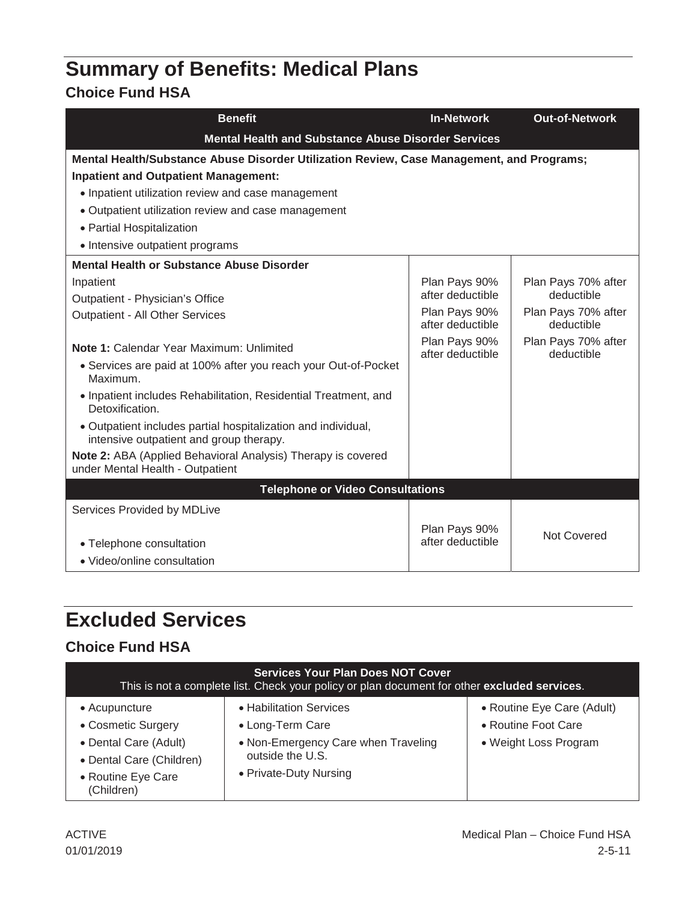# Summary of Benefits: Medical Plans

## Choice Fund HSA

| Benefit | In-Network | Out-of-Network |
|---|---|---|
| **Mental Health and Substance Abuse Disorder Services** | | |
| **Mental Health/Substance Abuse Disorder Utilization Review, Case Management, and Programs;** **Inpatient and Outpatient Management:** • Inpatient utilization review and case management • Outpatient utilization review and case management • Partial Hospitalization • Intensive outpatient programs | | |
| **Mental Health or Substance Abuse Disorder** | | |
| Inpatient | Plan Pays 90% after deductible | Plan Pays 70% after deductible |
| Outpatient - Physician's Office | Plan Pays 90% after deductible | Plan Pays 70% after deductible |
| Outpatient - All Other Services | Plan Pays 90% after deductible | Plan Pays 70% after deductible |
| **Note 1:** Calendar Year Maximum: Unlimited • Services are paid at 100% after you reach your Out-of-Pocket Maximum. • Inpatient includes Rehabilitation, Residential Treatment, and Detoxification. • Outpatient includes partial hospitalization and individual, intensive outpatient and group therapy. **Note 2:** ABA (Applied Behavioral Analysis) Therapy is covered under Mental Health - Outpatient | | |
| **Telephone or Video Consultations** | | |
| Services Provided by MDLive • Telephone consultation • Video/online consultation | Plan Pays 90% after deductible | Not Covered |

# Excluded Services

## Choice Fund HSA

**Services Your Plan Does NOT Cover**
This is not a complete list. Check your policy or plan document for other **excluded services**.

- Acupuncture
- Cosmetic Surgery
- Dental Care (Adult)
- Dental Care (Children)
- Routine Eye Care (Children)
- Habilitation Services
- Long-Term Care
- Non-Emergency Care when Traveling outside the U.S.
- Private-Duty Nursing
- Routine Eye Care (Adult)
- Routine Foot Care
- Weight Loss Program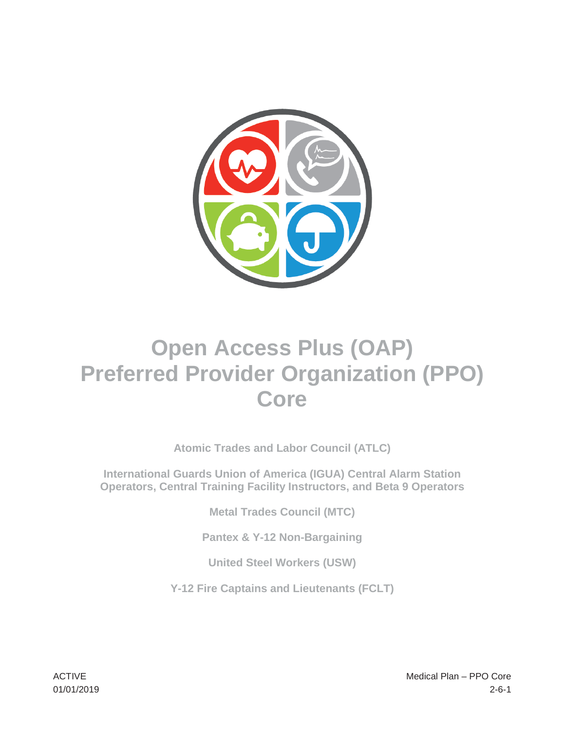# Open Access Plus (OAP) Preferred Provider Organization (PPO) Core

**Atomic Trades and Labor Council (ATLC)**

**International Guards Union of America (IGUA) Central Alarm Station Operators, Central Training Facility Instructors, and Beta 9 Operators**

**Metal Trades Council (MTC)**

**Pantex & Y-12 Non-Bargaining**

**United Steel Workers (USW)**

**Y-12 Fire Captains and Lieutenants (FCLT)**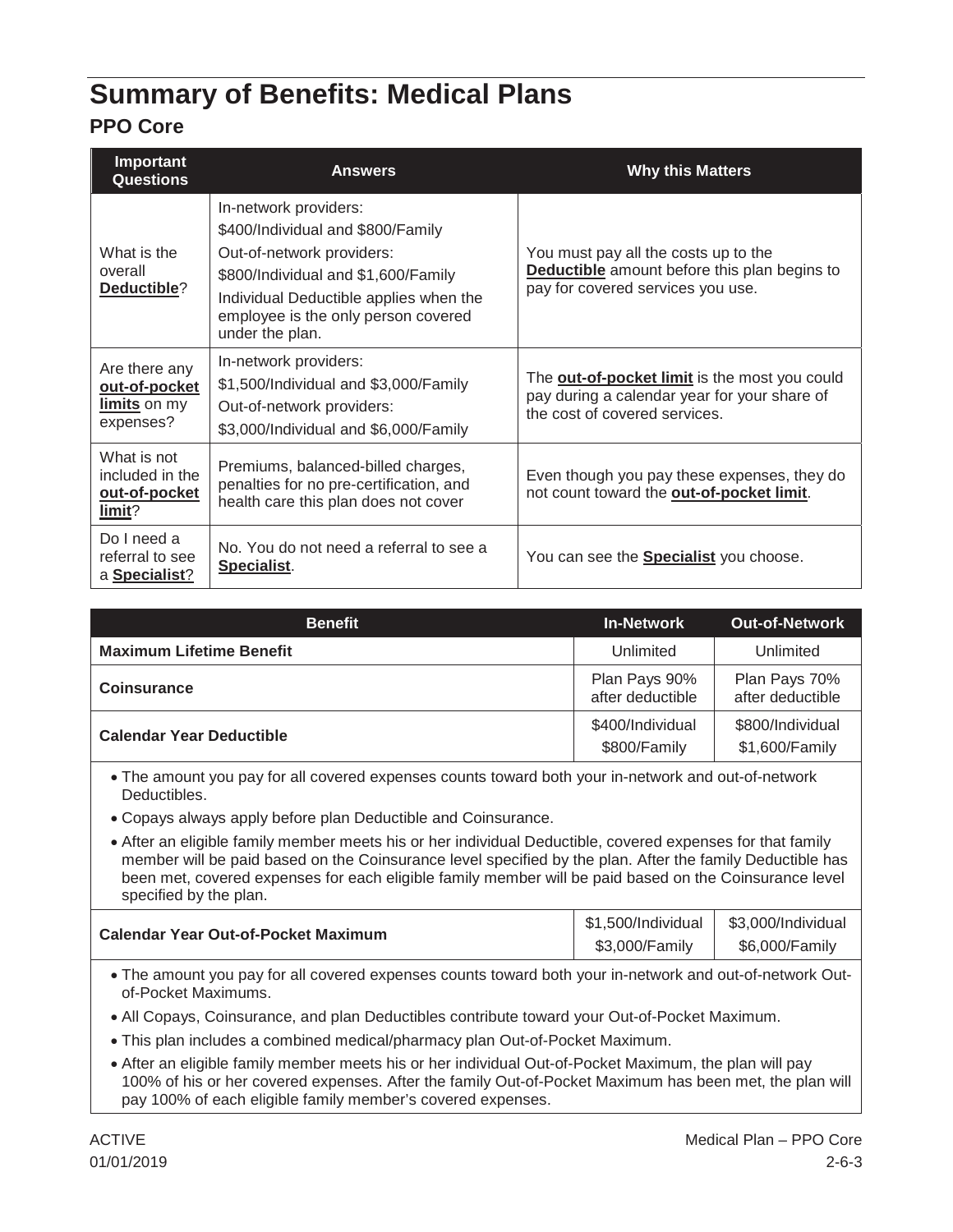# Summary of Benefits: Medical Plans

## PPO Core

| Important Questions | Answers | Why this Matters |
|---|---|---|
| What is the overall **Deductible**? | In-network providers:<br>$400/Individual and $800/Family<br>Out-of-network providers:<br>$800/Individual and $1,600/Family<br>Individual Deductible applies when the employee is the only person covered under the plan. | You must pay all the costs up to the **Deductible** amount before this plan begins to pay for covered services you use. |
| Are there any **out-of-pocket limits** on my expenses? | In-network providers:<br>$1,500/Individual and $3,000/Family<br>Out-of-network providers:<br>$3,000/Individual and $6,000/Family | The **out-of-pocket limit** is the most you could pay during a calendar year for your share of the cost of covered services. |
| What is not included in the **out-of-pocket limit**? | Premiums, balanced-billed charges, penalties for no pre-certification, and health care this plan does not cover | Even though you pay these expenses, they do not count toward the **out-of-pocket limit**. |
| Do I need a referral to see a **Specialist**? | No. You do not need a referral to see a **Specialist**. | You can see the **Specialist** you choose. |

| Benefit | In-Network | Out-of-Network |
|---|---|---|
| **Maximum Lifetime Benefit** | Unlimited | Unlimited |
| **Coinsurance** | Plan Pays 90% after deductible | Plan Pays 70% after deductible |
| **Calendar Year Deductible** | $400/Individual<br>$800/Family | $800/Individual<br>$1,600/Family |
| • The amount you pay for all covered expenses counts toward both your in-network and out-of-network Deductibles.<br>• Copays always apply before plan Deductible and Coinsurance.<br>• After an eligible family member meets his or her individual Deductible, covered expenses for that family member will be paid based on the Coinsurance level specified by the plan. After the family Deductible has been met, covered expenses for each eligible family member will be paid based on the Coinsurance level specified by the plan. | | |
| **Calendar Year Out-of-Pocket Maximum** | $1,500/Individual<br>$3,000/Family | $3,000/Individual<br>$6,000/Family |
| • The amount you pay for all covered expenses counts toward both your in-network and out-of-network Out-of-Pocket Maximums.<br>• All Copays, Coinsurance, and plan Deductibles contribute toward your Out-of-Pocket Maximum.<br>• This plan includes a combined medical/pharmacy plan Out-of-Pocket Maximum.<br>• After an eligible family member meets his or her individual Out-of-Pocket Maximum, the plan will pay 100% of his or her covered expenses. After the family Out-of-Pocket Maximum has been met, the plan will pay 100% of each eligible family member's covered expenses. | | |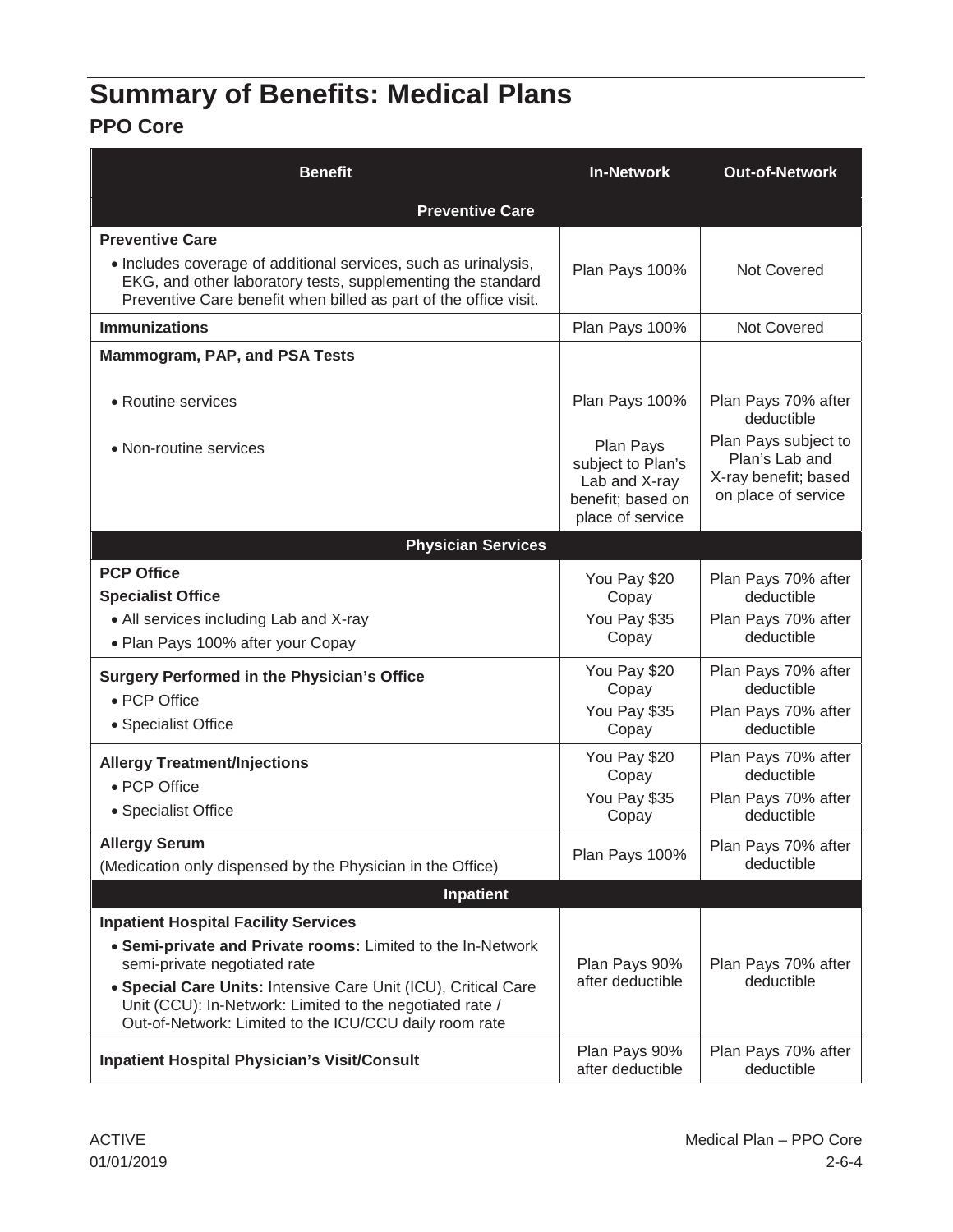# Summary of Benefits: Medical Plans

## PPO Core

| Benefit | In-Network | Out-of-Network |
|---|---|---|
| **Preventive Care** | | |
| **Preventive Care**<br>• Includes coverage of additional services, such as urinalysis, EKG, and other laboratory tests, supplementing the standard Preventive Care benefit when billed as part of the office visit. | Plan Pays 100% | Not Covered |
| **Immunizations** | Plan Pays 100% | Not Covered |
| **Mammogram, PAP, and PSA Tests** | | |
| • Routine services | Plan Pays 100% | Plan Pays 70% after deductible |
| • Non-routine services | Plan Pays subject to Plan's Lab and X-ray benefit; based on place of service | Plan Pays subject to Plan's Lab and X-ray benefit; based on place of service |
| **Physician Services** | | |
| **PCP Office** | You Pay $20 Copay | Plan Pays 70% after deductible |
| **Specialist Office**<br>• All services including Lab and X-ray<br>• Plan Pays 100% after your Copay | You Pay $35 Copay | Plan Pays 70% after deductible |
| **Surgery Performed in the Physician's Office** | | |
| • PCP Office | You Pay $20 Copay | Plan Pays 70% after deductible |
| • Specialist Office | You Pay $35 Copay | Plan Pays 70% after deductible |
| **Allergy Treatment/Injections** | | |
| • PCP Office | You Pay $20 Copay | Plan Pays 70% after deductible |
| • Specialist Office | You Pay $35 Copay | Plan Pays 70% after deductible |
| **Allergy Serum**<br>(Medication only dispensed by the Physician in the Office) | Plan Pays 100% | Plan Pays 70% after deductible |
| **Inpatient** | | |
| **Inpatient Hospital Facility Services**<br>• **Semi-private and Private rooms:** Limited to the In-Network semi-private negotiated rate<br>• **Special Care Units:** Intensive Care Unit (ICU), Critical Care Unit (CCU): In-Network: Limited to the negotiated rate / Out-of-Network: Limited to the ICU/CCU daily room rate | Plan Pays 90% after deductible | Plan Pays 70% after deductible |
| **Inpatient Hospital Physician's Visit/Consult** | Plan Pays 90% after deductible | Plan Pays 70% after deductible |

ACTIVE
01/01/2019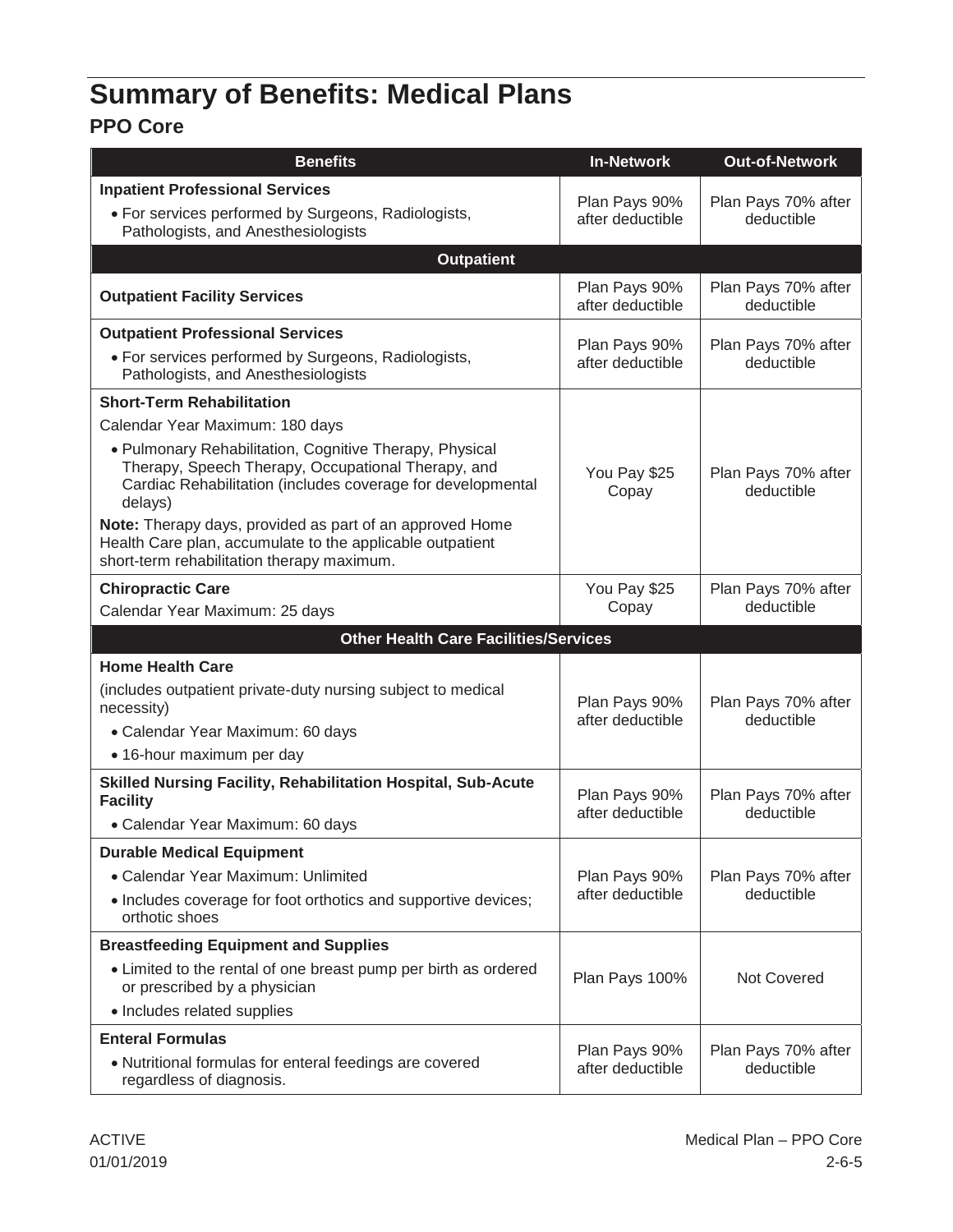# Summary of Benefits: Medical Plans

## PPO Core

| Benefits | In-Network | Out-of-Network |
|---|---|---|
| **Inpatient Professional Services**<br>• For services performed by Surgeons, Radiologists, Pathologists, and Anesthesiologists | Plan Pays 90% after deductible | Plan Pays 70% after deductible |
| **Outpatient** | | |
| **Outpatient Facility Services** | Plan Pays 90% after deductible | Plan Pays 70% after deductible |
| **Outpatient Professional Services**<br>• For services performed by Surgeons, Radiologists, Pathologists, and Anesthesiologists | Plan Pays 90% after deductible | Plan Pays 70% after deductible |
| **Short-Term Rehabilitation**<br>Calendar Year Maximum: 180 days<br>• Pulmonary Rehabilitation, Cognitive Therapy, Physical Therapy, Speech Therapy, Occupational Therapy, and Cardiac Rehabilitation (includes coverage for developmental delays)<br>**Note:** Therapy days, provided as part of an approved Home Health Care plan, accumulate to the applicable outpatient short-term rehabilitation therapy maximum. | You Pay $25 Copay | Plan Pays 70% after deductible |
| **Chiropractic Care**<br>Calendar Year Maximum: 25 days | You Pay $25 Copay | Plan Pays 70% after deductible |
| **Other Health Care Facilities/Services** | | |
| **Home Health Care**<br>(includes outpatient private-duty nursing subject to medical necessity)<br>• Calendar Year Maximum: 60 days<br>• 16-hour maximum per day | Plan Pays 90% after deductible | Plan Pays 70% after deductible |
| **Skilled Nursing Facility, Rehabilitation Hospital, Sub-Acute Facility**<br>• Calendar Year Maximum: 60 days | Plan Pays 90% after deductible | Plan Pays 70% after deductible |
| **Durable Medical Equipment**<br>• Calendar Year Maximum: Unlimited<br>• Includes coverage for foot orthotics and supportive devices; orthotic shoes | Plan Pays 90% after deductible | Plan Pays 70% after deductible |
| **Breastfeeding Equipment and Supplies**<br>• Limited to the rental of one breast pump per birth as ordered or prescribed by a physician<br>• Includes related supplies | Plan Pays 100% | Not Covered |
| **Enteral Formulas**<br>• Nutritional formulas for enteral feedings are covered regardless of diagnosis. | Plan Pays 90% after deductible | Plan Pays 70% after deductible |

ACTIVE
01/01/2019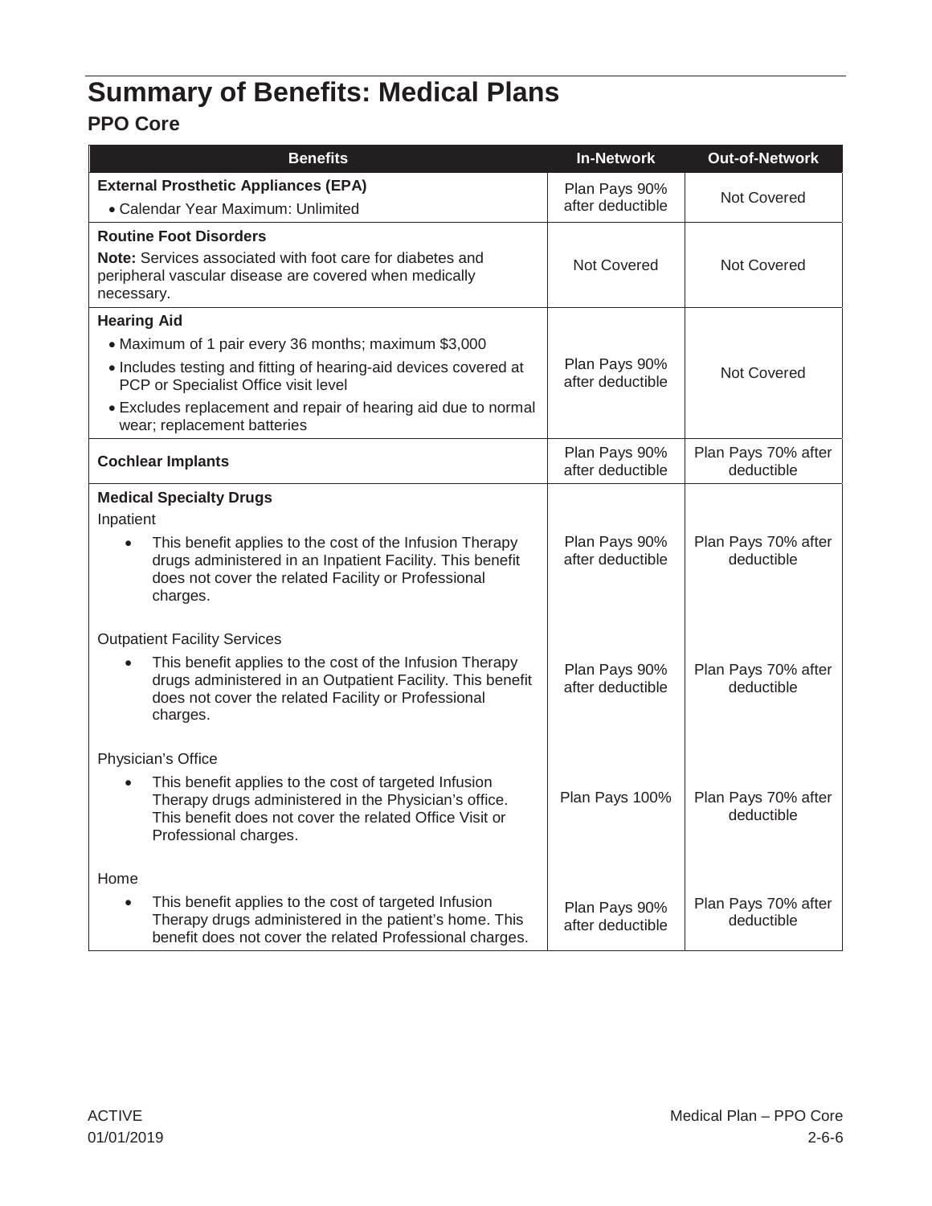# Summary of Benefits: Medical Plans

## PPO Core

| Benefits | In-Network | Out-of-Network |
|---|---|---|
| **External Prosthetic Appliances (EPA)**<br>• Calendar Year Maximum: Unlimited | Plan Pays 90% after deductible | Not Covered |
| **Routine Foot Disorders**<br>**Note:** Services associated with foot care for diabetes and peripheral vascular disease are covered when medically necessary. | Not Covered | Not Covered |
| **Hearing Aid**<br>• Maximum of 1 pair every 36 months; maximum $3,000<br>• Includes testing and fitting of hearing-aid devices covered at PCP or Specialist Office visit level<br>• Excludes replacement and repair of hearing aid due to normal wear; replacement batteries | Plan Pays 90% after deductible | Not Covered |
| **Cochlear Implants** | Plan Pays 90% after deductible | Plan Pays 70% after deductible |
| **Medical Specialty Drugs**<br>Inpatient<br>• This benefit applies to the cost of the Infusion Therapy drugs administered in an Inpatient Facility. This benefit does not cover the related Facility or Professional charges. | Plan Pays 90% after deductible | Plan Pays 70% after deductible |
| Outpatient Facility Services<br>• This benefit applies to the cost of the Infusion Therapy drugs administered in an Outpatient Facility. This benefit does not cover the related Facility or Professional charges. | Plan Pays 90% after deductible | Plan Pays 70% after deductible |
| Physician's Office<br>• This benefit applies to the cost of targeted Infusion Therapy drugs administered in the Physician's office. This benefit does not cover the related Office Visit or Professional charges. | Plan Pays 100% | Plan Pays 70% after deductible |
| Home<br>• This benefit applies to the cost of targeted Infusion Therapy drugs administered in the patient's home. This benefit does not cover the related Professional charges. | Plan Pays 90% after deductible | Plan Pays 70% after deductible |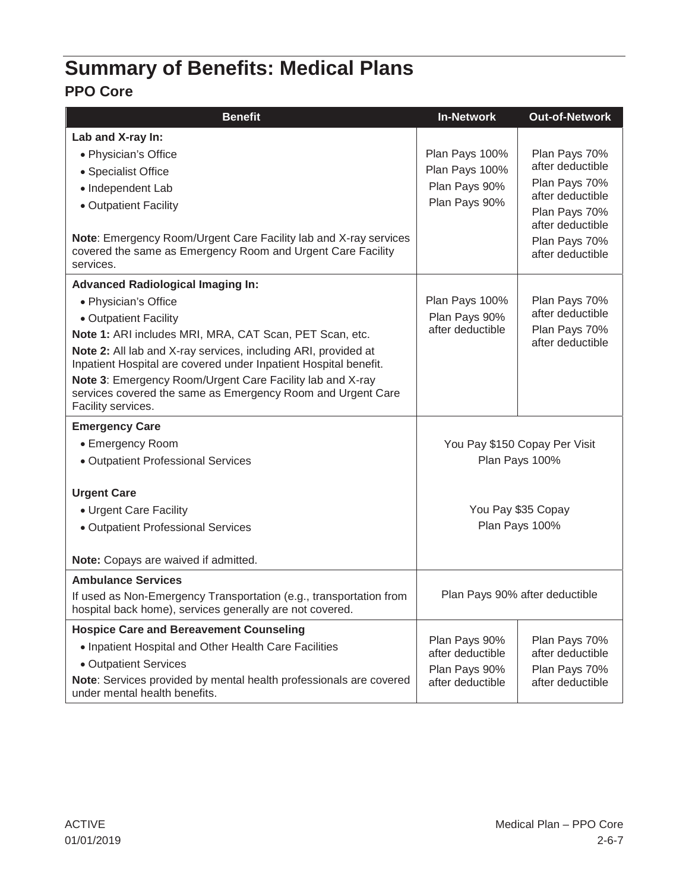# Summary of Benefits: Medical Plans

## PPO Core

| Benefit | In-Network | Out-of-Network |
|---|---|---|
| **Lab and X-ray In:** | | |
| • Physician's Office | Plan Pays 100% | Plan Pays 70% after deductible |
| • Specialist Office | Plan Pays 100% | Plan Pays 70% after deductible |
| • Independent Lab | Plan Pays 90% | Plan Pays 70% after deductible |
| • Outpatient Facility | Plan Pays 90% | Plan Pays 70% after deductible |
| **Note**: Emergency Room/Urgent Care Facility lab and X-ray services covered the same as Emergency Room and Urgent Care Facility services. | | |
| **Advanced Radiological Imaging In:** | | |
| • Physician's Office | Plan Pays 100% | Plan Pays 70% after deductible |
| • Outpatient Facility | Plan Pays 90% after deductible | Plan Pays 70% after deductible |
| **Note 1:** ARI includes MRI, MRA, CAT Scan, PET Scan, etc. | | |
| **Note 2:** All lab and X-ray services, including ARI, provided at Inpatient Hospital are covered under Inpatient Hospital benefit. | | |
| **Note 3**: Emergency Room/Urgent Care Facility lab and X-ray services covered the same as Emergency Room and Urgent Care Facility services. | | |
| **Emergency Care** | | |
| • Emergency Room | You Pay $150 Copay Per Visit | |
| • Outpatient Professional Services | Plan Pays 100% | |
| **Urgent Care** | | |
| • Urgent Care Facility | You Pay $35 Copay | |
| • Outpatient Professional Services | Plan Pays 100% | |
| **Note:** Copays are waived if admitted. | | |
| **Ambulance Services**<br>If used as Non-Emergency Transportation (e.g., transportation from hospital back home), services generally are not covered. | Plan Pays 90% after deductible | |
| **Hospice Care and Bereavement Counseling** | | |
| • Inpatient Hospital and Other Health Care Facilities | Plan Pays 90% after deductible | Plan Pays 70% after deductible |
| • Outpatient Services | Plan Pays 90% after deductible | Plan Pays 70% after deductible |
| **Note**: Services provided by mental health professionals are covered under mental health benefits. | | |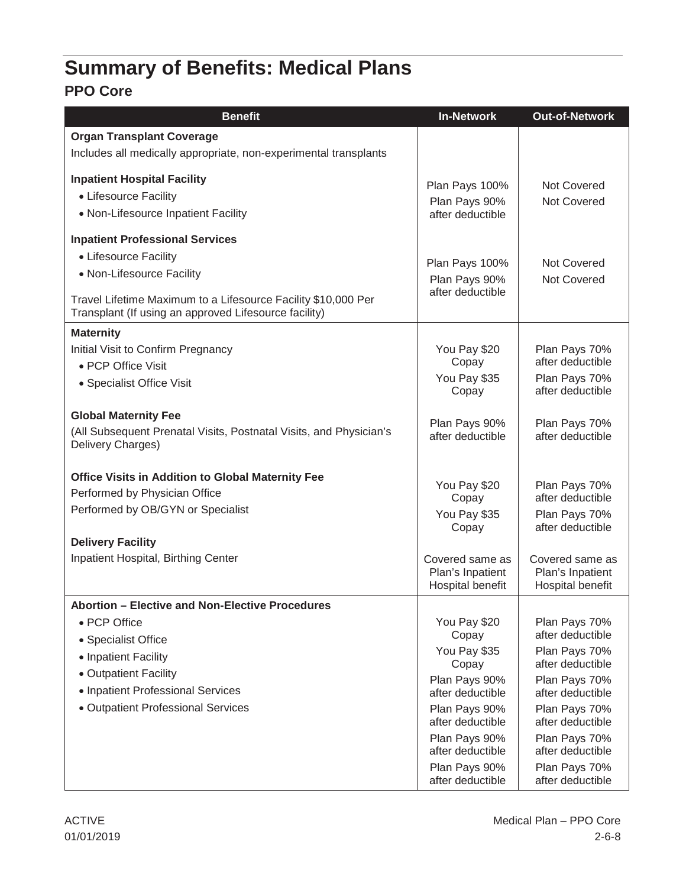# Summary of Benefits: Medical Plans

## PPO Core

| Benefit | In-Network | Out-of-Network |
|---|---|---|
| **Organ Transplant Coverage** | | |
| Includes all medically appropriate, non-experimental transplants | | |
| **Inpatient Hospital Facility** | | |
| • Lifesource Facility | Plan Pays 100% | Not Covered |
| • Non-Lifesource Inpatient Facility | Plan Pays 90% after deductible | Not Covered |
| **Inpatient Professional Services** | | |
| • Lifesource Facility | Plan Pays 100% | Not Covered |
| • Non-Lifesource Facility | Plan Pays 90% after deductible | Not Covered |
| Travel Lifetime Maximum to a Lifesource Facility $10,000 Per Transplant (If using an approved Lifesource facility) | | |
| **Maternity** | | |
| Initial Visit to Confirm Pregnancy | | |
| • PCP Office Visit | You Pay $20 Copay | Plan Pays 70% after deductible |
| • Specialist Office Visit | You Pay $35 Copay | Plan Pays 70% after deductible |
| **Global Maternity Fee** (All Subsequent Prenatal Visits, Postnatal Visits, and Physician's Delivery Charges) | Plan Pays 90% after deductible | Plan Pays 70% after deductible |
| **Office Visits in Addition to Global Maternity Fee** | | |
| Performed by Physician Office | You Pay $20 Copay | Plan Pays 70% after deductible |
| Performed by OB/GYN or Specialist | You Pay $35 Copay | Plan Pays 70% after deductible |
| **Delivery Facility** | | |
| Inpatient Hospital, Birthing Center | Covered same as Plan's Inpatient Hospital benefit | Covered same as Plan's Inpatient Hospital benefit |
| **Abortion – Elective and Non-Elective Procedures** | | |
| • PCP Office | You Pay $20 Copay | Plan Pays 70% after deductible |
| • Specialist Office | You Pay $35 Copay | Plan Pays 70% after deductible |
| • Inpatient Facility | Plan Pays 90% after deductible | Plan Pays 70% after deductible |
| • Outpatient Facility | Plan Pays 90% after deductible | Plan Pays 70% after deductible |
| • Inpatient Professional Services | Plan Pays 90% after deductible | Plan Pays 70% after deductible |
| • Outpatient Professional Services | Plan Pays 90% after deductible | Plan Pays 70% after deductible |

ACTIVE
01/01/2019

Medical Plan – PPO Core
2-6-8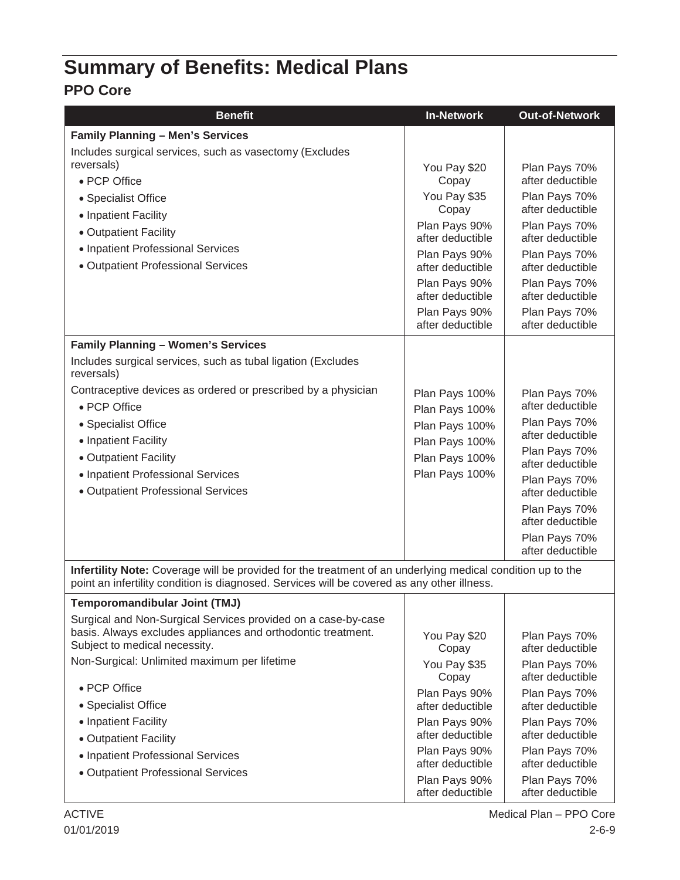# Summary of Benefits: Medical Plans

## PPO Core

| Benefit | In-Network | Out-of-Network |
|---|---|---|
| **Family Planning – Men's Services** | | |
| Includes surgical services, such as vasectomy (Excludes reversals) | | |
| • PCP Office | You Pay $20 Copay | Plan Pays 70% after deductible |
| • Specialist Office | You Pay $35 Copay | Plan Pays 70% after deductible |
| • Inpatient Facility | Plan Pays 90% after deductible | Plan Pays 70% after deductible |
| • Outpatient Facility | Plan Pays 90% after deductible | Plan Pays 70% after deductible |
| • Inpatient Professional Services | Plan Pays 90% after deductible | Plan Pays 70% after deductible |
| • Outpatient Professional Services | Plan Pays 90% after deductible | Plan Pays 70% after deductible |
| **Family Planning – Women's Services** | | |
| Includes surgical services, such as tubal ligation (Excludes reversals) | | |
| Contraceptive devices as ordered or prescribed by a physician | Plan Pays 100% | Plan Pays 70% after deductible |
| • PCP Office | Plan Pays 100% | Plan Pays 70% after deductible |
| • Specialist Office | Plan Pays 100% | Plan Pays 70% after deductible |
| • Inpatient Facility | Plan Pays 100% | Plan Pays 70% after deductible |
| • Outpatient Facility | Plan Pays 100% | Plan Pays 70% after deductible |
| • Inpatient Professional Services | Plan Pays 100% | Plan Pays 70% after deductible |
| • Outpatient Professional Services | | |
| **Infertility Note:** Coverage will be provided for the treatment of an underlying medical condition up to the point an infertility condition is diagnosed. Services will be covered as any other illness. | | |
| **Temporomandibular Joint (TMJ)** | | |
| Surgical and Non-Surgical Services provided on a case-by-case basis. Always excludes appliances and orthodontic treatment. Subject to medical necessity. | | |
| Non-Surgical: Unlimited maximum per lifetime | | |
| • PCP Office | You Pay $20 Copay | Plan Pays 70% after deductible |
| • Specialist Office | You Pay $35 Copay | Plan Pays 70% after deductible |
| • Inpatient Facility | Plan Pays 90% after deductible | Plan Pays 70% after deductible |
| • Outpatient Facility | Plan Pays 90% after deductible | Plan Pays 70% after deductible |
| • Inpatient Professional Services | Plan Pays 90% after deductible | Plan Pays 70% after deductible |
| • Outpatient Professional Services | Plan Pays 90% after deductible | Plan Pays 70% after deductible |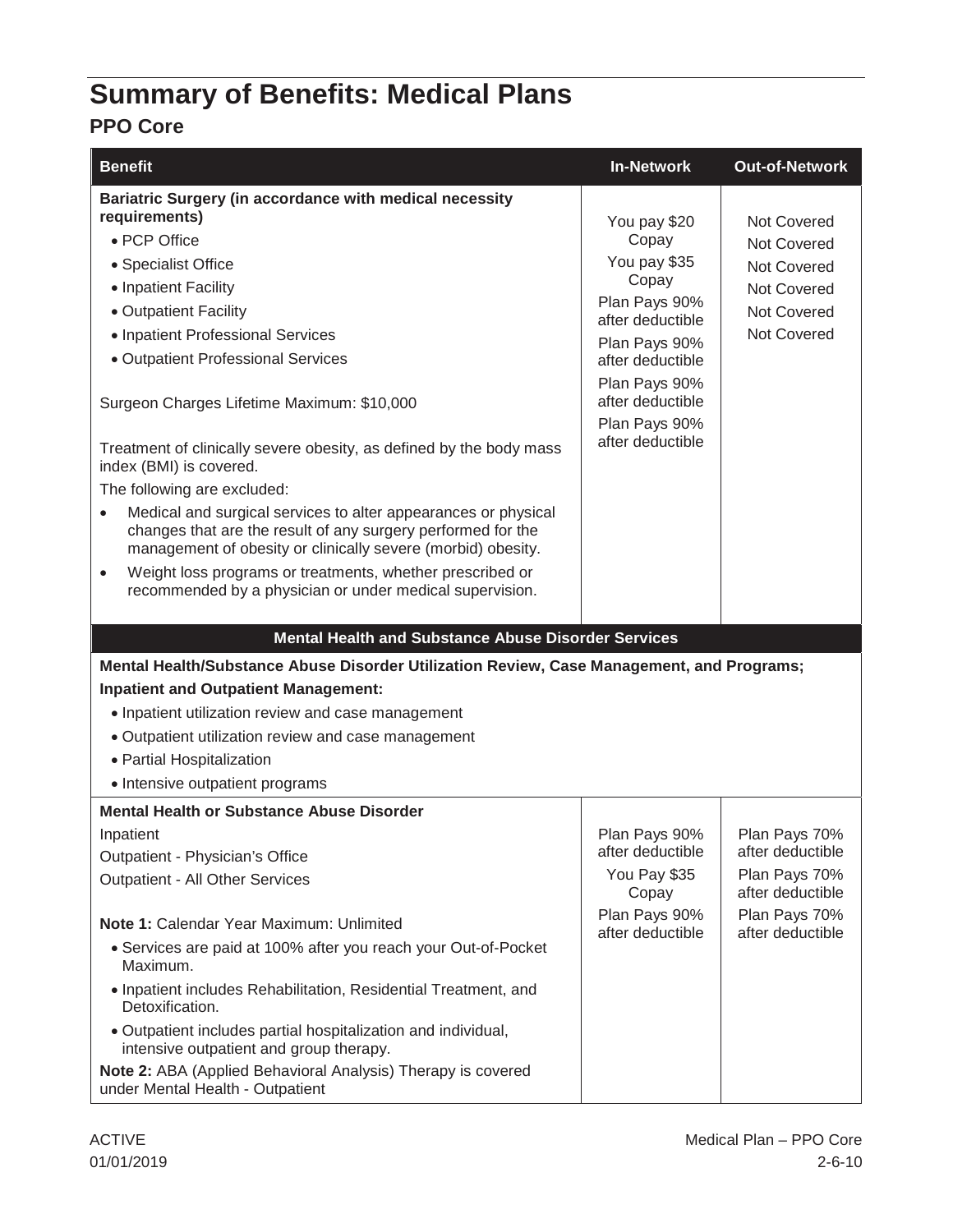# Summary of Benefits: Medical Plans

## PPO Core

| Benefit | In-Network | Out-of-Network |
|---|---|---|
| **Bariatric Surgery (in accordance with medical necessity requirements)** | | |
| • PCP Office | You pay $20 Copay | Not Covered |
| • Specialist Office | You pay $35 Copay | Not Covered |
| • Inpatient Facility | Plan Pays 90% after deductible | Not Covered |
| • Outpatient Facility | Plan Pays 90% after deductible | Not Covered |
| • Inpatient Professional Services | Plan Pays 90% after deductible | Not Covered |
| • Outpatient Professional Services | Plan Pays 90% after deductible | Not Covered |
| Surgeon Charges Lifetime Maximum: $10,000<br><br>Treatment of clinically severe obesity, as defined by the body mass index (BMI) is covered.<br>The following are excluded:<br>• Medical and surgical services to alter appearances or physical changes that are the result of any surgery performed for the management of obesity or clinically severe (morbid) obesity.<br>• Weight loss programs or treatments, whether prescribed or recommended by a physician or under medical supervision. | | |
| **Mental Health and Substance Abuse Disorder Services** | | |
| **Mental Health/Substance Abuse Disorder Utilization Review, Case Management, and Programs; Inpatient and Outpatient Management:**<br>• Inpatient utilization review and case management<br>• Outpatient utilization review and case management<br>• Partial Hospitalization<br>• Intensive outpatient programs | | |
| **Mental Health or Substance Abuse Disorder** | | |
| Inpatient | Plan Pays 90% after deductible | Plan Pays 70% after deductible |
| Outpatient - Physician's Office | You Pay $35 Copay | Plan Pays 70% after deductible |
| Outpatient - All Other Services | Plan Pays 90% after deductible | Plan Pays 70% after deductible |
| **Note 1:** Calendar Year Maximum: Unlimited<br>• Services are paid at 100% after you reach your Out-of-Pocket Maximum.<br>• Inpatient includes Rehabilitation, Residential Treatment, and Detoxification.<br>• Outpatient includes partial hospitalization and individual, intensive outpatient and group therapy.<br>**Note 2:** ABA (Applied Behavioral Analysis) Therapy is covered under Mental Health - Outpatient | | |

ACTIVE
01/01/2019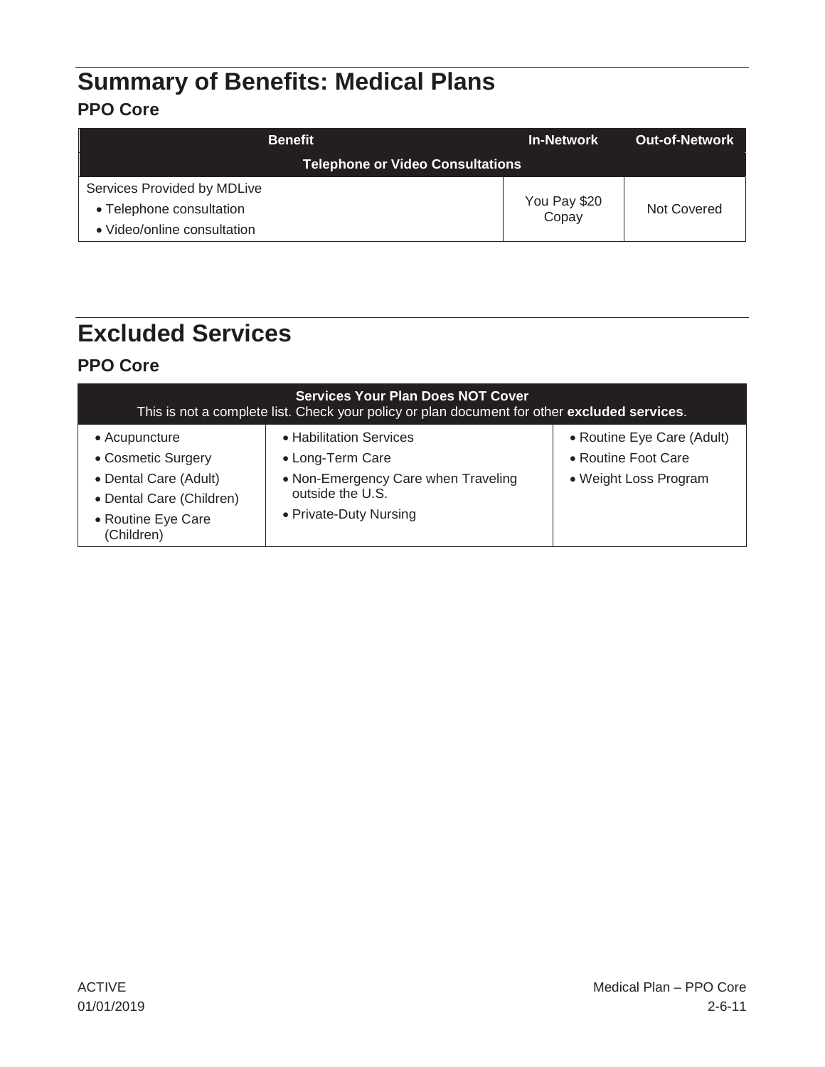# Summary of Benefits: Medical Plans

## PPO Core

| Benefit | In-Network | Out-of-Network |
|---|---|---|
| **Telephone or Video Consultations** | | |
| Services Provided by MDLive<br>• Telephone consultation<br>• Video/online consultation | You Pay $20 Copay | Not Covered |

# Excluded Services

## PPO Core

| Services Your Plan Does NOT Cover<br>This is not a complete list. Check your policy or plan document for other **excluded services**. | | |
|---|---|---|
| • Acupuncture<br>• Cosmetic Surgery<br>• Dental Care (Adult)<br>• Dental Care (Children)<br>• Routine Eye Care (Children) | • Habilitation Services<br>• Long-Term Care<br>• Non-Emergency Care when Traveling outside the U.S.<br>• Private-Duty Nursing | • Routine Eye Care (Adult)<br>• Routine Foot Care<br>• Weight Loss Program |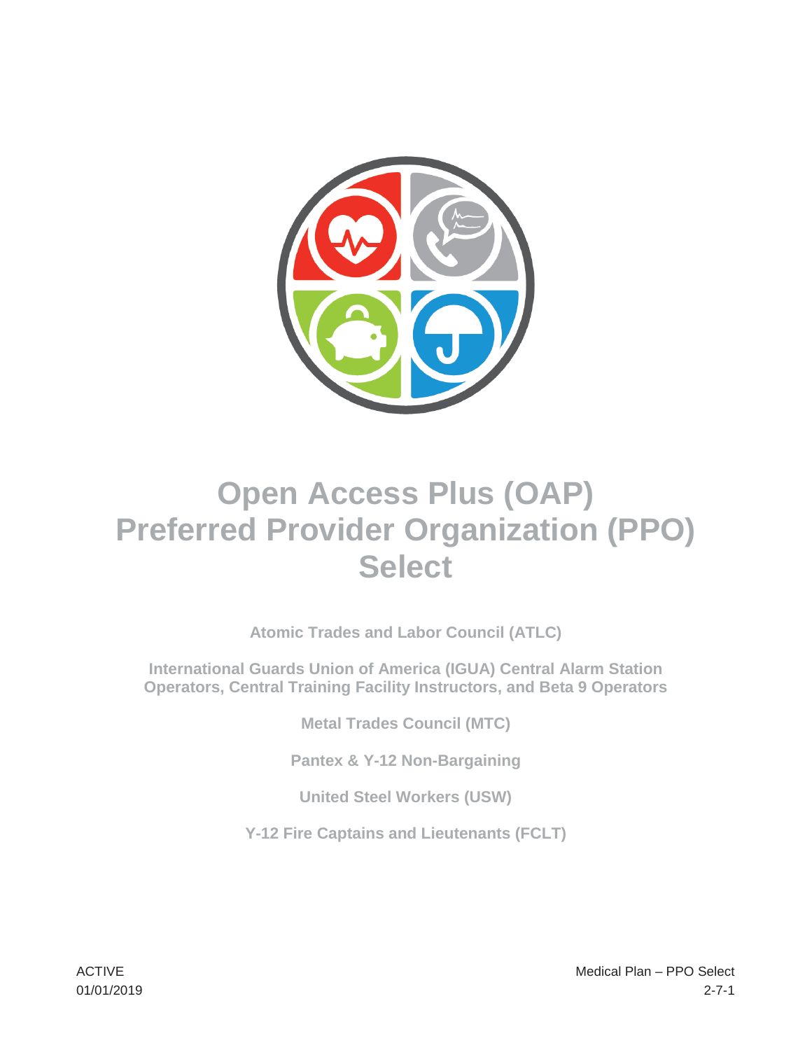# Open Access Plus (OAP) Preferred Provider Organization (PPO) Select

**Atomic Trades and Labor Council (ATLC)**

**International Guards Union of America (IGUA) Central Alarm Station Operators, Central Training Facility Instructors, and Beta 9 Operators**

**Metal Trades Council (MTC)**

**Pantex & Y-12 Non-Bargaining**

**United Steel Workers (USW)**

**Y-12 Fire Captains and Lieutenants (FCLT)**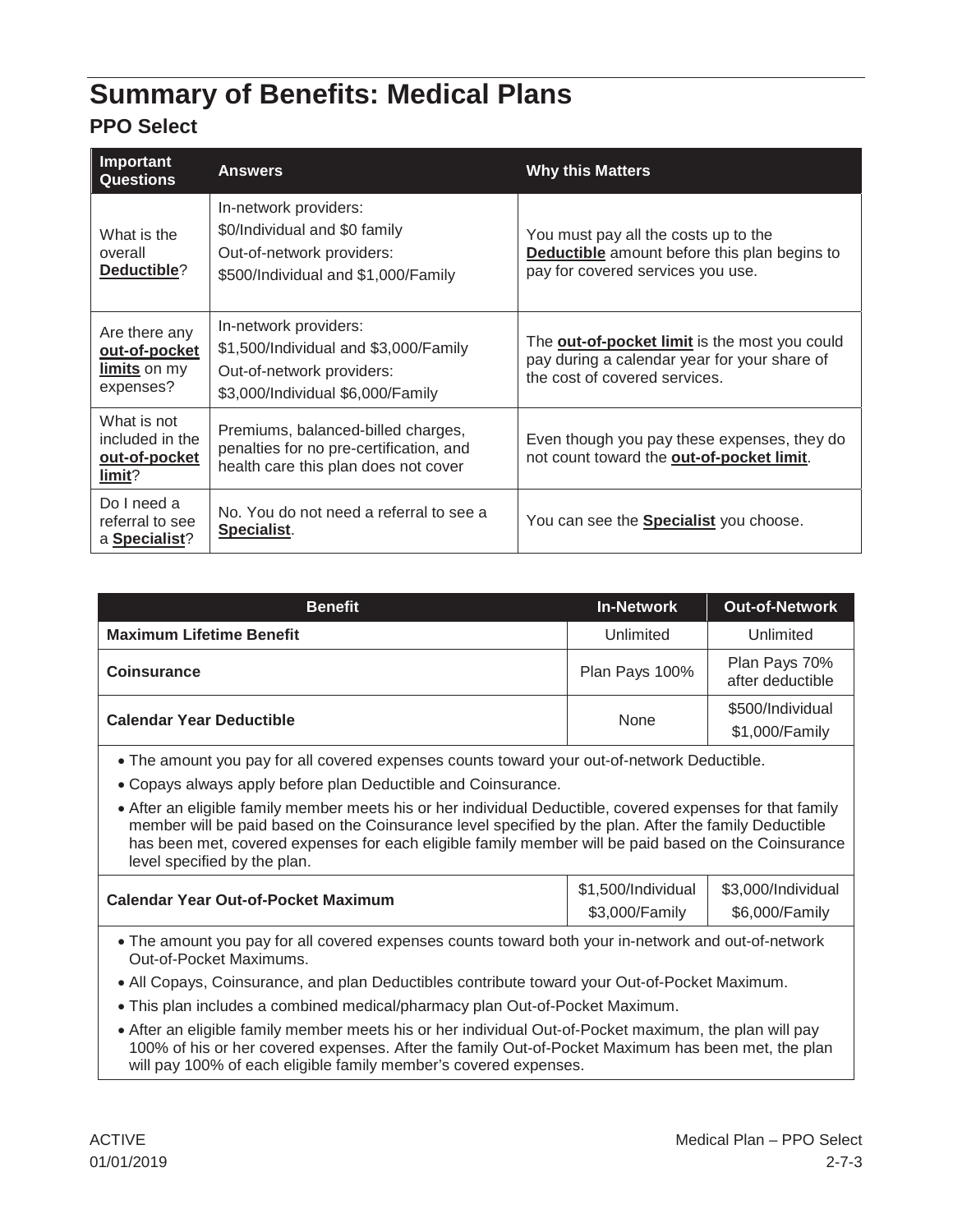# Summary of Benefits: Medical Plans

## PPO Select

| Important Questions | Answers | Why this Matters |
|---|---|---|
| What is the overall **Deductible**? | In-network providers:<br>$0/Individual and $0 family<br>Out-of-network providers:<br>$500/Individual and $1,000/Family | You must pay all the costs up to the **Deductible** amount before this plan begins to pay for covered services you use. |
| Are there any **out-of-pocket limits** on my expenses? | In-network providers:<br>$1,500/Individual and $3,000/Family<br>Out-of-network providers:<br>$3,000/Individual $6,000/Family | The **out-of-pocket limit** is the most you could pay during a calendar year for your share of the cost of covered services. |
| What is not included in the **out-of-pocket limit**? | Premiums, balanced-billed charges, penalties for no pre-certification, and health care this plan does not cover | Even though you pay these expenses, they do not count toward the **out-of-pocket limit**. |
| Do I need a referral to see a **Specialist**? | No. You do not need a referral to see a **Specialist**. | You can see the **Specialist** you choose. |

| Benefit | In-Network | Out-of-Network |
|---|---|---|
| **Maximum Lifetime Benefit** | Unlimited | Unlimited |
| **Coinsurance** | Plan Pays 100% | Plan Pays 70% after deductible |
| **Calendar Year Deductible** | None | $500/Individual<br>$1,000/Family |

- The amount you pay for all covered expenses counts toward your out-of-network Deductible.
- Copays always apply before plan Deductible and Coinsurance.
- After an eligible family member meets his or her individual Deductible, covered expenses for that family member will be paid based on the Coinsurance level specified by the plan. After the family Deductible has been met, covered expenses for each eligible family member will be paid based on the Coinsurance level specified by the plan.

| Benefit | In-Network | Out-of-Network |
|---|---|---|
| **Calendar Year Out-of-Pocket Maximum** | $1,500/Individual<br>$3,000/Family | $3,000/Individual<br>$6,000/Family |

- The amount you pay for all covered expenses counts toward both your in-network and out-of-network Out-of-Pocket Maximums.
- All Copays, Coinsurance, and plan Deductibles contribute toward your Out-of-Pocket Maximum.
- This plan includes a combined medical/pharmacy plan Out-of-Pocket Maximum.
- After an eligible family member meets his or her individual Out-of-Pocket maximum, the plan will pay 100% of his or her covered expenses. After the family Out-of-Pocket Maximum has been met, the plan will pay 100% of each eligible family member's covered expenses.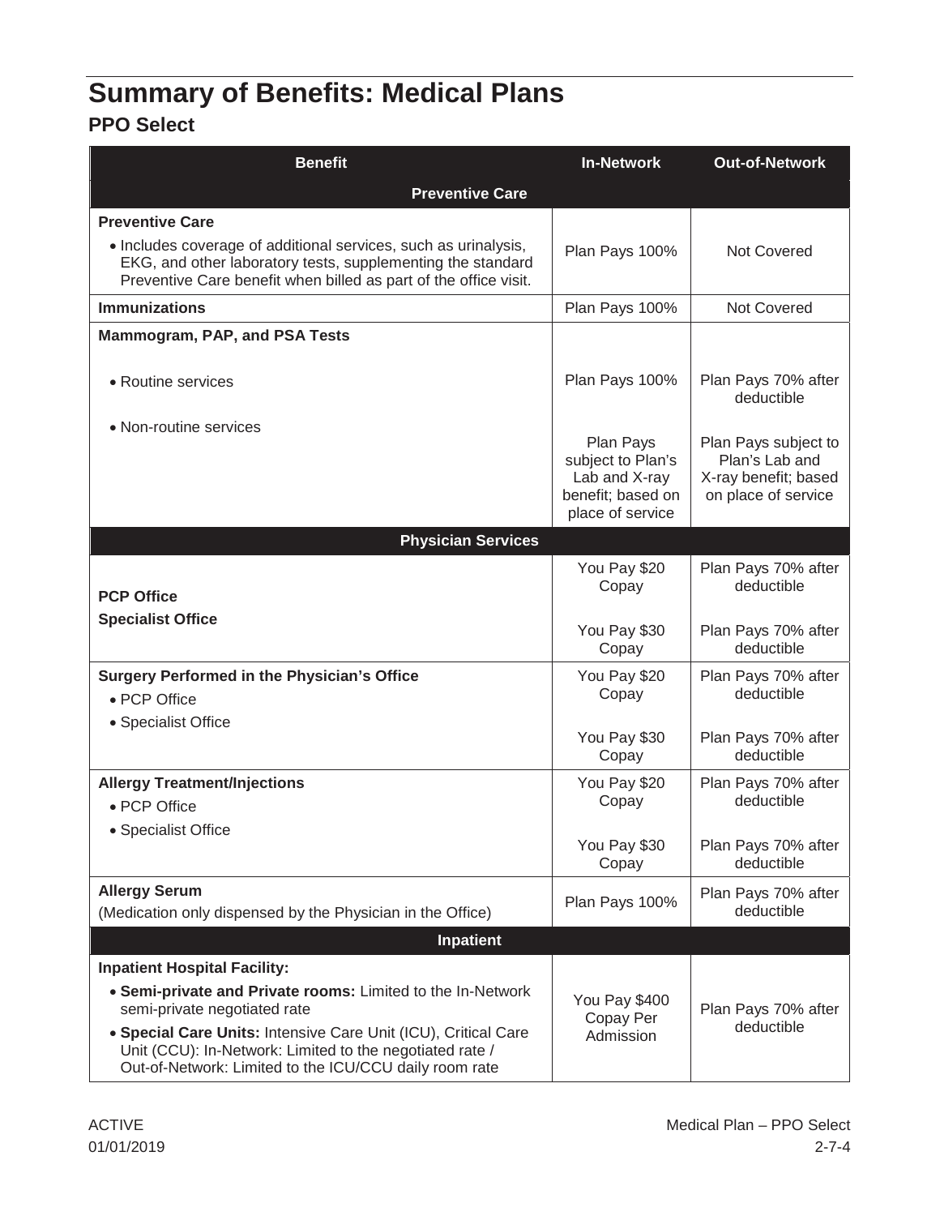# Summary of Benefits: Medical Plans

## PPO Select

| Benefit | In-Network | Out-of-Network |
|---|---|---|
| **Preventive Care** | | |
| **Preventive Care**<br>• Includes coverage of additional services, such as urinalysis, EKG, and other laboratory tests, supplementing the standard Preventive Care benefit when billed as part of the office visit. | Plan Pays 100% | Not Covered |
| **Immunizations** | Plan Pays 100% | Not Covered |
| **Mammogram, PAP, and PSA Tests** | | |
| • Routine services | Plan Pays 100% | Plan Pays 70% after deductible |
| • Non-routine services | Plan Pays subject to Plan's Lab and X-ray benefit; based on place of service | Plan Pays subject to Plan's Lab and X-ray benefit; based on place of service |
| **Physician Services** | | |
| **PCP Office** | You Pay $20 Copay | Plan Pays 70% after deductible |
| **Specialist Office** | You Pay $30 Copay | Plan Pays 70% after deductible |
| **Surgery Performed in the Physician's Office** | | |
| • PCP Office | You Pay $20 Copay | Plan Pays 70% after deductible |
| • Specialist Office | You Pay $30 Copay | Plan Pays 70% after deductible |
| **Allergy Treatment/Injections** | | |
| • PCP Office | You Pay $20 Copay | Plan Pays 70% after deductible |
| • Specialist Office | You Pay $30 Copay | Plan Pays 70% after deductible |
| **Allergy Serum**<br>(Medication only dispensed by the Physician in the Office) | Plan Pays 100% | Plan Pays 70% after deductible |
| **Inpatient** | | |
| **Inpatient Hospital Facility:**<br>• **Semi-private and Private rooms:** Limited to the In-Network semi-private negotiated rate<br>• **Special Care Units:** Intensive Care Unit (ICU), Critical Care Unit (CCU): In-Network: Limited to the negotiated rate / Out-of-Network: Limited to the ICU/CCU daily room rate | You Pay $400 Copay Per Admission | Plan Pays 70% after deductible |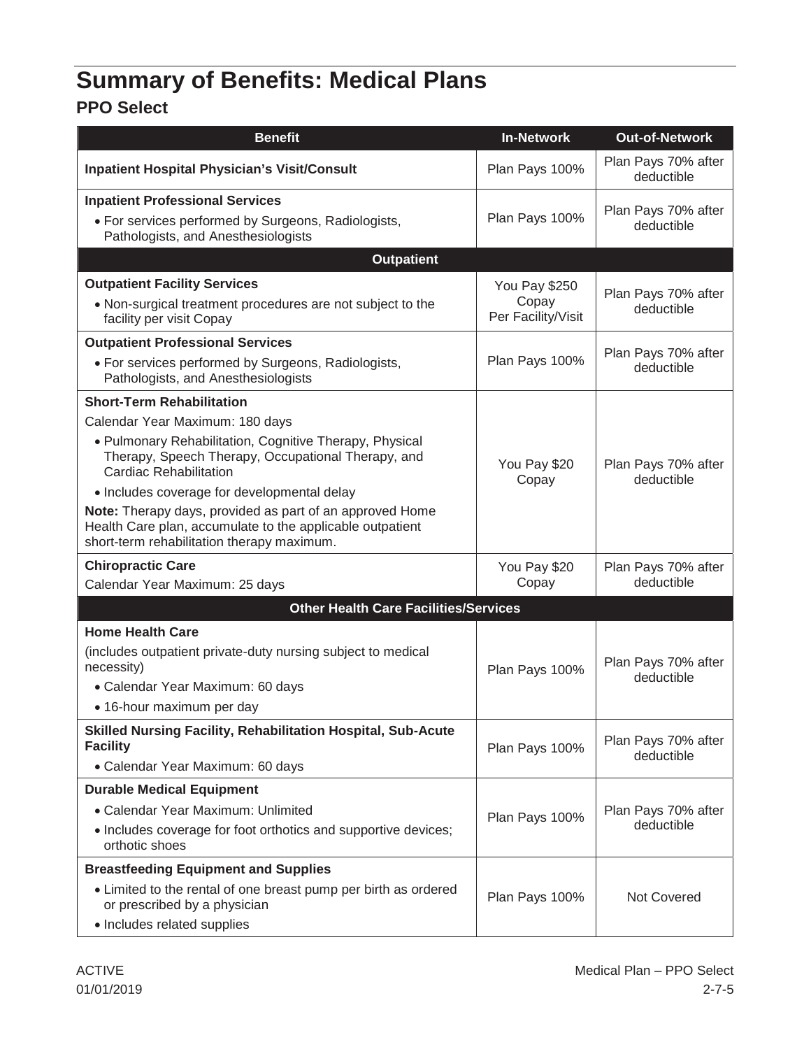# Summary of Benefits: Medical Plans

## PPO Select

| Benefit | In-Network | Out-of-Network |
|---|---|---|
| **Inpatient Hospital Physician's Visit/Consult** | Plan Pays 100% | Plan Pays 70% after deductible |
| **Inpatient Professional Services**<br>• For services performed by Surgeons, Radiologists, Pathologists, and Anesthesiologists | Plan Pays 100% | Plan Pays 70% after deductible |
| **Outpatient** | | |
| **Outpatient Facility Services**<br>• Non-surgical treatment procedures are not subject to the facility per visit Copay | You Pay $250 Copay Per Facility/Visit | Plan Pays 70% after deductible |
| **Outpatient Professional Services**<br>• For services performed by Surgeons, Radiologists, Pathologists, and Anesthesiologists | Plan Pays 100% | Plan Pays 70% after deductible |
| **Short-Term Rehabilitation**<br>Calendar Year Maximum: 180 days<br>• Pulmonary Rehabilitation, Cognitive Therapy, Physical Therapy, Speech Therapy, Occupational Therapy, and Cardiac Rehabilitation<br>• Includes coverage for developmental delay<br>**Note:** Therapy days, provided as part of an approved Home Health Care plan, accumulate to the applicable outpatient short-term rehabilitation therapy maximum. | You Pay $20 Copay | Plan Pays 70% after deductible |
| **Chiropractic Care**<br>Calendar Year Maximum: 25 days | You Pay $20 Copay | Plan Pays 70% after deductible |
| **Other Health Care Facilities/Services** | | |
| **Home Health Care**<br>(includes outpatient private-duty nursing subject to medical necessity)<br>• Calendar Year Maximum: 60 days<br>• 16-hour maximum per day | Plan Pays 100% | Plan Pays 70% after deductible |
| **Skilled Nursing Facility, Rehabilitation Hospital, Sub-Acute Facility**<br>• Calendar Year Maximum: 60 days | Plan Pays 100% | Plan Pays 70% after deductible |
| **Durable Medical Equipment**<br>• Calendar Year Maximum: Unlimited<br>• Includes coverage for foot orthotics and supportive devices; orthotic shoes | Plan Pays 100% | Plan Pays 70% after deductible |
| **Breastfeeding Equipment and Supplies**<br>• Limited to the rental of one breast pump per birth as ordered or prescribed by a physician<br>• Includes related supplies | Plan Pays 100% | Not Covered |

ACTIVE
01/01/2019

Medical Plan – PPO Select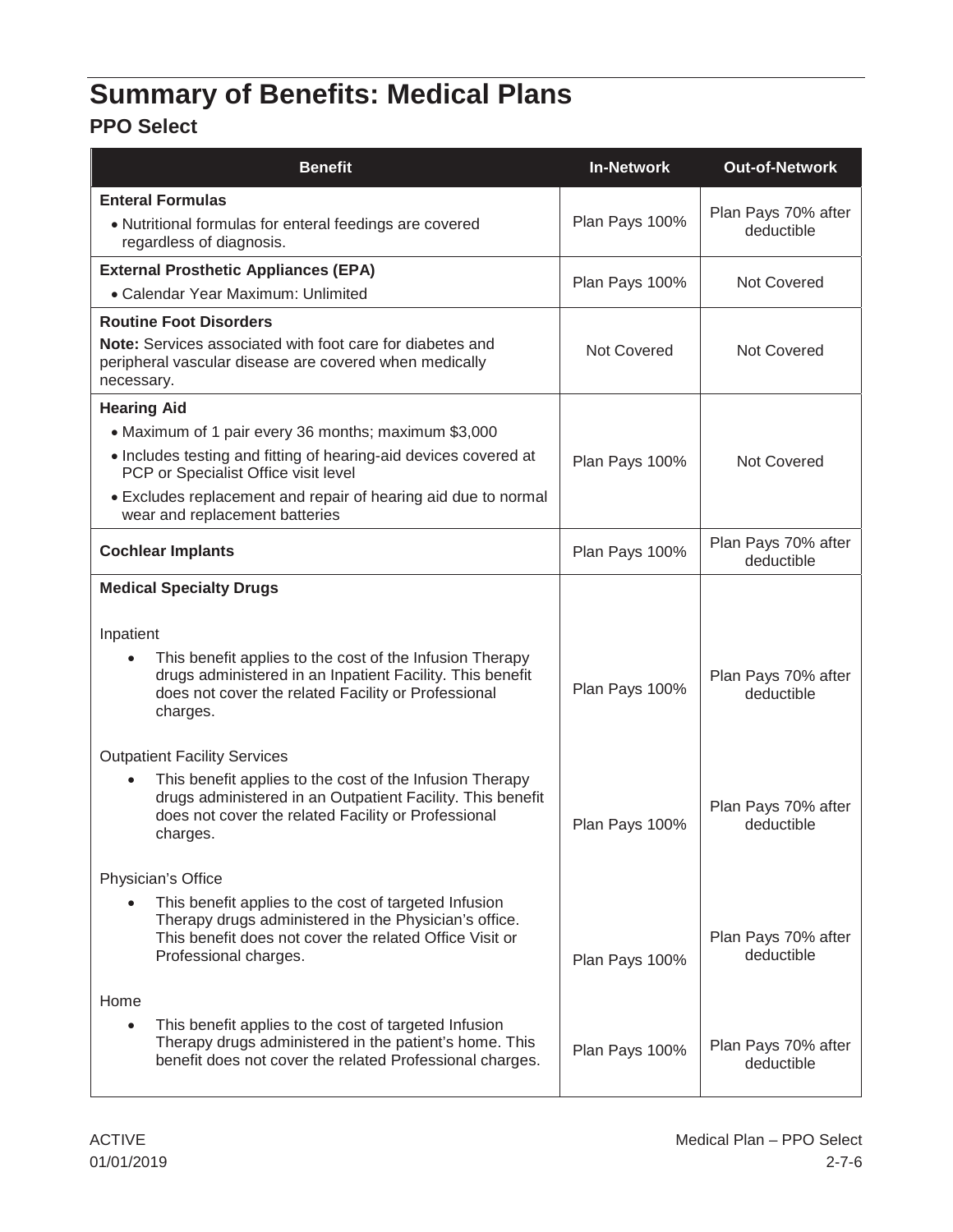# Summary of Benefits: Medical Plans

## PPO Select

| Benefit | In-Network | Out-of-Network |
|---|---|---|
| **Enteral Formulas**<br>• Nutritional formulas for enteral feedings are covered regardless of diagnosis. | Plan Pays 100% | Plan Pays 70% after deductible |
| **External Prosthetic Appliances (EPA)**<br>• Calendar Year Maximum: Unlimited | Plan Pays 100% | Not Covered |
| **Routine Foot Disorders**<br>**Note:** Services associated with foot care for diabetes and peripheral vascular disease are covered when medically necessary. | Not Covered | Not Covered |
| **Hearing Aid**<br>• Maximum of 1 pair every 36 months; maximum $3,000<br>• Includes testing and fitting of hearing-aid devices covered at PCP or Specialist Office visit level<br>• Excludes replacement and repair of hearing aid due to normal wear and replacement batteries | Plan Pays 100% | Not Covered |
| **Cochlear Implants** | Plan Pays 100% | Plan Pays 70% after deductible |
| **Medical Specialty Drugs** | | |
| Inpatient<br>• This benefit applies to the cost of the Infusion Therapy drugs administered in an Inpatient Facility. This benefit does not cover the related Facility or Professional charges. | Plan Pays 100% | Plan Pays 70% after deductible |
| Outpatient Facility Services<br>• This benefit applies to the cost of the Infusion Therapy drugs administered in an Outpatient Facility. This benefit does not cover the related Facility or Professional charges. | Plan Pays 100% | Plan Pays 70% after deductible |
| Physician's Office<br>• This benefit applies to the cost of targeted Infusion Therapy drugs administered in the Physician's office. This benefit does not cover the related Office Visit or Professional charges. | Plan Pays 100% | Plan Pays 70% after deductible |
| Home<br>• This benefit applies to the cost of targeted Infusion Therapy drugs administered in the patient's home. This benefit does not cover the related Professional charges. | Plan Pays 100% | Plan Pays 70% after deductible |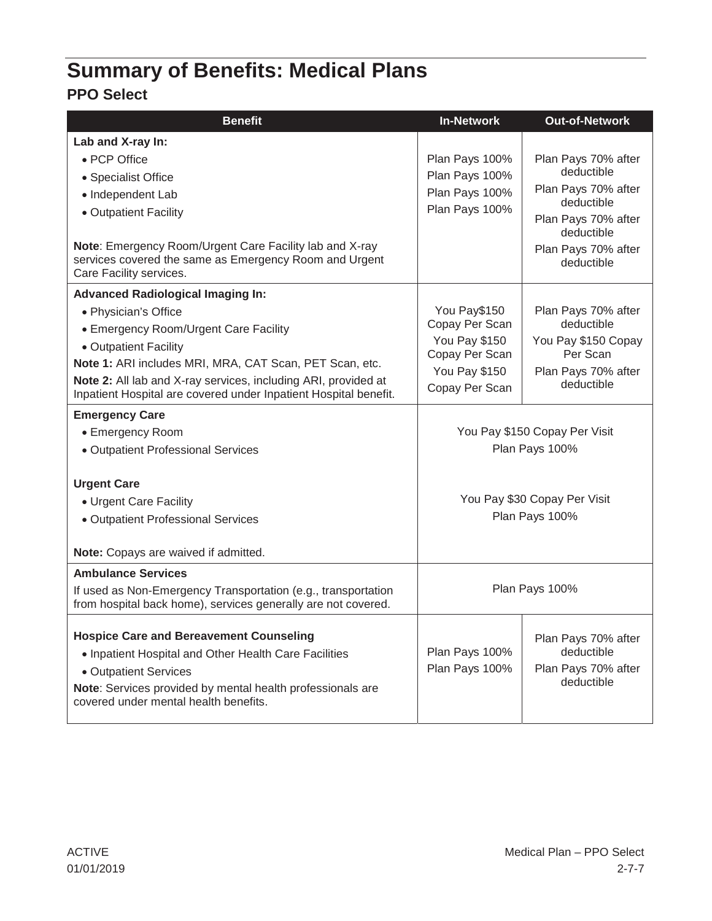# Summary of Benefits: Medical Plans

## PPO Select

| Benefit | In-Network | Out-of-Network |
|---|---|---|
| **Lab and X-ray In:** | | |
| • PCP Office | Plan Pays 100% | Plan Pays 70% after deductible |
| • Specialist Office | Plan Pays 100% | Plan Pays 70% after deductible |
| • Independent Lab | Plan Pays 100% | Plan Pays 70% after deductible |
| • Outpatient Facility | Plan Pays 100% | Plan Pays 70% after deductible |
| **Note**: Emergency Room/Urgent Care Facility lab and X-ray services covered the same as Emergency Room and Urgent Care Facility services. | | |
| **Advanced Radiological Imaging In:** | | |
| • Physician's Office | You Pay$150 Copay Per Scan | Plan Pays 70% after deductible |
| • Emergency Room/Urgent Care Facility | You Pay $150 Copay Per Scan | You Pay $150 Copay Per Scan |
| • Outpatient Facility | You Pay $150 Copay Per Scan | Plan Pays 70% after deductible |
| **Note 1:** ARI includes MRI, MRA, CAT Scan, PET Scan, etc. | | |
| **Note 2:** All lab and X-ray services, including ARI, provided at Inpatient Hospital are covered under Inpatient Hospital benefit. | | |
| **Emergency Care** | | |
| • Emergency Room | You Pay $150 Copay Per Visit | |
| • Outpatient Professional Services | Plan Pays 100% | |
| **Urgent Care** | | |
| • Urgent Care Facility | You Pay $30 Copay Per Visit | |
| • Outpatient Professional Services | Plan Pays 100% | |
| **Note:** Copays are waived if admitted. | | |
| **Ambulance Services**<br>If used as Non-Emergency Transportation (e.g., transportation from hospital back home), services generally are not covered. | Plan Pays 100% | |
| **Hospice Care and Bereavement Counseling** | | |
| • Inpatient Hospital and Other Health Care Facilities | Plan Pays 100% | Plan Pays 70% after deductible |
| • Outpatient Services | Plan Pays 100% | Plan Pays 70% after deductible |
| **Note**: Services provided by mental health professionals are covered under mental health benefits. | | |

ACTIVE
01/01/2019

Medical Plan – PPO Select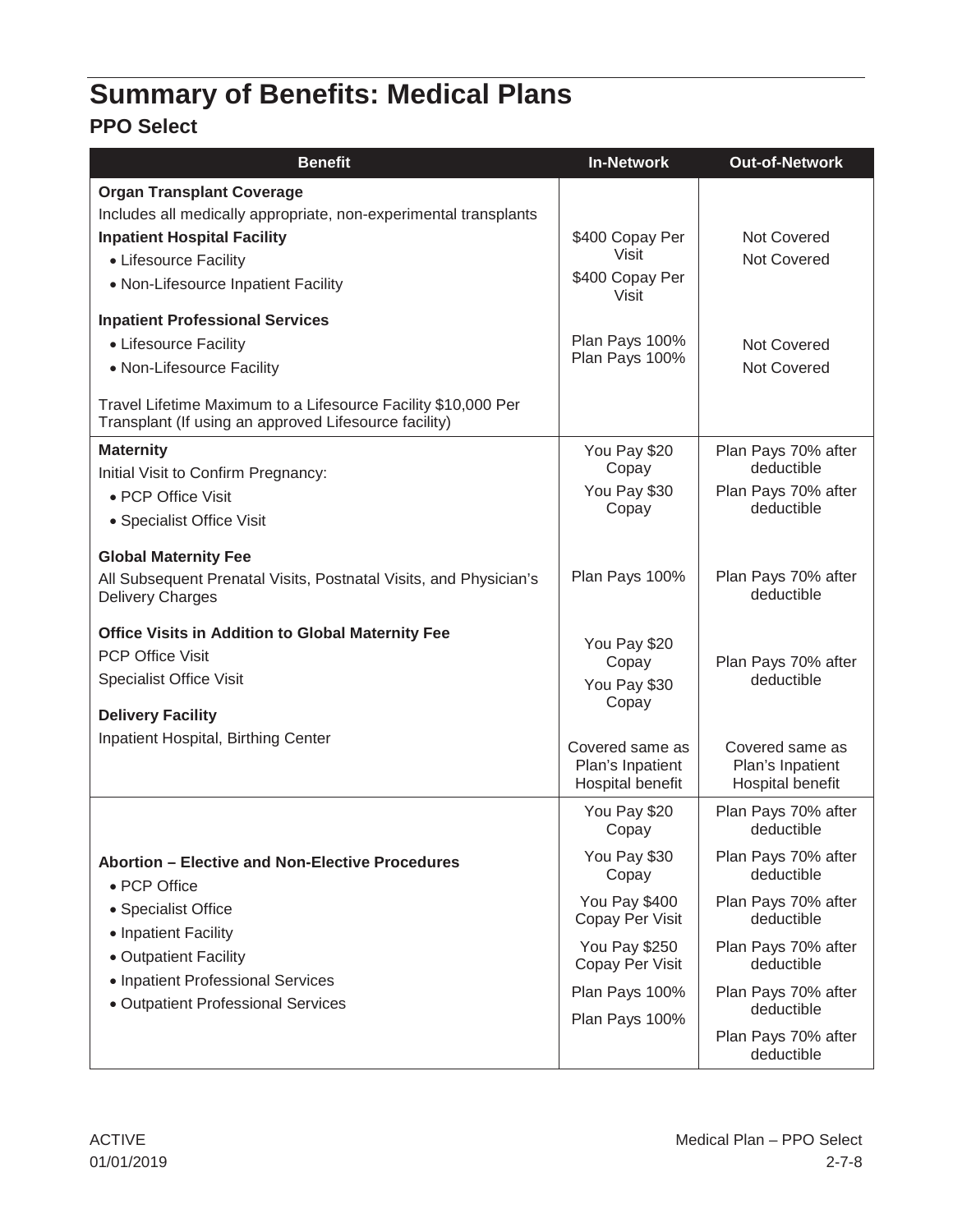# Summary of Benefits: Medical Plans

## PPO Select

| Benefit | In-Network | Out-of-Network |
|---|---|---|
| **Organ Transplant Coverage** | | |
| Includes all medically appropriate, non-experimental transplants | | |
| **Inpatient Hospital Facility** | | |
| • Lifesource Facility | $400 Copay Per Visit | Not Covered |
| • Non-Lifesource Inpatient Facility | $400 Copay Per Visit | Not Covered |
| **Inpatient Professional Services** | | |
| • Lifesource Facility | Plan Pays 100% | Not Covered |
| • Non-Lifesource Facility | Plan Pays 100% | Not Covered |
| Travel Lifetime Maximum to a Lifesource Facility $10,000 Per Transplant (If using an approved Lifesource facility) | | |
| **Maternity** | | |
| Initial Visit to Confirm Pregnancy: | | |
| • PCP Office Visit | You Pay $20 Copay | Plan Pays 70% after deductible |
| • Specialist Office Visit | You Pay $30 Copay | Plan Pays 70% after deductible |
| **Global Maternity Fee** | | |
| All Subsequent Prenatal Visits, Postnatal Visits, and Physician's Delivery Charges | Plan Pays 100% | Plan Pays 70% after deductible |
| **Office Visits in Addition to Global Maternity Fee** | | |
| PCP Office Visit | You Pay $20 Copay | Plan Pays 70% after deductible |
| Specialist Office Visit | You Pay $30 Copay | |
| **Delivery Facility** | | |
| Inpatient Hospital, Birthing Center | Covered same as Plan's Inpatient Hospital benefit | Covered same as Plan's Inpatient Hospital benefit |
| **Abortion – Elective and Non-Elective Procedures** | | |
| • PCP Office | You Pay $20 Copay | Plan Pays 70% after deductible |
| • Specialist Office | You Pay $30 Copay | Plan Pays 70% after deductible |
| • Inpatient Facility | You Pay $400 Copay Per Visit | Plan Pays 70% after deductible |
| • Outpatient Facility | You Pay $250 Copay Per Visit | Plan Pays 70% after deductible |
| • Inpatient Professional Services | Plan Pays 100% | Plan Pays 70% after deductible |
| • Outpatient Professional Services | Plan Pays 100% | Plan Pays 70% after deductible |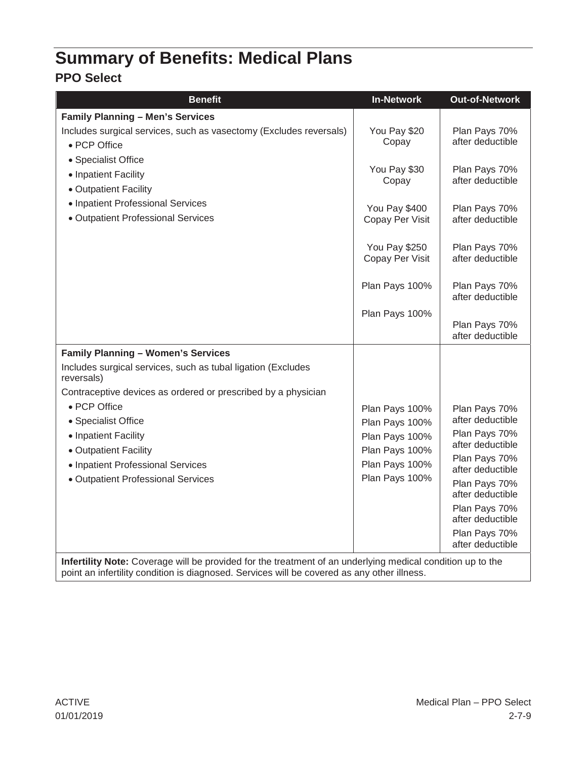# Summary of Benefits: Medical Plans

## PPO Select

| Benefit | In-Network | Out-of-Network |
|---|---|---|
| **Family Planning – Men's Services** | | |
| Includes surgical services, such as vasectomy (Excludes reversals) | | |
| • PCP Office | You Pay $20 Copay | Plan Pays 70% after deductible |
| • Specialist Office | You Pay $30 Copay | Plan Pays 70% after deductible |
| • Inpatient Facility | You Pay $400 Copay Per Visit | Plan Pays 70% after deductible |
| • Outpatient Facility | You Pay $250 Copay Per Visit | Plan Pays 70% after deductible |
| • Inpatient Professional Services | Plan Pays 100% | Plan Pays 70% after deductible |
| • Outpatient Professional Services | Plan Pays 100% | Plan Pays 70% after deductible |
| **Family Planning – Women's Services** | | |
| Includes surgical services, such as tubal ligation (Excludes reversals) | | |
| Contraceptive devices as ordered or prescribed by a physician | | |
| • PCP Office | Plan Pays 100% | Plan Pays 70% after deductible |
| • Specialist Office | Plan Pays 100% | Plan Pays 70% after deductible |
| • Inpatient Facility | Plan Pays 100% | Plan Pays 70% after deductible |
| • Outpatient Facility | Plan Pays 100% | Plan Pays 70% after deductible |
| • Inpatient Professional Services | Plan Pays 100% | Plan Pays 70% after deductible |
| • Outpatient Professional Services | Plan Pays 100% | Plan Pays 70% after deductible |
| **Infertility Note:** Coverage will be provided for the treatment of an underlying medical condition up to the point an infertility condition is diagnosed. Services will be covered as any other illness. | | |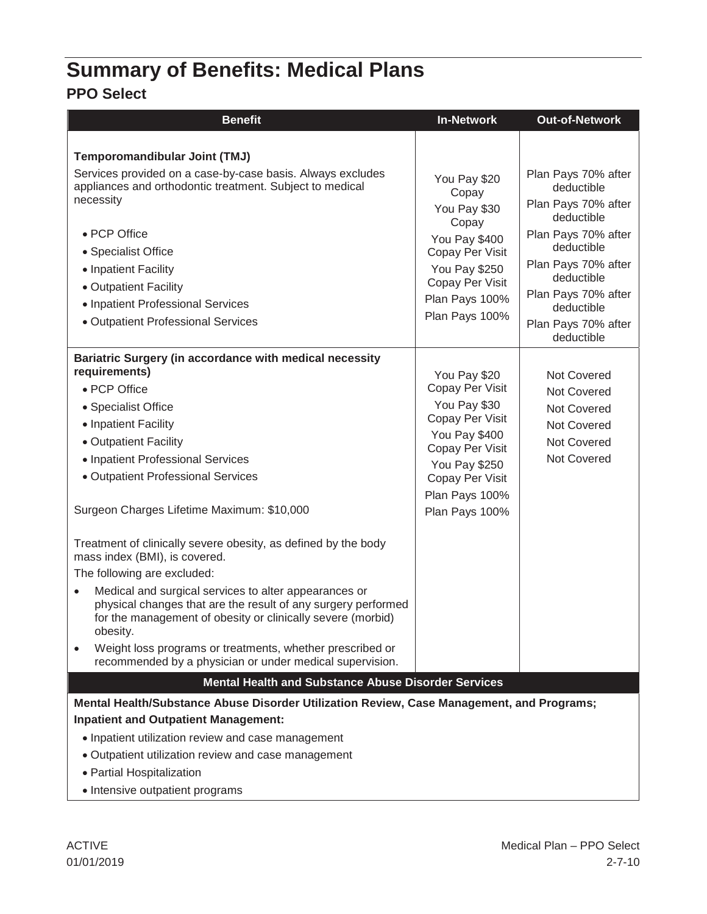# Summary of Benefits: Medical Plans

## PPO Select

| Benefit | In-Network | Out-of-Network |
|---|---|---|
| **Temporomandibular Joint (TMJ)**<br>Services provided on a case-by-case basis. Always excludes appliances and orthodontic treatment. Subject to medical necessity | | |
| • PCP Office | You Pay $20 Copay | Plan Pays 70% after deductible |
| • Specialist Office | You Pay $30 Copay | Plan Pays 70% after deductible |
| • Inpatient Facility | You Pay $400 Copay Per Visit | Plan Pays 70% after deductible |
| • Outpatient Facility | You Pay $250 Copay Per Visit | Plan Pays 70% after deductible |
| • Inpatient Professional Services | Plan Pays 100% | Plan Pays 70% after deductible |
| • Outpatient Professional Services | Plan Pays 100% | Plan Pays 70% after deductible |
| **Bariatric Surgery (in accordance with medical necessity requirements)** | | |
| • PCP Office | You Pay $20 Copay Per Visit | Not Covered |
| • Specialist Office | You Pay $30 Copay Per Visit | Not Covered |
| • Inpatient Facility | You Pay $400 Copay Per Visit | Not Covered |
| • Outpatient Facility | You Pay $250 Copay Per Visit | Not Covered |
| • Inpatient Professional Services | Plan Pays 100% | Not Covered |
| • Outpatient Professional Services | Plan Pays 100% | Not Covered |
| Surgeon Charges Lifetime Maximum: $10,000<br><br>Treatment of clinically severe obesity, as defined by the body mass index (BMI), is covered.<br>The following are excluded:<br>• Medical and surgical services to alter appearances or physical changes that are the result of any surgery performed for the management of obesity or clinically severe (morbid) obesity.<br>• Weight loss programs or treatments, whether prescribed or recommended by a physician or under medical supervision. | | |
| **Mental Health and Substance Abuse Disorder Services** | | |
| **Mental Health/Substance Abuse Disorder Utilization Review, Case Management, and Programs; Inpatient and Outpatient Management:**<br>• Inpatient utilization review and case management<br>• Outpatient utilization review and case management<br>• Partial Hospitalization<br>• Intensive outpatient programs | | |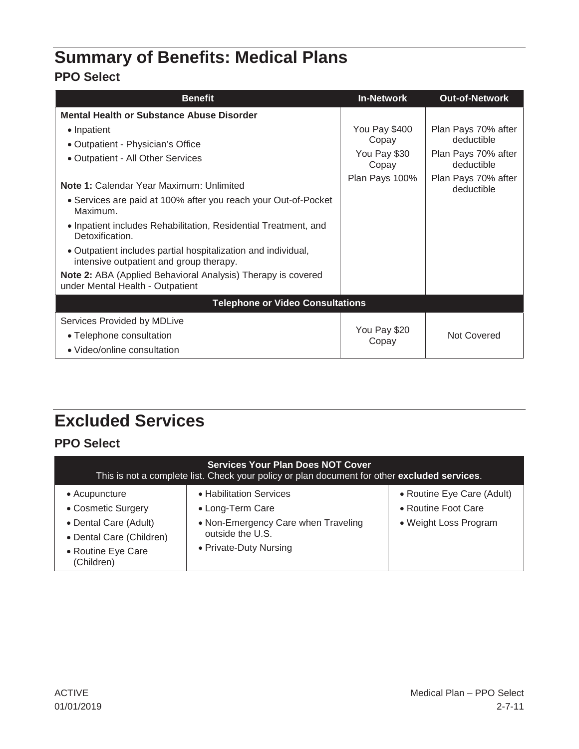# Summary of Benefits: Medical Plans

## PPO Select

| Benefit | In-Network | Out-of-Network |
|---|---|---|
| **Mental Health or Substance Abuse Disorder** | | |
| • Inpatient | You Pay $400 Copay | Plan Pays 70% after deductible |
| • Outpatient - Physician's Office | You Pay $30 Copay | Plan Pays 70% after deductible |
| • Outpatient - All Other Services | Plan Pays 100% | Plan Pays 70% after deductible |
| **Note 1:** Calendar Year Maximum: Unlimited<br>• Services are paid at 100% after you reach your Out-of-Pocket Maximum.<br>• Inpatient includes Rehabilitation, Residential Treatment, and Detoxification.<br>• Outpatient includes partial hospitalization and individual, intensive outpatient and group therapy.<br>**Note 2:** ABA (Applied Behavioral Analysis) Therapy is covered under Mental Health - Outpatient | | |
| **Telephone or Video Consultations** | | |
| Services Provided by MDLive<br>• Telephone consultation<br>• Video/online consultation | You Pay $20 Copay | Not Covered |

# Excluded Services

## PPO Select

| **Services Your Plan Does NOT Cover**<br>This is not a complete list. Check your policy or plan document for other **excluded services**. | | |
|---|---|---|
| • Acupuncture<br>• Cosmetic Surgery<br>• Dental Care (Adult)<br>• Dental Care (Children)<br>• Routine Eye Care (Children) | • Habilitation Services<br>• Long-Term Care<br>• Non-Emergency Care when Traveling outside the U.S.<br>• Private-Duty Nursing | • Routine Eye Care (Adult)<br>• Routine Foot Care<br>• Weight Loss Program |

ACTIVE
01/01/2019

Medical Plan – PPO Select
2-7-11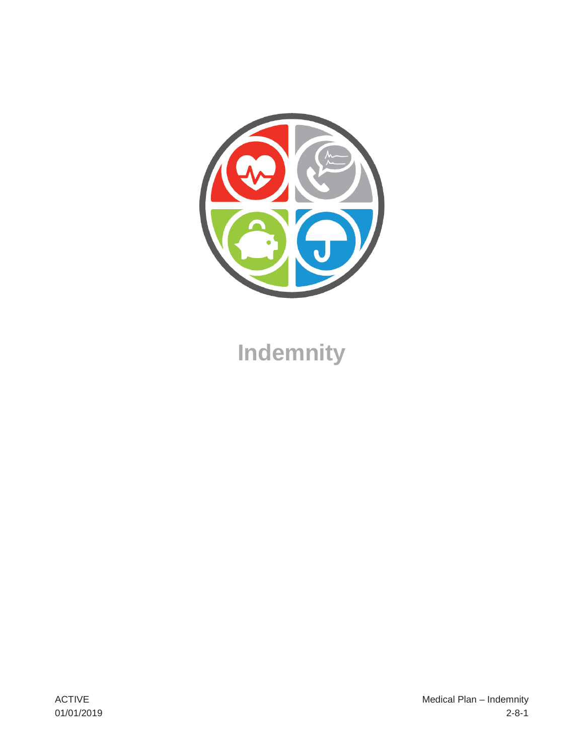# Indemnity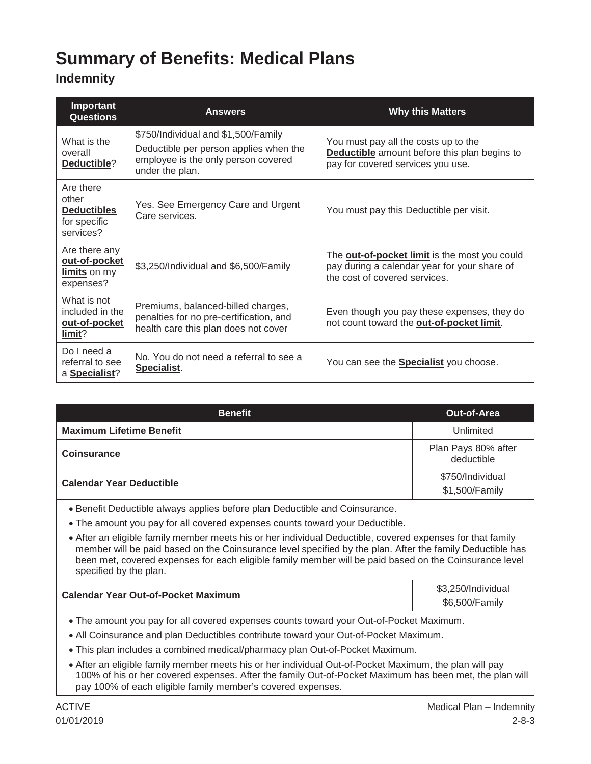# Summary of Benefits: Medical Plans

## Indemnity

| Important Questions | Answers | Why this Matters |
|---|---|---|
| What is the overall **Deductible**? | $750/Individual and $1,500/Family<br>Deductible per person applies when the employee is the only person covered under the plan. | You must pay all the costs up to the **Deductible** amount before this plan begins to pay for covered services you use. |
| Are there other **Deductibles** for specific services? | Yes. See Emergency Care and Urgent Care services. | You must pay this Deductible per visit. |
| Are there any **out-of-pocket limits** on my expenses? | $3,250/Individual and $6,500/Family | The **out-of-pocket limit** is the most you could pay during a calendar year for your share of the cost of covered services. |
| What is not included in the **out-of-pocket limit**? | Premiums, balanced-billed charges, penalties for no pre-certification, and health care this plan does not cover | Even though you pay these expenses, they do not count toward the **out-of-pocket limit**. |
| Do I need a referral to see a **Specialist**? | No. You do not need a referral to see a **Specialist**. | You can see the **Specialist** you choose. |

| Benefit | Out-of-Area |
|---|---|
| **Maximum Lifetime Benefit** | Unlimited |
| **Coinsurance** | Plan Pays 80% after deductible |
| **Calendar Year Deductible** | $750/Individual<br>$1,500/Family |

- Benefit Deductible always applies before plan Deductible and Coinsurance.
- The amount you pay for all covered expenses counts toward your Deductible.
- After an eligible family member meets his or her individual Deductible, covered expenses for that family member will be paid based on the Coinsurance level specified by the plan. After the family Deductible has been met, covered expenses for each eligible family member will be paid based on the Coinsurance level specified by the plan.

| Benefit | Out-of-Area |
|---|---|
| **Calendar Year Out-of-Pocket Maximum** | $3,250/Individual<br>$6,500/Family |

- The amount you pay for all covered expenses counts toward your Out-of-Pocket Maximum.
- All Coinsurance and plan Deductibles contribute toward your Out-of-Pocket Maximum.
- This plan includes a combined medical/pharmacy plan Out-of-Pocket Maximum.
- After an eligible family member meets his or her individual Out-of-Pocket Maximum, the plan will pay 100% of his or her covered expenses. After the family Out-of-Pocket Maximum has been met, the plan will pay 100% of each eligible family member's covered expenses.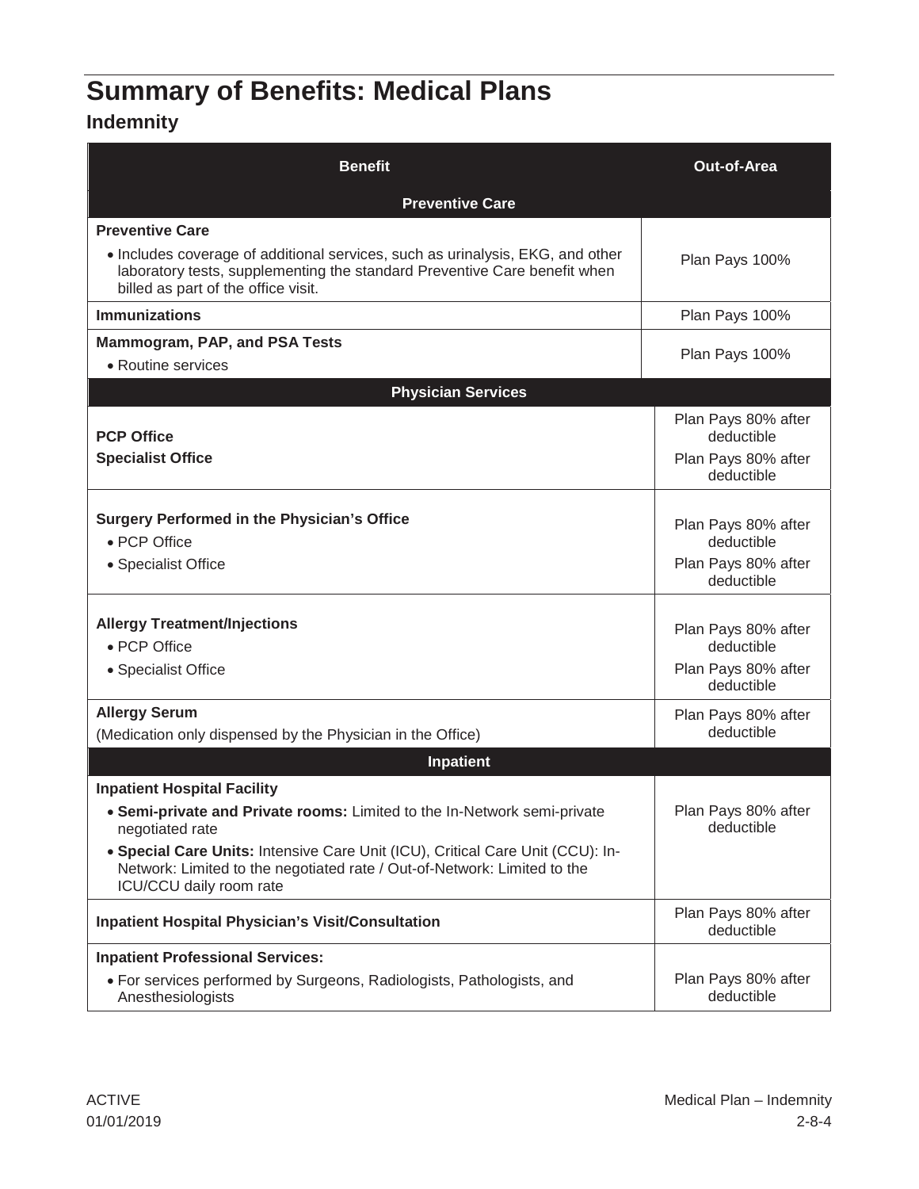# Summary of Benefits: Medical Plans

## Indemnity

| Benefit | Out-of-Area |
|---|---|
| **Preventive Care** | |
| **Preventive Care**<br>• Includes coverage of additional services, such as urinalysis, EKG, and other laboratory tests, supplementing the standard Preventive Care benefit when billed as part of the office visit. | Plan Pays 100% |
| **Immunizations** | Plan Pays 100% |
| **Mammogram, PAP, and PSA Tests**<br>• Routine services | Plan Pays 100% |
| **Physician Services** | |
| **PCP Office**<br>**Specialist Office** | Plan Pays 80% after deductible<br>Plan Pays 80% after deductible |
| **Surgery Performed in the Physician's Office**<br>• PCP Office<br>• Specialist Office | Plan Pays 80% after deductible<br>Plan Pays 80% after deductible |
| **Allergy Treatment/Injections**<br>• PCP Office<br>• Specialist Office | Plan Pays 80% after deductible<br>Plan Pays 80% after deductible |
| **Allergy Serum**<br>(Medication only dispensed by the Physician in the Office) | Plan Pays 80% after deductible |
| **Inpatient** | |
| **Inpatient Hospital Facility**<br>• **Semi-private and Private rooms:** Limited to the In-Network semi-private negotiated rate<br>• **Special Care Units:** Intensive Care Unit (ICU), Critical Care Unit (CCU): In-Network: Limited to the negotiated rate / Out-of-Network: Limited to the ICU/CCU daily room rate | Plan Pays 80% after deductible |
| **Inpatient Hospital Physician's Visit/Consultation** | Plan Pays 80% after deductible |
| **Inpatient Professional Services:**<br>• For services performed by Surgeons, Radiologists, Pathologists, and Anesthesiologists | Plan Pays 80% after deductible |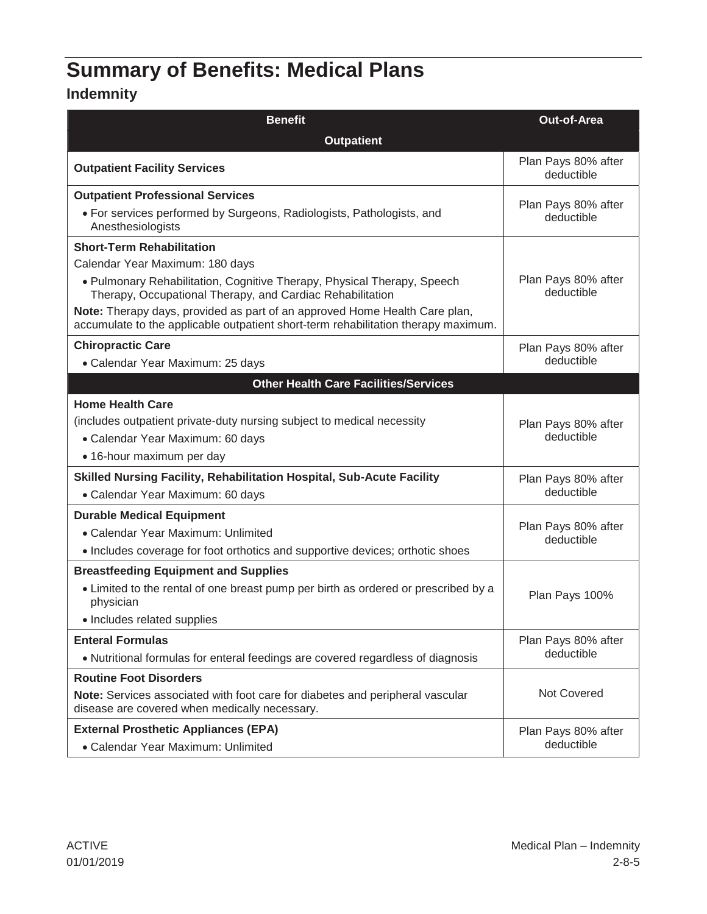# Summary of Benefits: Medical Plans

## Indemnity

| Benefit | Out-of-Area |
|---|---|
| **Outpatient** | |
| **Outpatient Facility Services** | Plan Pays 80% after deductible |
| **Outpatient Professional Services**<br>• For services performed by Surgeons, Radiologists, Pathologists, and Anesthesiologists | Plan Pays 80% after deductible |
| **Short-Term Rehabilitation**<br>Calendar Year Maximum: 180 days<br>• Pulmonary Rehabilitation, Cognitive Therapy, Physical Therapy, Speech Therapy, Occupational Therapy, and Cardiac Rehabilitation<br>**Note:** Therapy days, provided as part of an approved Home Health Care plan, accumulate to the applicable outpatient short-term rehabilitation therapy maximum. | Plan Pays 80% after deductible |
| **Chiropractic Care**<br>• Calendar Year Maximum: 25 days | Plan Pays 80% after deductible |
| **Other Health Care Facilities/Services** | |
| **Home Health Care**<br>(includes outpatient private-duty nursing subject to medical necessity<br>• Calendar Year Maximum: 60 days<br>• 16-hour maximum per day | Plan Pays 80% after deductible |
| **Skilled Nursing Facility, Rehabilitation Hospital, Sub-Acute Facility**<br>• Calendar Year Maximum: 60 days | Plan Pays 80% after deductible |
| **Durable Medical Equipment**<br>• Calendar Year Maximum: Unlimited<br>• Includes coverage for foot orthotics and supportive devices; orthotic shoes | Plan Pays 80% after deductible |
| **Breastfeeding Equipment and Supplies**<br>• Limited to the rental of one breast pump per birth as ordered or prescribed by a physician<br>• Includes related supplies | Plan Pays 100% |
| **Enteral Formulas**<br>• Nutritional formulas for enteral feedings are covered regardless of diagnosis | Plan Pays 80% after deductible |
| **Routine Foot Disorders**<br>**Note:** Services associated with foot care for diabetes and peripheral vascular disease are covered when medically necessary. | Not Covered |
| **External Prosthetic Appliances (EPA)**<br>• Calendar Year Maximum: Unlimited | Plan Pays 80% after deductible |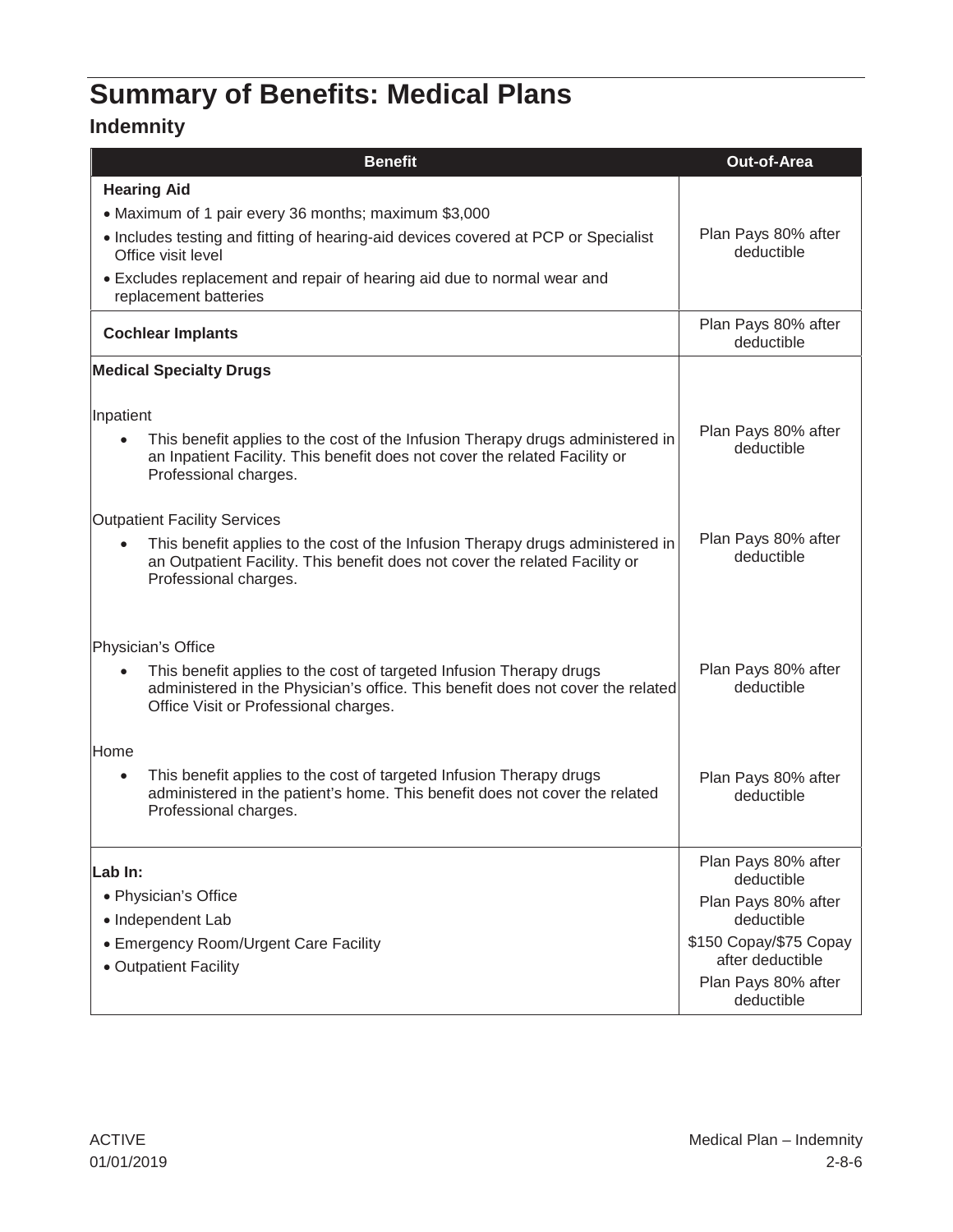# Summary of Benefits: Medical Plans

## Indemnity

| Benefit | Out-of-Area |
|---|---|
| **Hearing Aid**<br>• Maximum of 1 pair every 36 months; maximum $3,000<br>• Includes testing and fitting of hearing-aid devices covered at PCP or Specialist Office visit level<br>• Excludes replacement and repair of hearing aid due to normal wear and replacement batteries | Plan Pays 80% after deductible |
| **Cochlear Implants** | Plan Pays 80% after deductible |
| **Medical Specialty Drugs** | |
| Inpatient<br>• This benefit applies to the cost of the Infusion Therapy drugs administered in an Inpatient Facility. This benefit does not cover the related Facility or Professional charges. | Plan Pays 80% after deductible |
| Outpatient Facility Services<br>• This benefit applies to the cost of the Infusion Therapy drugs administered in an Outpatient Facility. This benefit does not cover the related Facility or Professional charges. | Plan Pays 80% after deductible |
| Physician's Office<br>• This benefit applies to the cost of targeted Infusion Therapy drugs administered in the Physician's office. This benefit does not cover the related Office Visit or Professional charges. | Plan Pays 80% after deductible |
| Home<br>• This benefit applies to the cost of targeted Infusion Therapy drugs administered in the patient's home. This benefit does not cover the related Professional charges. | Plan Pays 80% after deductible |
| **Lab In:** | |
| • Physician's Office | Plan Pays 80% after deductible |
| • Independent Lab | Plan Pays 80% after deductible |
| • Emergency Room/Urgent Care Facility | $150 Copay/$75 Copay after deductible |
| • Outpatient Facility | Plan Pays 80% after deductible |

ACTIVE
01/01/2019

Medical Plan – Indemnity
2-8-6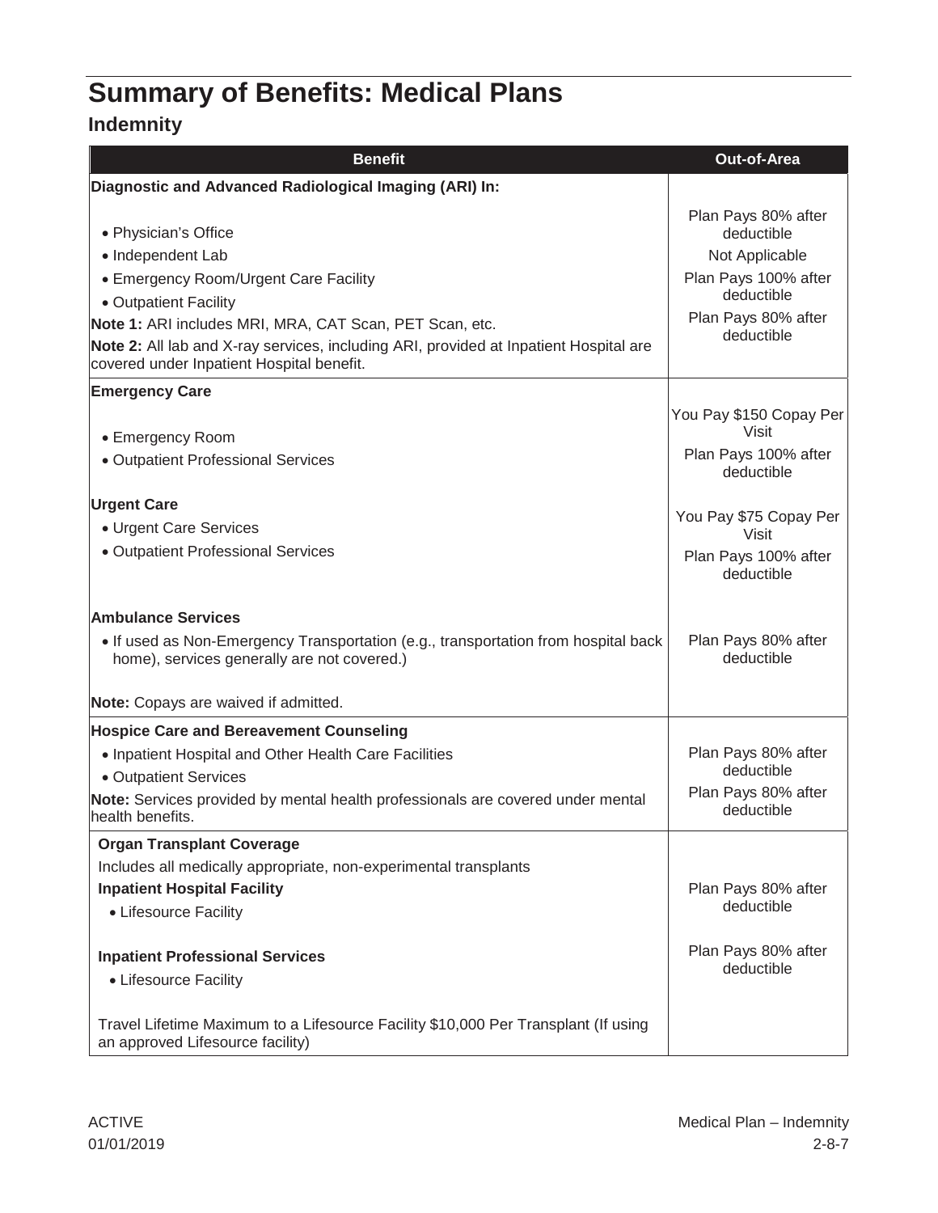# Summary of Benefits: Medical Plans

## Indemnity

| Benefit | Out-of-Area |
|---|---|
| **Diagnostic and Advanced Radiological Imaging (ARI) In:** | |
| • Physician's Office | Plan Pays 80% after deductible |
| • Independent Lab | Not Applicable |
| • Emergency Room/Urgent Care Facility | Plan Pays 100% after deductible |
| • Outpatient Facility | Plan Pays 80% after deductible |
| **Note 1:** ARI includes MRI, MRA, CAT Scan, PET Scan, etc. | |
| **Note 2:** All lab and X-ray services, including ARI, provided at Inpatient Hospital are covered under Inpatient Hospital benefit. | |
| **Emergency Care** | |
| • Emergency Room | You Pay $150 Copay Per Visit |
| • Outpatient Professional Services | Plan Pays 100% after deductible |
| **Urgent Care** | |
| • Urgent Care Services | You Pay $75 Copay Per Visit |
| • Outpatient Professional Services | Plan Pays 100% after deductible |
| **Ambulance Services** | |
| • If used as Non-Emergency Transportation (e.g., transportation from hospital back home), services generally are not covered.) | Plan Pays 80% after deductible |
| **Note:** Copays are waived if admitted. | |
| **Hospice Care and Bereavement Counseling** | |
| • Inpatient Hospital and Other Health Care Facilities | Plan Pays 80% after deductible |
| • Outpatient Services | Plan Pays 80% after deductible |
| **Note:** Services provided by mental health professionals are covered under mental health benefits. | |
| **Organ Transplant Coverage** | |
| Includes all medically appropriate, non-experimental transplants | |
| **Inpatient Hospital Facility** | |
| • Lifesource Facility | Plan Pays 80% after deductible |
| **Inpatient Professional Services** | |
| • Lifesource Facility | Plan Pays 80% after deductible |
| Travel Lifetime Maximum to a Lifesource Facility $10,000 Per Transplant (If using an approved Lifesource facility) | |

ACTIVE
01/01/2019

Medical Plan – Indemnity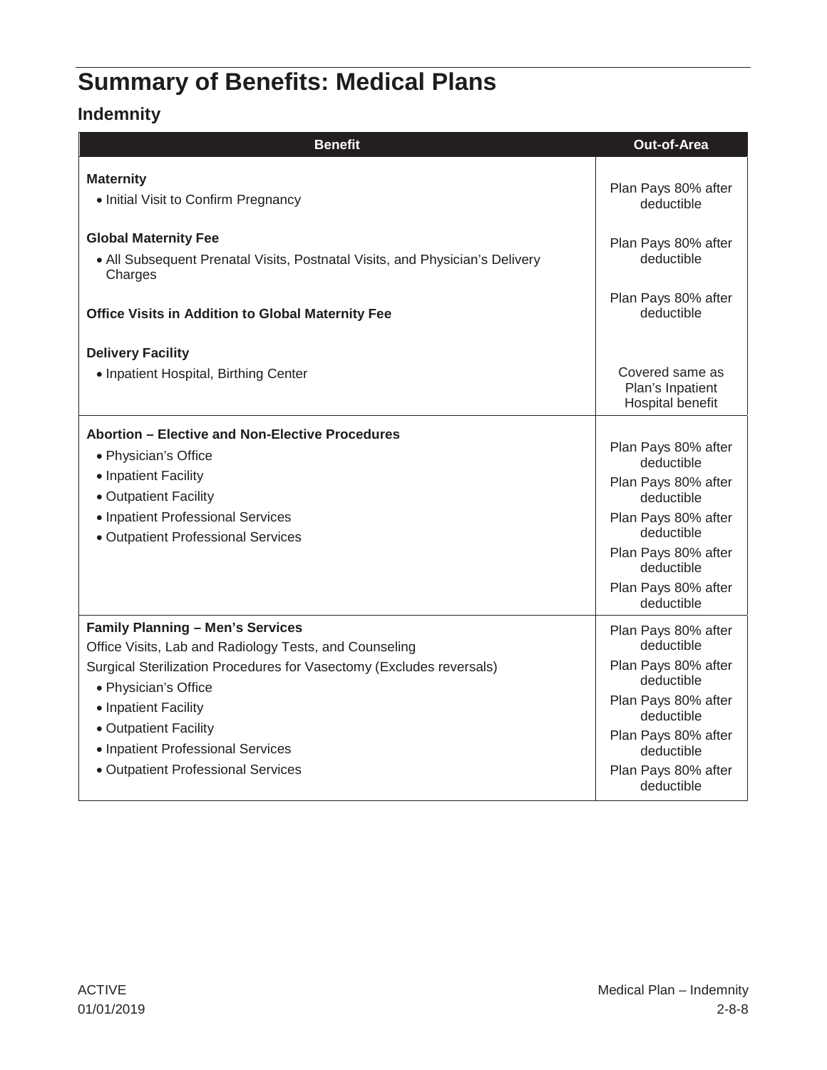# Summary of Benefits: Medical Plans

## Indemnity

| Benefit | Out-of-Area |
|---|---|
| **Maternity** | |
| • Initial Visit to Confirm Pregnancy | Plan Pays 80% after deductible |
| **Global Maternity Fee** | |
| • All Subsequent Prenatal Visits, Postnatal Visits, and Physician's Delivery Charges | Plan Pays 80% after deductible |
| **Office Visits in Addition to Global Maternity Fee** | Plan Pays 80% after deductible |
| **Delivery Facility** | |
| • Inpatient Hospital, Birthing Center | Covered same as Plan's Inpatient Hospital benefit |
| **Abortion – Elective and Non-Elective Procedures** | |
| • Physician's Office | Plan Pays 80% after deductible |
| • Inpatient Facility | Plan Pays 80% after deductible |
| • Outpatient Facility | Plan Pays 80% after deductible |
| • Inpatient Professional Services | Plan Pays 80% after deductible |
| • Outpatient Professional Services | Plan Pays 80% after deductible |
| **Family Planning – Men's Services** | |
| Office Visits, Lab and Radiology Tests, and Counseling | Plan Pays 80% after deductible |
| Surgical Sterilization Procedures for Vasectomy (Excludes reversals) | |
| • Physician's Office | Plan Pays 80% after deductible |
| • Inpatient Facility | Plan Pays 80% after deductible |
| • Outpatient Facility | Plan Pays 80% after deductible |
| • Inpatient Professional Services | Plan Pays 80% after deductible |
| • Outpatient Professional Services | Plan Pays 80% after deductible |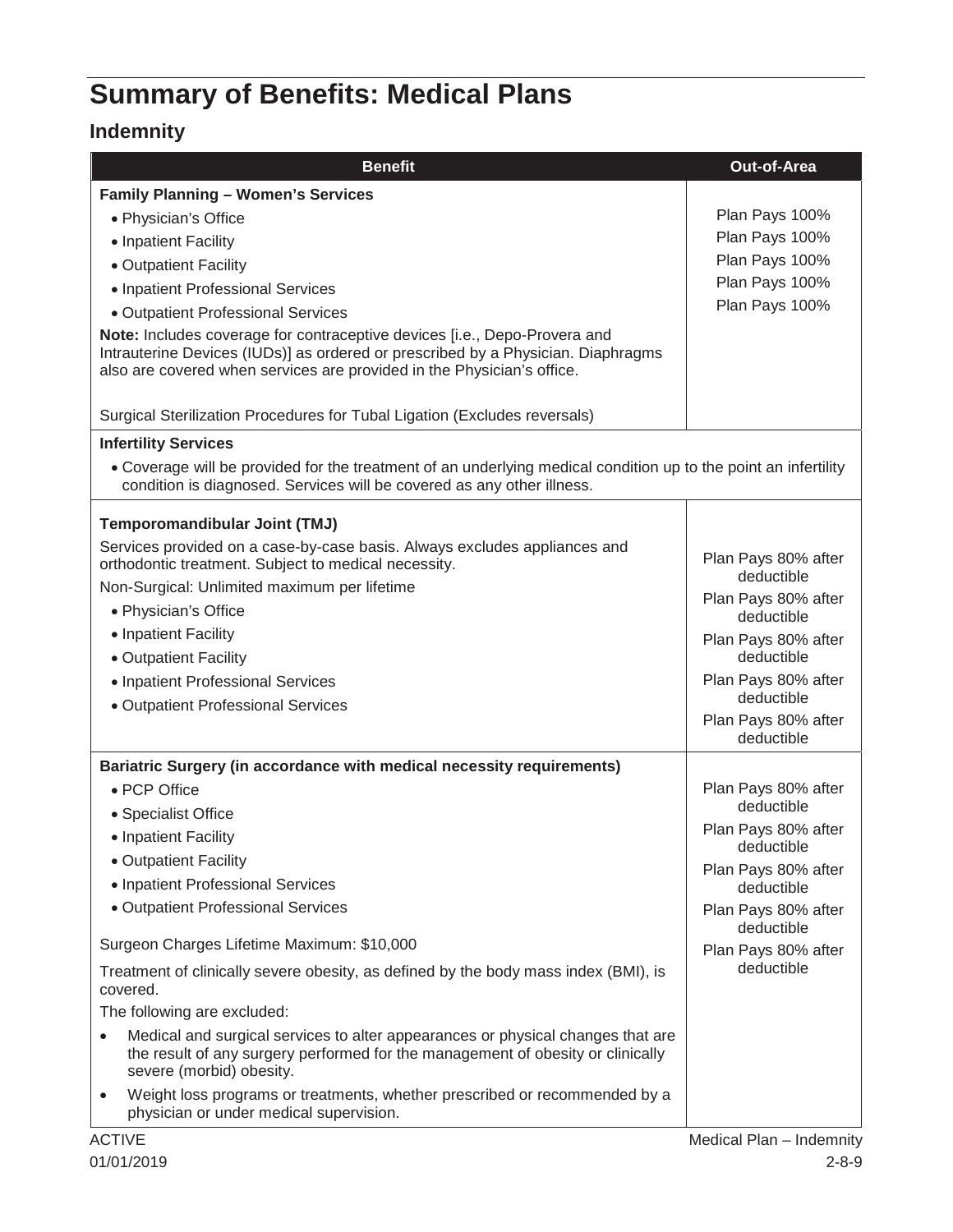# Summary of Benefits: Medical Plans

## Indemnity

| Benefit | Out-of-Area |
|---|---|
| **Family Planning – Women's Services** | |
| • Physician's Office | Plan Pays 100% |
| • Inpatient Facility | Plan Pays 100% |
| • Outpatient Facility | Plan Pays 100% |
| • Inpatient Professional Services | Plan Pays 100% |
| • Outpatient Professional Services | Plan Pays 100% |
| **Note:** Includes coverage for contraceptive devices [i.e., Depo-Provera and Intrauterine Devices (IUDs)] as ordered or prescribed by a Physician. Diaphragms also are covered when services are provided in the Physician's office. | |
| Surgical Sterilization Procedures for Tubal Ligation (Excludes reversals) | |
| **Infertility Services** | |
| • Coverage will be provided for the treatment of an underlying medical condition up to the point an infertility condition is diagnosed. Services will be covered as any other illness. | |
| **Temporomandibular Joint (TMJ)** | |
| Services provided on a case-by-case basis. Always excludes appliances and orthodontic treatment. Subject to medical necessity. | |
| Non-Surgical: Unlimited maximum per lifetime | |
| • Physician's Office | Plan Pays 80% after deductible |
| • Inpatient Facility | Plan Pays 80% after deductible |
| • Outpatient Facility | Plan Pays 80% after deductible |
| • Inpatient Professional Services | Plan Pays 80% after deductible |
| • Outpatient Professional Services | Plan Pays 80% after deductible |
| **Bariatric Surgery (in accordance with medical necessity requirements)** | |
| • PCP Office | Plan Pays 80% after deductible |
| • Specialist Office | Plan Pays 80% after deductible |
| • Inpatient Facility | Plan Pays 80% after deductible |
| • Outpatient Facility | Plan Pays 80% after deductible |
| • Inpatient Professional Services | Plan Pays 80% after deductible |
| • Outpatient Professional Services | |
| Surgeon Charges Lifetime Maximum: $10,000 | |
| Treatment of clinically severe obesity, as defined by the body mass index (BMI), is covered. | |
| The following are excluded: | |
| • Medical and surgical services to alter appearances or physical changes that are the result of any surgery performed for the management of obesity or clinically severe (morbid) obesity. | |
| • Weight loss programs or treatments, whether prescribed or recommended by a physician or under medical supervision. | |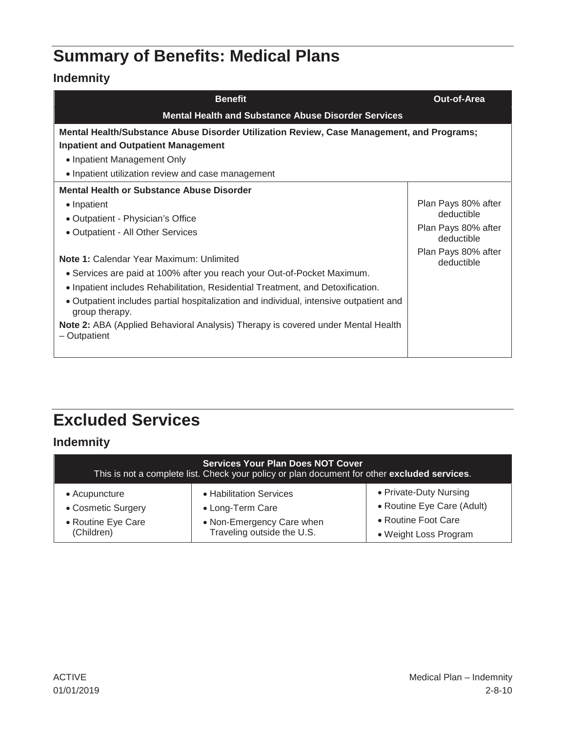# Summary of Benefits: Medical Plans

## Indemnity

| Benefit | Out-of-Area |
|---|---|
| **Mental Health and Substance Abuse Disorder Services** | |
| **Mental Health/Substance Abuse Disorder Utilization Review, Case Management, and Programs; Inpatient and Outpatient Management**<br>• Inpatient Management Only<br>• Inpatient utilization review and case management | |
| **Mental Health or Substance Abuse Disorder**<br>• Inpatient<br>• Outpatient - Physician's Office<br>• Outpatient - All Other Services<br><br>**Note 1:** Calendar Year Maximum: Unlimited<br>• Services are paid at 100% after you reach your Out-of-Pocket Maximum.<br>• Inpatient includes Rehabilitation, Residential Treatment, and Detoxification.<br>• Outpatient includes partial hospitalization and individual, intensive outpatient and group therapy.<br>**Note 2:** ABA (Applied Behavioral Analysis) Therapy is covered under Mental Health – Outpatient | Plan Pays 80% after deductible<br>Plan Pays 80% after deductible<br>Plan Pays 80% after deductible |

# Excluded Services

## Indemnity

| **Services Your Plan Does NOT Cover**<br>This is not a complete list. Check your policy or plan document for other **excluded services**. | | |
|---|---|---|
| • Acupuncture<br>• Cosmetic Surgery<br>• Routine Eye Care (Children) | • Habilitation Services<br>• Long-Term Care<br>• Non-Emergency Care when Traveling outside the U.S. | • Private-Duty Nursing<br>• Routine Eye Care (Adult)<br>• Routine Foot Care<br>• Weight Loss Program |

ACTIVE
01/01/2019

Medical Plan – Indemnity